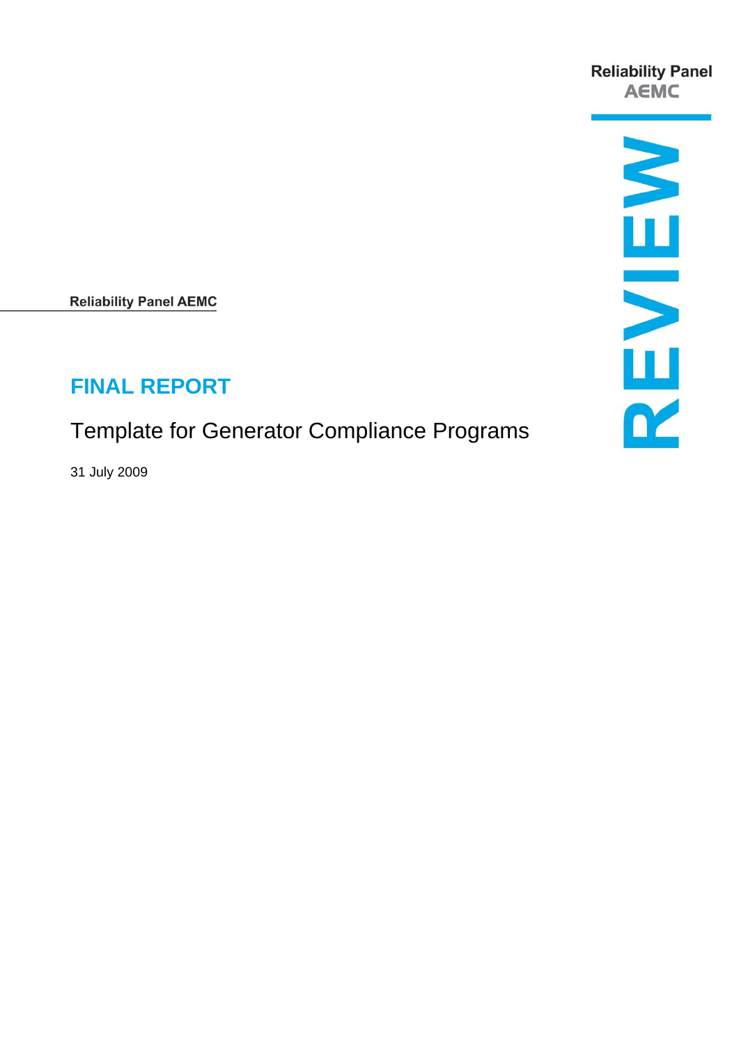Reliability Panel AEMC

REVIEW

Reliability Panel AEMC

# FINAL REPORT

## Template for Generator Compliance Programs

31 July 2009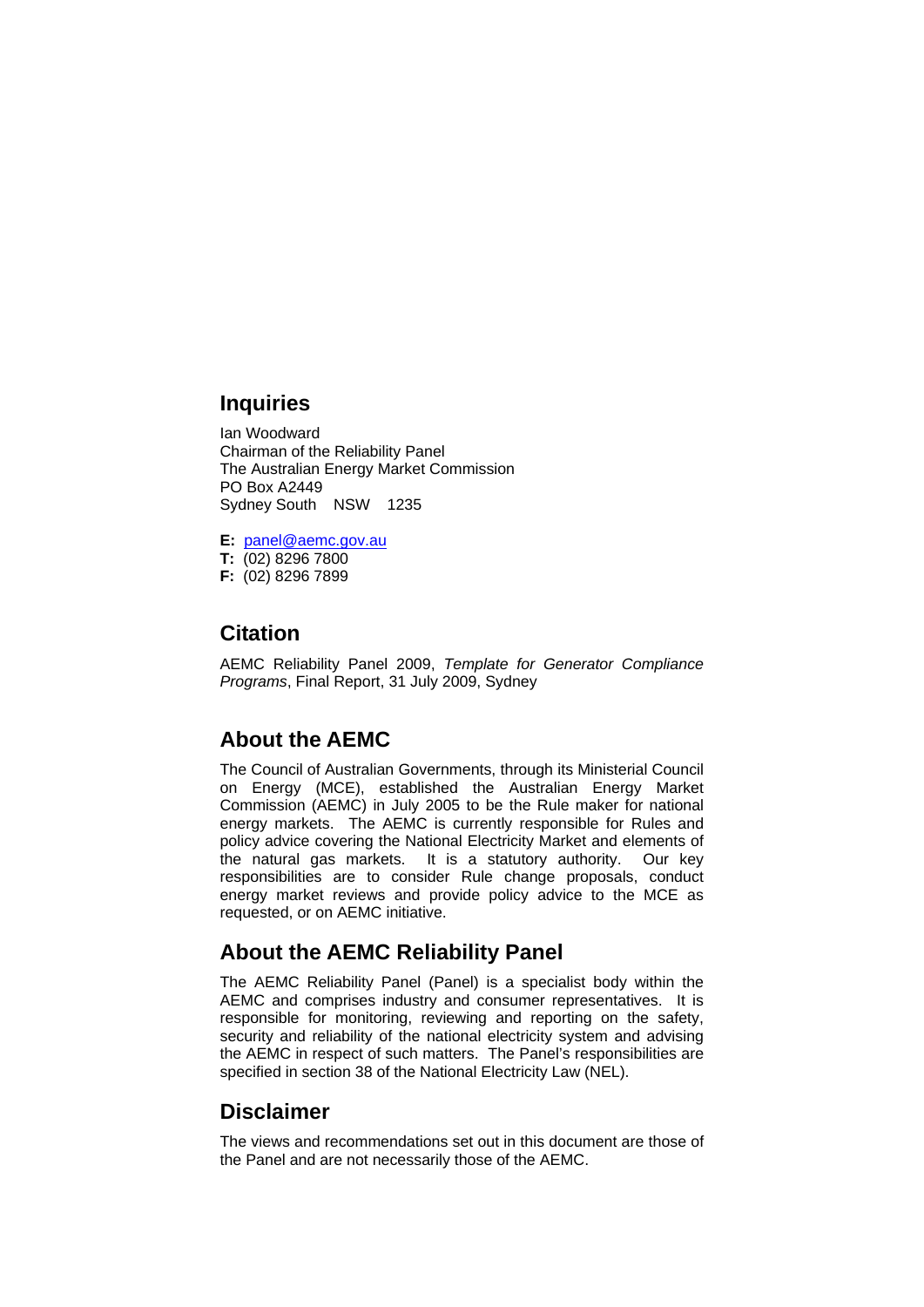## Inquiries

Ian Woodward
Chairman of the Reliability Panel
The Australian Energy Market Commission
PO Box A2449
Sydney South NSW 1235

**E:** panel@aemc.gov.au
**T:** (02) 8296 7800
**F:** (02) 8296 7899

## Citation

AEMC Reliability Panel 2009, *Template for Generator Compliance Programs*, Final Report, 31 July 2009, Sydney

## About the AEMC

The Council of Australian Governments, through its Ministerial Council on Energy (MCE), established the Australian Energy Market Commission (AEMC) in July 2005 to be the Rule maker for national energy markets. The AEMC is currently responsible for Rules and policy advice covering the National Electricity Market and elements of the natural gas markets. It is a statutory authority. Our key responsibilities are to consider Rule change proposals, conduct energy market reviews and provide policy advice to the MCE as requested, or on AEMC initiative.

## About the AEMC Reliability Panel

The AEMC Reliability Panel (Panel) is a specialist body within the AEMC and comprises industry and consumer representatives. It is responsible for monitoring, reviewing and reporting on the safety, security and reliability of the national electricity system and advising the AEMC in respect of such matters. The Panel's responsibilities are specified in section 38 of the National Electricity Law (NEL).

## Disclaimer

The views and recommendations set out in this document are those of the Panel and are not necessarily those of the AEMC.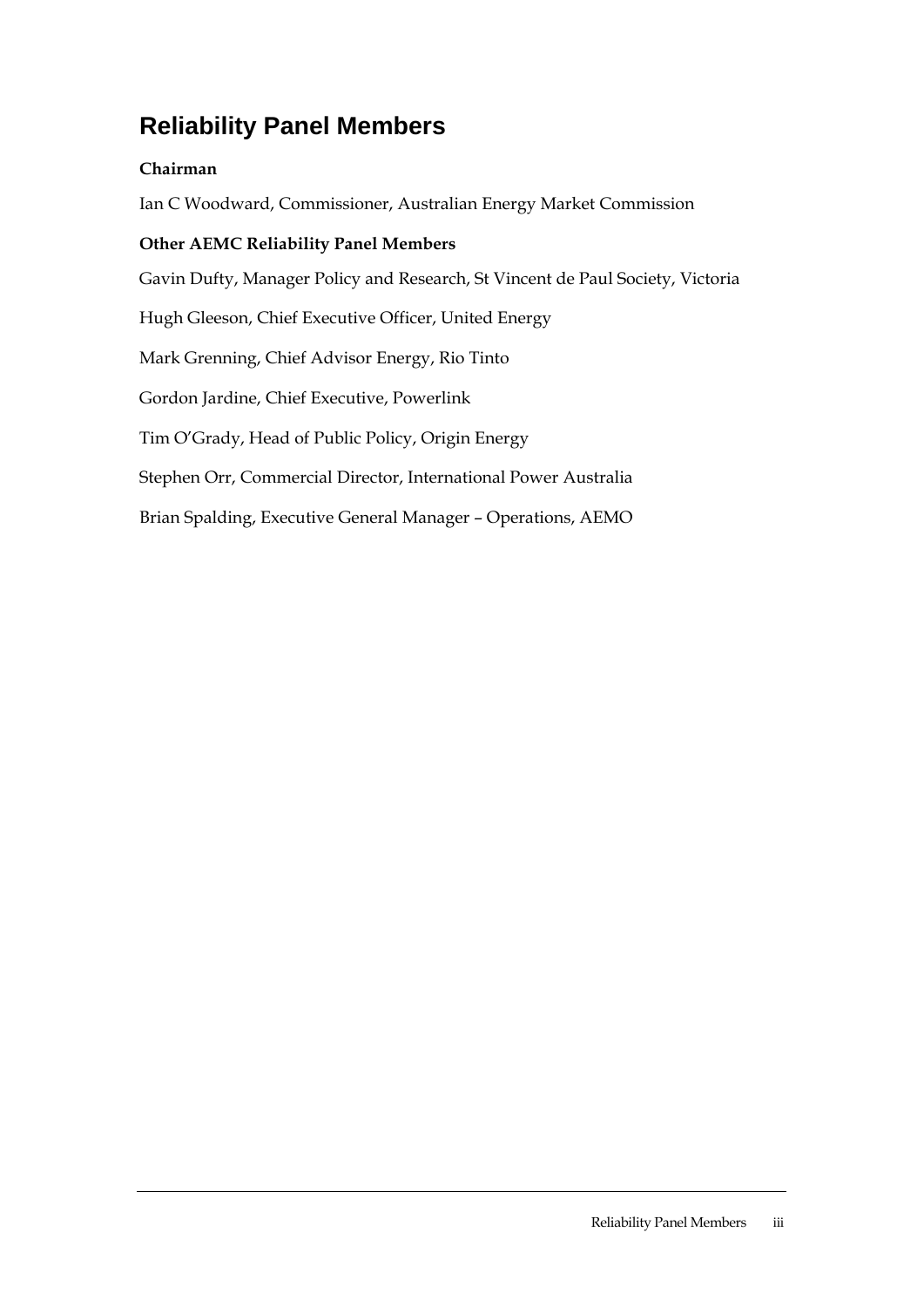# Reliability Panel Members

**Chairman**

Ian C Woodward, Commissioner, Australian Energy Market Commission

**Other AEMC Reliability Panel Members**

Gavin Dufty, Manager Policy and Research, St Vincent de Paul Society, Victoria

Hugh Gleeson, Chief Executive Officer, United Energy

Mark Grenning, Chief Advisor Energy, Rio Tinto

Gordon Jardine, Chief Executive, Powerlink

Tim O'Grady, Head of Public Policy, Origin Energy

Stephen Orr, Commercial Director, International Power Australia

Brian Spalding, Executive General Manager – Operations, AEMO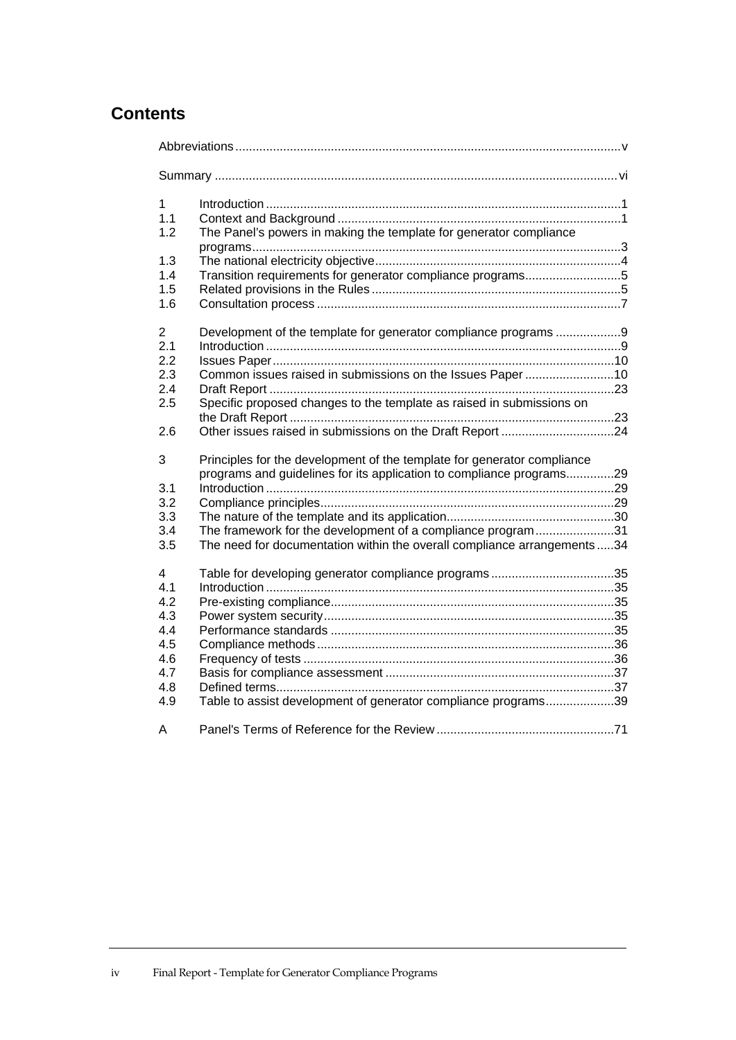# Contents

| | | |
|---|---|---|
| Abbreviations | | v |
| Summary | | vi |
| 1 | Introduction | 1 |
| 1.1 | Context and Background | 1 |
| 1.2 | The Panel's powers in making the template for generator compliance programs | 3 |
| 1.3 | The national electricity objective | 4 |
| 1.4 | Transition requirements for generator compliance programs | 5 |
| 1.5 | Related provisions in the Rules | 5 |
| 1.6 | Consultation process | 7 |
| 2 | Development of the template for generator compliance programs | 9 |
| 2.1 | Introduction | 9 |
| 2.2 | Issues Paper | 10 |
| 2.3 | Common issues raised in submissions on the Issues Paper | 10 |
| 2.4 | Draft Report | 23 |
| 2.5 | Specific proposed changes to the template as raised in submissions on the Draft Report | 23 |
| 2.6 | Other issues raised in submissions on the Draft Report | 24 |
| 3 | Principles for the development of the template for generator compliance programs and guidelines for its application to compliance programs | 29 |
| 3.1 | Introduction | 29 |
| 3.2 | Compliance principles | 29 |
| 3.3 | The nature of the template and its application | 30 |
| 3.4 | The framework for the development of a compliance program | 31 |
| 3.5 | The need for documentation within the overall compliance arrangements | 34 |
| 4 | Table for developing generator compliance programs | 35 |
| 4.1 | Introduction | 35 |
| 4.2 | Pre-existing compliance | 35 |
| 4.3 | Power system security | 35 |
| 4.4 | Performance standards | 35 |
| 4.5 | Compliance methods | 36 |
| 4.6 | Frequency of tests | 36 |
| 4.7 | Basis for compliance assessment | 37 |
| 4.8 | Defined terms | 37 |
| 4.9 | Table to assist development of generator compliance programs | 39 |
| A | Panel's Terms of Reference for the Review | 71 |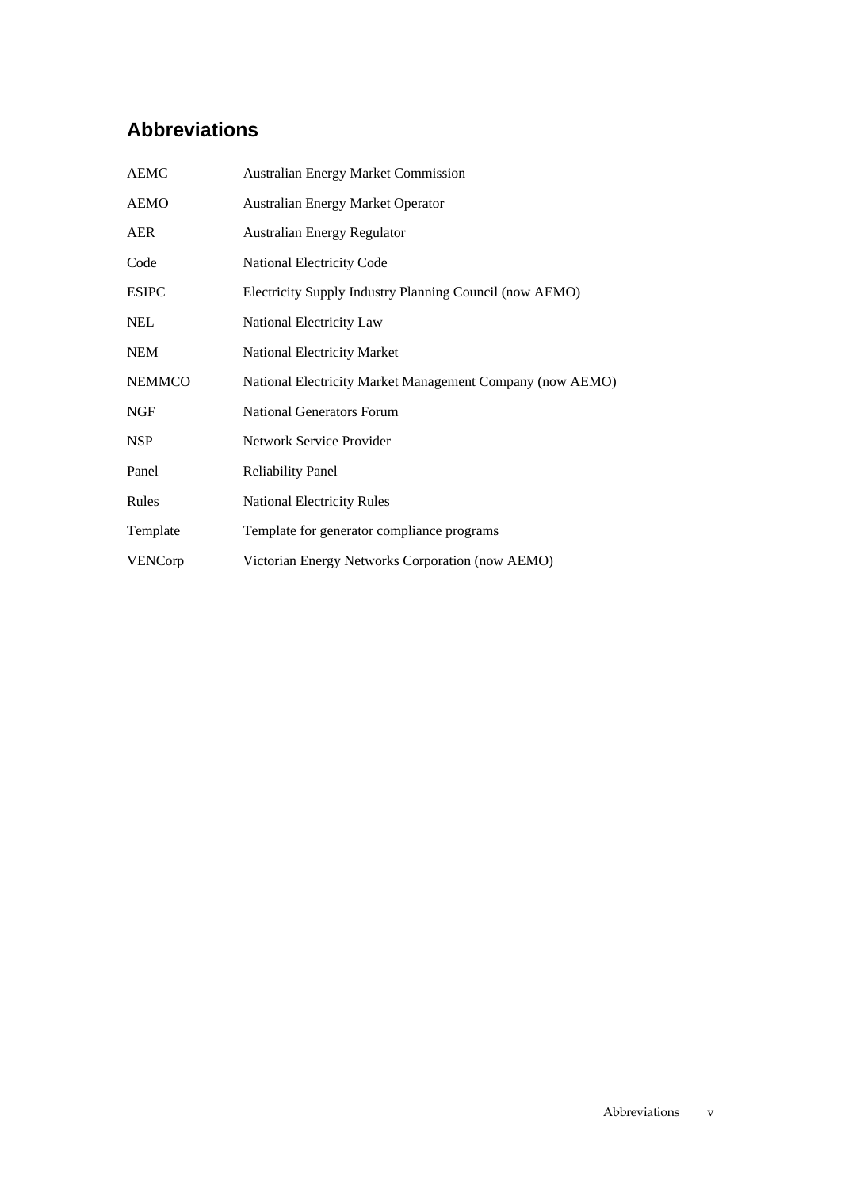## Abbreviations

| | |
|---|---|
| AEMC | Australian Energy Market Commission |
| AEMO | Australian Energy Market Operator |
| AER | Australian Energy Regulator |
| Code | National Electricity Code |
| ESIPC | Electricity Supply Industry Planning Council (now AEMO) |
| NEL | National Electricity Law |
| NEM | National Electricity Market |
| NEMMCO | National Electricity Market Management Company (now AEMO) |
| NGF | National Generators Forum |
| NSP | Network Service Provider |
| Panel | Reliability Panel |
| Rules | National Electricity Rules |
| Template | Template for generator compliance programs |
| VENCorp | Victorian Energy Networks Corporation (now AEMO) |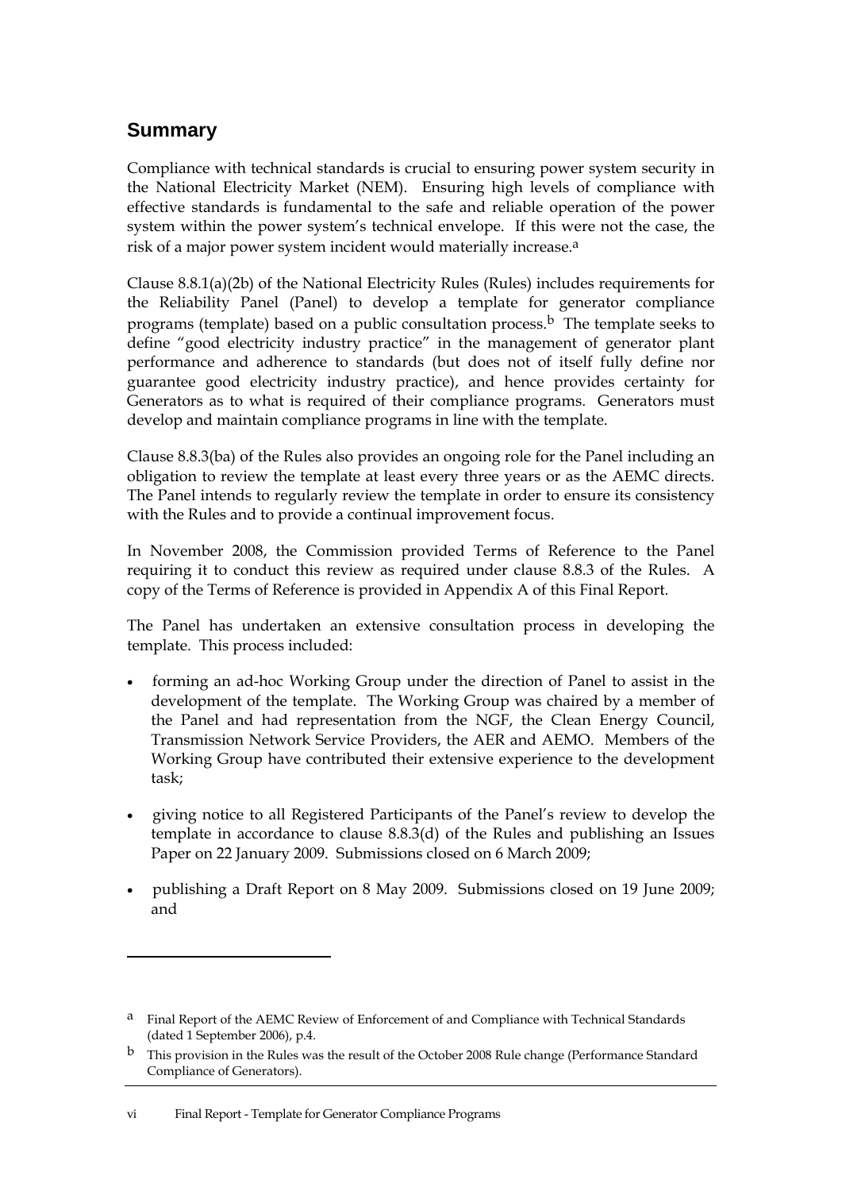## Summary

Compliance with technical standards is crucial to ensuring power system security in the National Electricity Market (NEM). Ensuring high levels of compliance with effective standards is fundamental to the safe and reliable operation of the power system within the power system's technical envelope. If this were not the case, the risk of a major power system incident would materially increase.[a]

Clause 8.8.1(a)(2b) of the National Electricity Rules (Rules) includes requirements for the Reliability Panel (Panel) to develop a template for generator compliance programs (template) based on a public consultation process.[b] The template seeks to define "good electricity industry practice" in the management of generator plant performance and adherence to standards (but does not of itself fully define nor guarantee good electricity industry practice), and hence provides certainty for Generators as to what is required of their compliance programs. Generators must develop and maintain compliance programs in line with the template.

Clause 8.8.3(ba) of the Rules also provides an ongoing role for the Panel including an obligation to review the template at least every three years or as the AEMC directs. The Panel intends to regularly review the template in order to ensure its consistency with the Rules and to provide a continual improvement focus.

In November 2008, the Commission provided Terms of Reference to the Panel requiring it to conduct this review as required under clause 8.8.3 of the Rules. A copy of the Terms of Reference is provided in Appendix A of this Final Report.

The Panel has undertaken an extensive consultation process in developing the template. This process included:

- forming an ad-hoc Working Group under the direction of Panel to assist in the development of the template. The Working Group was chaired by a member of the Panel and had representation from the NGF, the Clean Energy Council, Transmission Network Service Providers, the AER and AEMO. Members of the Working Group have contributed their extensive experience to the development task;
- giving notice to all Registered Participants of the Panel's review to develop the template in accordance to clause 8.8.3(d) of the Rules and publishing an Issues Paper on 22 January 2009. Submissions closed on 6 March 2009;
- publishing a Draft Report on 8 May 2009. Submissions closed on 19 June 2009; and

---

[a] Final Report of the AEMC Review of Enforcement of and Compliance with Technical Standards (dated 1 September 2006), p.4.

[b] This provision in the Rules was the result of the October 2008 Rule change (Performance Standard Compliance of Generators).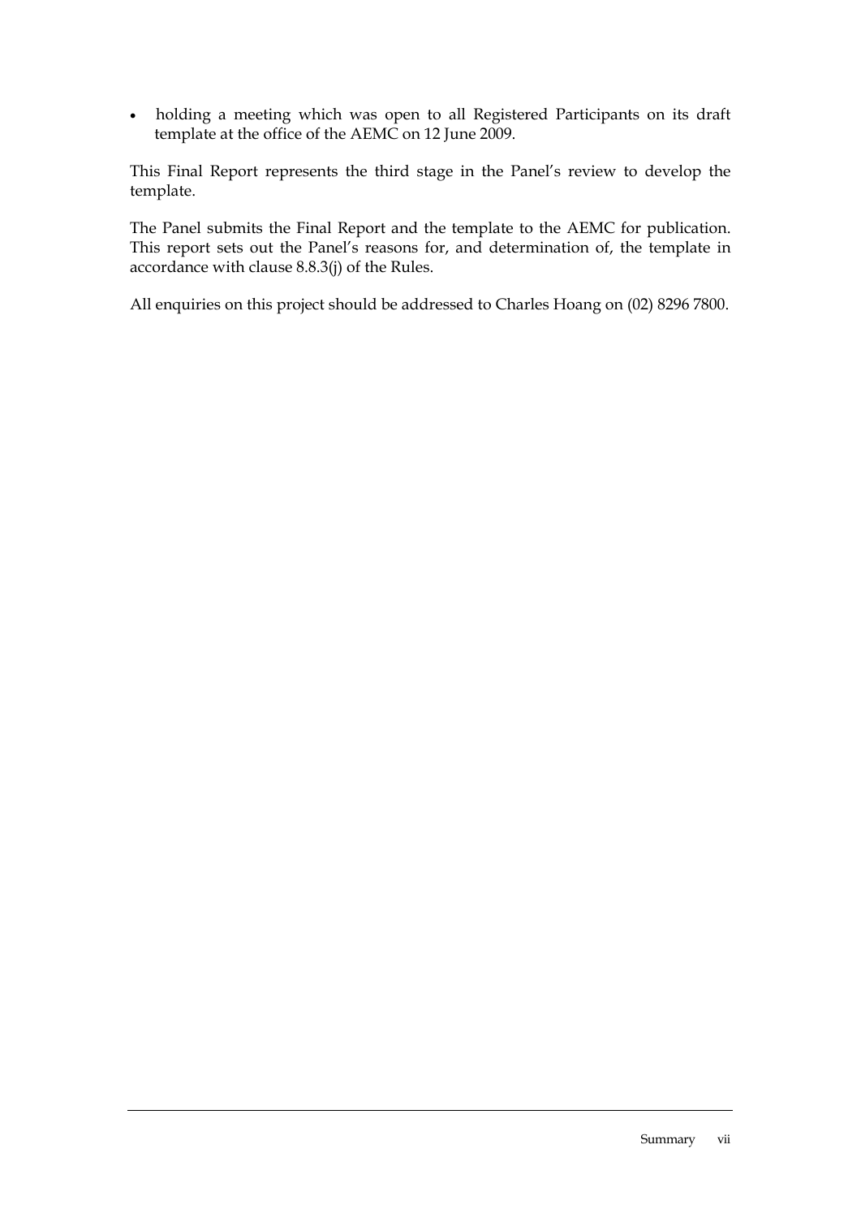- holding a meeting which was open to all Registered Participants on its draft template at the office of the AEMC on 12 June 2009.

This Final Report represents the third stage in the Panel's review to develop the template.

The Panel submits the Final Report and the template to the AEMC for publication. This report sets out the Panel's reasons for, and determination of, the template in accordance with clause 8.8.3(j) of the Rules.

All enquiries on this project should be addressed to Charles Hoang on (02) 8296 7800.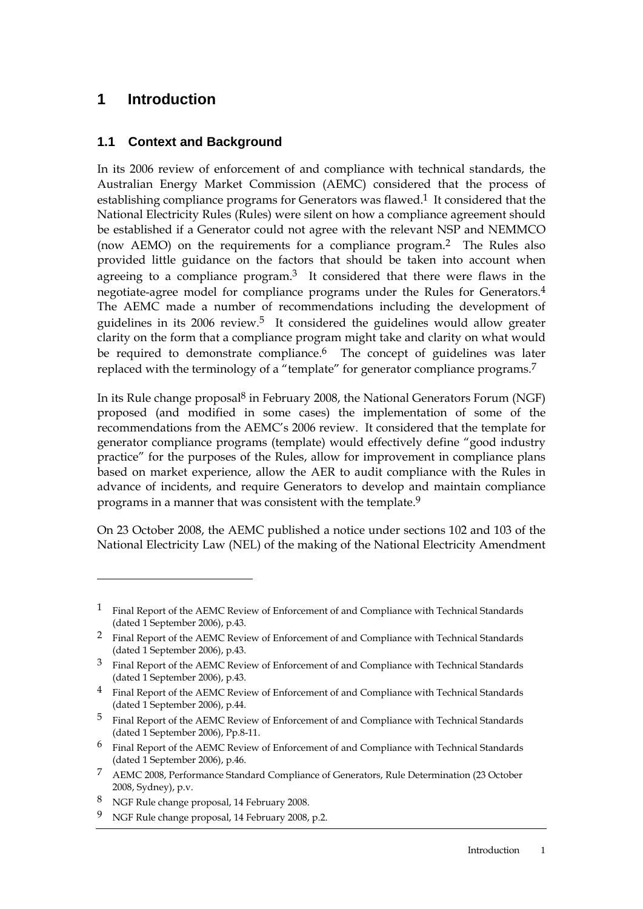# 1 Introduction

## 1.1 Context and Background

In its 2006 review of enforcement of and compliance with technical standards, the Australian Energy Market Commission (AEMC) considered that the process of establishing compliance programs for Generators was flawed.[1] It considered that the National Electricity Rules (Rules) were silent on how a compliance agreement should be established if a Generator could not agree with the relevant NSP and NEMMCO (now AEMO) on the requirements for a compliance program.[2] The Rules also provided little guidance on the factors that should be taken into account when agreeing to a compliance program.[3] It considered that there were flaws in the negotiate-agree model for compliance programs under the Rules for Generators.[4] The AEMC made a number of recommendations including the development of guidelines in its 2006 review.[5] It considered the guidelines would allow greater clarity on the form that a compliance program might take and clarity on what would be required to demonstrate compliance.[6] The concept of guidelines was later replaced with the terminology of a "template" for generator compliance programs.[7]

In its Rule change proposal[8] in February 2008, the National Generators Forum (NGF) proposed (and modified in some cases) the implementation of some of the recommendations from the AEMC's 2006 review. It considered that the template for generator compliance programs (template) would effectively define "good industry practice" for the purposes of the Rules, allow for improvement in compliance plans based on market experience, allow the AER to audit compliance with the Rules in advance of incidents, and require Generators to develop and maintain compliance programs in a manner that was consistent with the template.[9]

On 23 October 2008, the AEMC published a notice under sections 102 and 103 of the National Electricity Law (NEL) of the making of the National Electricity Amendment

---

[1] Final Report of the AEMC Review of Enforcement of and Compliance with Technical Standards (dated 1 September 2006), p.43.

[2] Final Report of the AEMC Review of Enforcement of and Compliance with Technical Standards (dated 1 September 2006), p.43.

[3] Final Report of the AEMC Review of Enforcement of and Compliance with Technical Standards (dated 1 September 2006), p.43.

[4] Final Report of the AEMC Review of Enforcement of and Compliance with Technical Standards (dated 1 September 2006), p.44.

[5] Final Report of the AEMC Review of Enforcement of and Compliance with Technical Standards (dated 1 September 2006), Pp.8-11.

[6] Final Report of the AEMC Review of Enforcement of and Compliance with Technical Standards (dated 1 September 2006), p.46.

[7] AEMC 2008, Performance Standard Compliance of Generators, Rule Determination (23 October 2008, Sydney), p.v.

[8] NGF Rule change proposal, 14 February 2008.

[9] NGF Rule change proposal, 14 February 2008, p.2.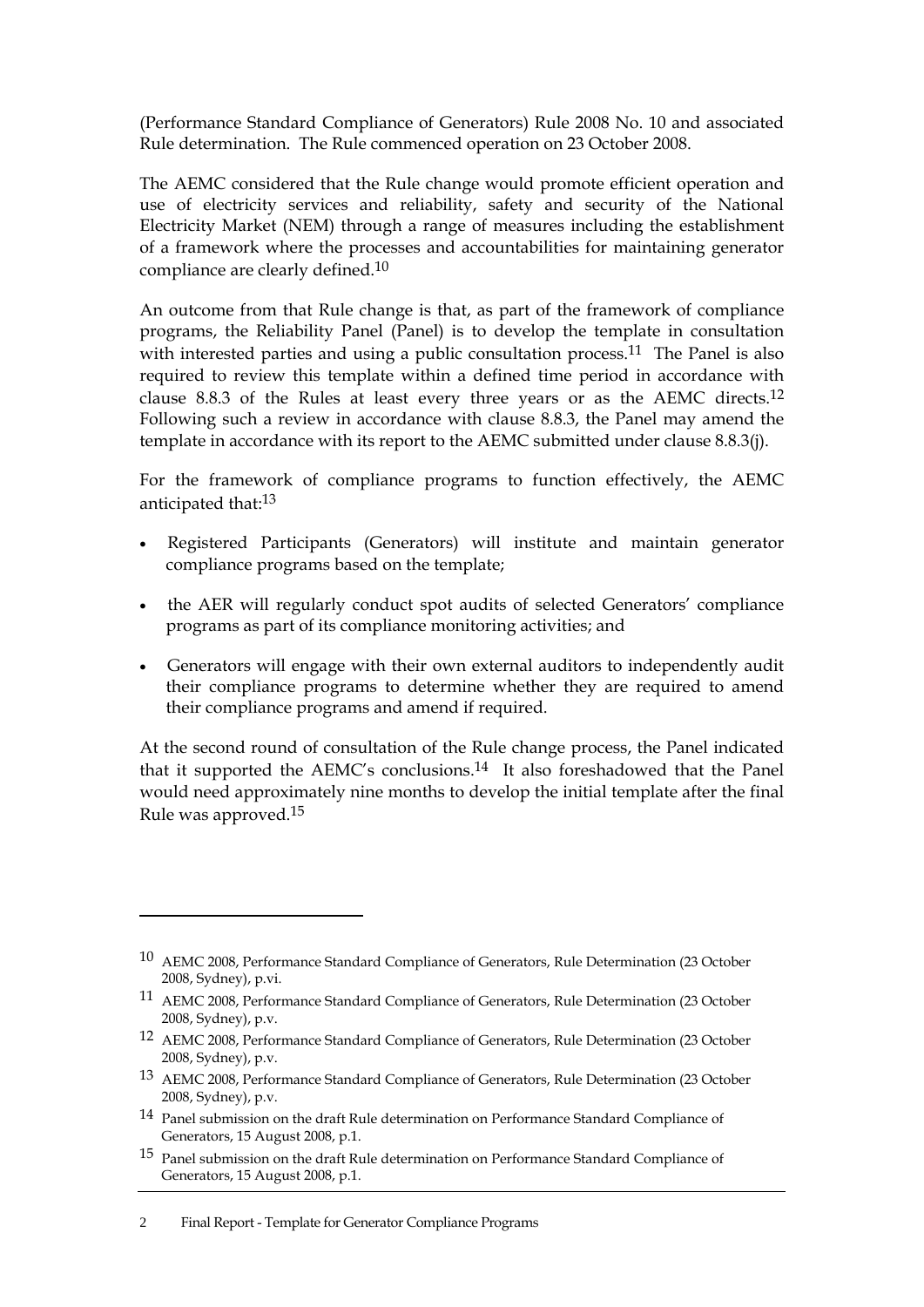(Performance Standard Compliance of Generators) Rule 2008 No. 10 and associated Rule determination. The Rule commenced operation on 23 October 2008.

The AEMC considered that the Rule change would promote efficient operation and use of electricity services and reliability, safety and security of the National Electricity Market (NEM) through a range of measures including the establishment of a framework where the processes and accountabilities for maintaining generator compliance are clearly defined.[10]

An outcome from that Rule change is that, as part of the framework of compliance programs, the Reliability Panel (Panel) is to develop the template in consultation with interested parties and using a public consultation process.[11] The Panel is also required to review this template within a defined time period in accordance with clause 8.8.3 of the Rules at least every three years or as the AEMC directs.[12] Following such a review in accordance with clause 8.8.3, the Panel may amend the template in accordance with its report to the AEMC submitted under clause 8.8.3(j).

For the framework of compliance programs to function effectively, the AEMC anticipated that:[13]

- Registered Participants (Generators) will institute and maintain generator compliance programs based on the template;
- the AER will regularly conduct spot audits of selected Generators' compliance programs as part of its compliance monitoring activities; and
- Generators will engage with their own external auditors to independently audit their compliance programs to determine whether they are required to amend their compliance programs and amend if required.

At the second round of consultation of the Rule change process, the Panel indicated that it supported the AEMC's conclusions.[14] It also foreshadowed that the Panel would need approximately nine months to develop the initial template after the final Rule was approved.[15]

---

[10] AEMC 2008, Performance Standard Compliance of Generators, Rule Determination (23 October 2008, Sydney), p.vi.

[11] AEMC 2008, Performance Standard Compliance of Generators, Rule Determination (23 October 2008, Sydney), p.v.

[12] AEMC 2008, Performance Standard Compliance of Generators, Rule Determination (23 October 2008, Sydney), p.v.

[13] AEMC 2008, Performance Standard Compliance of Generators, Rule Determination (23 October 2008, Sydney), p.v.

[14] Panel submission on the draft Rule determination on Performance Standard Compliance of Generators, 15 August 2008, p.1.

[15] Panel submission on the draft Rule determination on Performance Standard Compliance of Generators, 15 August 2008, p.1.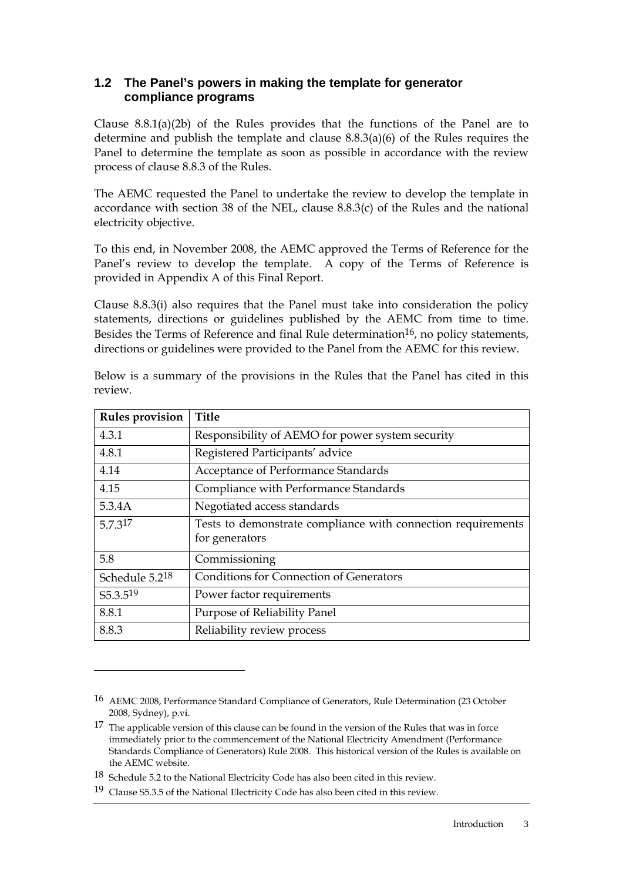## 1.2 The Panel's powers in making the template for generator compliance programs

Clause 8.8.1(a)(2b) of the Rules provides that the functions of the Panel are to determine and publish the template and clause 8.8.3(a)(6) of the Rules requires the Panel to determine the template as soon as possible in accordance with the review process of clause 8.8.3 of the Rules.

The AEMC requested the Panel to undertake the review to develop the template in accordance with section 38 of the NEL, clause 8.8.3(c) of the Rules and the national electricity objective.

To this end, in November 2008, the AEMC approved the Terms of Reference for the Panel's review to develop the template. A copy of the Terms of Reference is provided in Appendix A of this Final Report.

Clause 8.8.3(i) also requires that the Panel must take into consideration the policy statements, directions or guidelines published by the AEMC from time to time. Besides the Terms of Reference and final Rule determination[16], no policy statements, directions or guidelines were provided to the Panel from the AEMC for this review.

Below is a summary of the provisions in the Rules that the Panel has cited in this review.

| **Rules provision** | **Title** |
|---|---|
| 4.3.1 | Responsibility of AEMO for power system security |
| 4.8.1 | Registered Participants' advice |
| 4.14 | Acceptance of Performance Standards |
| 4.15 | Compliance with Performance Standards |
| 5.3.4A | Negotiated access standards |
| 5.7.3[17] | Tests to demonstrate compliance with connection requirements for generators |
| 5.8 | Commissioning |
| Schedule 5.2[18] | Conditions for Connection of Generators |
| S5.3.5[19] | Power factor requirements |
| 8.8.1 | Purpose of Reliability Panel |
| 8.8.3 | Reliability review process |

---

[16] AEMC 2008, Performance Standard Compliance of Generators, Rule Determination (23 October 2008, Sydney), p.vi.

[17] The applicable version of this clause can be found in the version of the Rules that was in force immediately prior to the commencement of the National Electricity Amendment (Performance Standards Compliance of Generators) Rule 2008. This historical version of the Rules is available on the AEMC website.

[18] Schedule 5.2 to the National Electricity Code has also been cited in this review.

[19] Clause S5.3.5 of the National Electricity Code has also been cited in this review.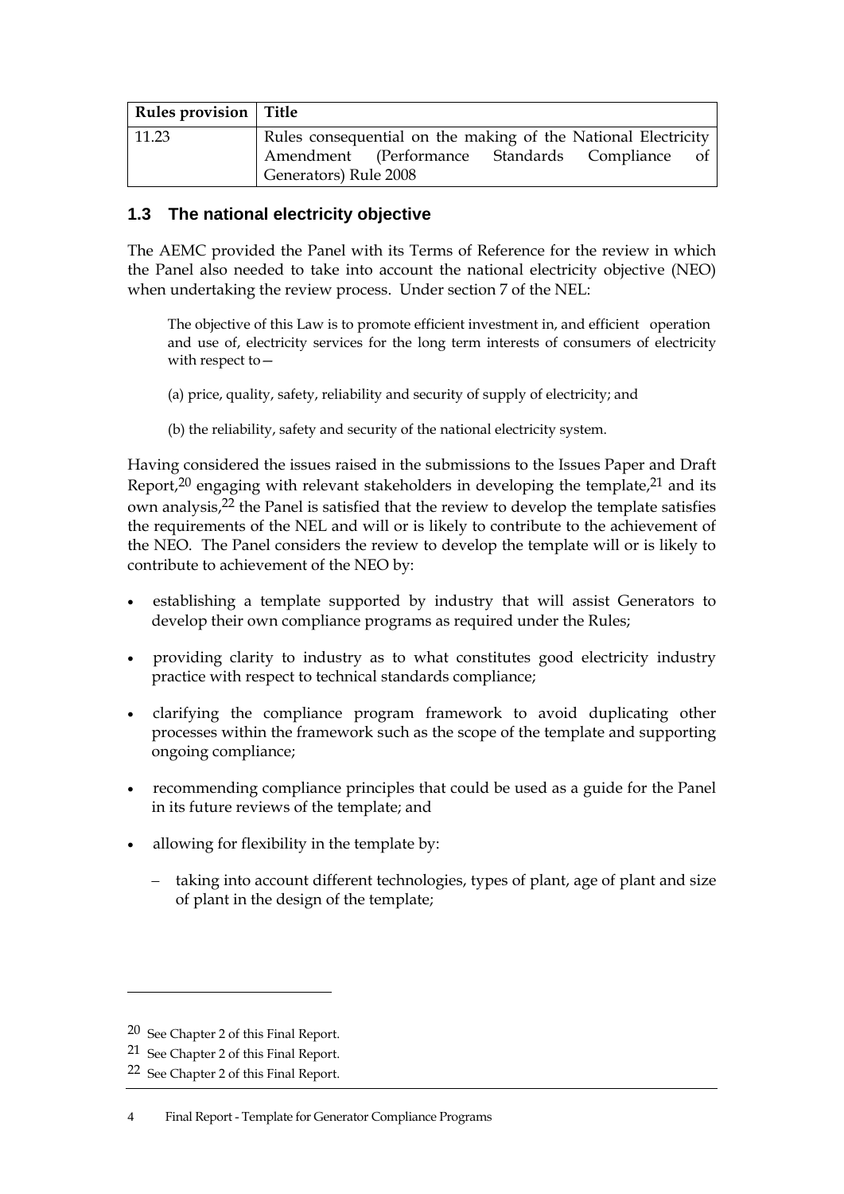| Rules provision | Title |
| --- | --- |
| 11.23 | Rules consequential on the making of the National Electricity Amendment (Performance Standards Compliance of Generators) Rule 2008 |

## 1.3 The national electricity objective

The AEMC provided the Panel with its Terms of Reference for the review in which the Panel also needed to take into account the national electricity objective (NEO) when undertaking the review process. Under section 7 of the NEL:

> The objective of this Law is to promote efficient investment in, and efficient operation and use of, electricity services for the long term interests of consumers of electricity with respect to—
>
> (a) price, quality, safety, reliability and security of supply of electricity; and
>
> (b) the reliability, safety and security of the national electricity system.

Having considered the issues raised in the submissions to the Issues Paper and Draft Report,[20] engaging with relevant stakeholders in developing the template,[21] and its own analysis,[22] the Panel is satisfied that the review to develop the template satisfies the requirements of the NEL and will or is likely to contribute to the achievement of the NEO. The Panel considers the review to develop the template will or is likely to contribute to achievement of the NEO by:

- establishing a template supported by industry that will assist Generators to develop their own compliance programs as required under the Rules;
- providing clarity to industry as to what constitutes good electricity industry practice with respect to technical standards compliance;
- clarifying the compliance program framework to avoid duplicating other processes within the framework such as the scope of the template and supporting ongoing compliance;
- recommending compliance principles that could be used as a guide for the Panel in its future reviews of the template; and
- allowing for flexibility in the template by:
  - taking into account different technologies, types of plant, age of plant and size of plant in the design of the template;

---

[20] See Chapter 2 of this Final Report.

[21] See Chapter 2 of this Final Report.

[22] See Chapter 2 of this Final Report.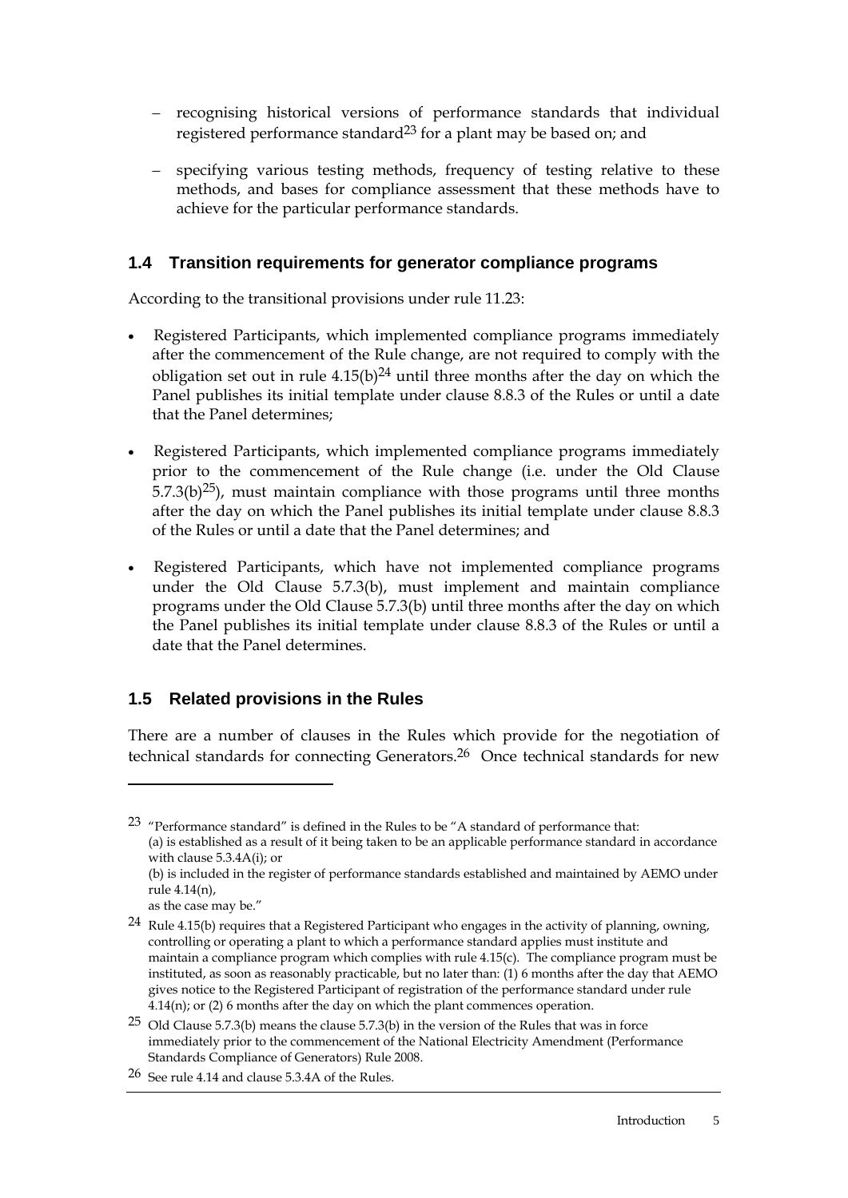- recognising historical versions of performance standards that individual registered performance standard[23] for a plant may be based on; and
- specifying various testing methods, frequency of testing relative to these methods, and bases for compliance assessment that these methods have to achieve for the particular performance standards.

## 1.4 Transition requirements for generator compliance programs

According to the transitional provisions under rule 11.23:

- Registered Participants, which implemented compliance programs immediately after the commencement of the Rule change, are not required to comply with the obligation set out in rule 4.15(b)[24] until three months after the day on which the Panel publishes its initial template under clause 8.8.3 of the Rules or until a date that the Panel determines;
- Registered Participants, which implemented compliance programs immediately prior to the commencement of the Rule change (i.e. under the Old Clause 5.7.3(b)[25]), must maintain compliance with those programs until three months after the day on which the Panel publishes its initial template under clause 8.8.3 of the Rules or until a date that the Panel determines; and
- Registered Participants, which have not implemented compliance programs under the Old Clause 5.7.3(b), must implement and maintain compliance programs under the Old Clause 5.7.3(b) until three months after the day on which the Panel publishes its initial template under clause 8.8.3 of the Rules or until a date that the Panel determines.

## 1.5 Related provisions in the Rules

There are a number of clauses in the Rules which provide for the negotiation of technical standards for connecting Generators.[26] Once technical standards for new

---

[23] "Performance standard" is defined in the Rules to be "A standard of performance that:
(a) is established as a result of it being taken to be an applicable performance standard in accordance with clause 5.3.4A(i); or
(b) is included in the register of performance standards established and maintained by AEMO under rule 4.14(n),
as the case may be."

[24] Rule 4.15(b) requires that a Registered Participant who engages in the activity of planning, owning, controlling or operating a plant to which a performance standard applies must institute and maintain a compliance program which complies with rule 4.15(c). The compliance program must be instituted, as soon as reasonably practicable, but no later than: (1) 6 months after the day that AEMO gives notice to the Registered Participant of registration of the performance standard under rule 4.14(n); or (2) 6 months after the day on which the plant commences operation.

[25] Old Clause 5.7.3(b) means the clause 5.7.3(b) in the version of the Rules that was in force immediately prior to the commencement of the National Electricity Amendment (Performance Standards Compliance of Generators) Rule 2008.

[26] See rule 4.14 and clause 5.3.4A of the Rules.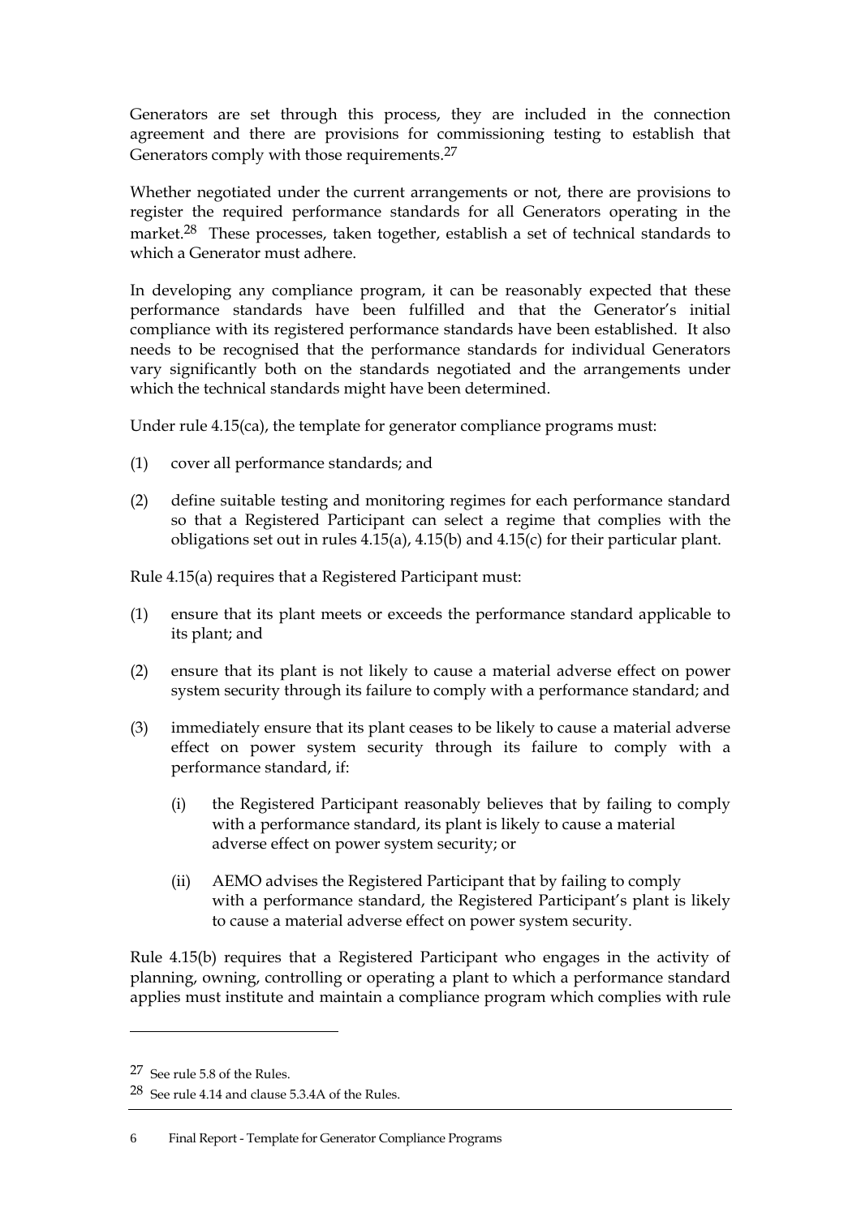Generators are set through this process, they are included in the connection agreement and there are provisions for commissioning testing to establish that Generators comply with those requirements.[27]

Whether negotiated under the current arrangements or not, there are provisions to register the required performance standards for all Generators operating in the market.[28] These processes, taken together, establish a set of technical standards to which a Generator must adhere.

In developing any compliance program, it can be reasonably expected that these performance standards have been fulfilled and that the Generator's initial compliance with its registered performance standards have been established. It also needs to be recognised that the performance standards for individual Generators vary significantly both on the standards negotiated and the arrangements under which the technical standards might have been determined.

Under rule 4.15(ca), the template for generator compliance programs must:

(1) cover all performance standards; and

(2) define suitable testing and monitoring regimes for each performance standard so that a Registered Participant can select a regime that complies with the obligations set out in rules 4.15(a), 4.15(b) and 4.15(c) for their particular plant.

Rule 4.15(a) requires that a Registered Participant must:

(1) ensure that its plant meets or exceeds the performance standard applicable to its plant; and

(2) ensure that its plant is not likely to cause a material adverse effect on power system security through its failure to comply with a performance standard; and

(3) immediately ensure that its plant ceases to be likely to cause a material adverse effect on power system security through its failure to comply with a performance standard, if:

    (i) the Registered Participant reasonably believes that by failing to comply with a performance standard, its plant is likely to cause a material adverse effect on power system security; or

    (ii) AEMO advises the Registered Participant that by failing to comply with a performance standard, the Registered Participant's plant is likely to cause a material adverse effect on power system security.

Rule 4.15(b) requires that a Registered Participant who engages in the activity of planning, owning, controlling or operating a plant to which a performance standard applies must institute and maintain a compliance program which complies with rule

[27] See rule 5.8 of the Rules.

[28] See rule 4.14 and clause 5.3.4A of the Rules.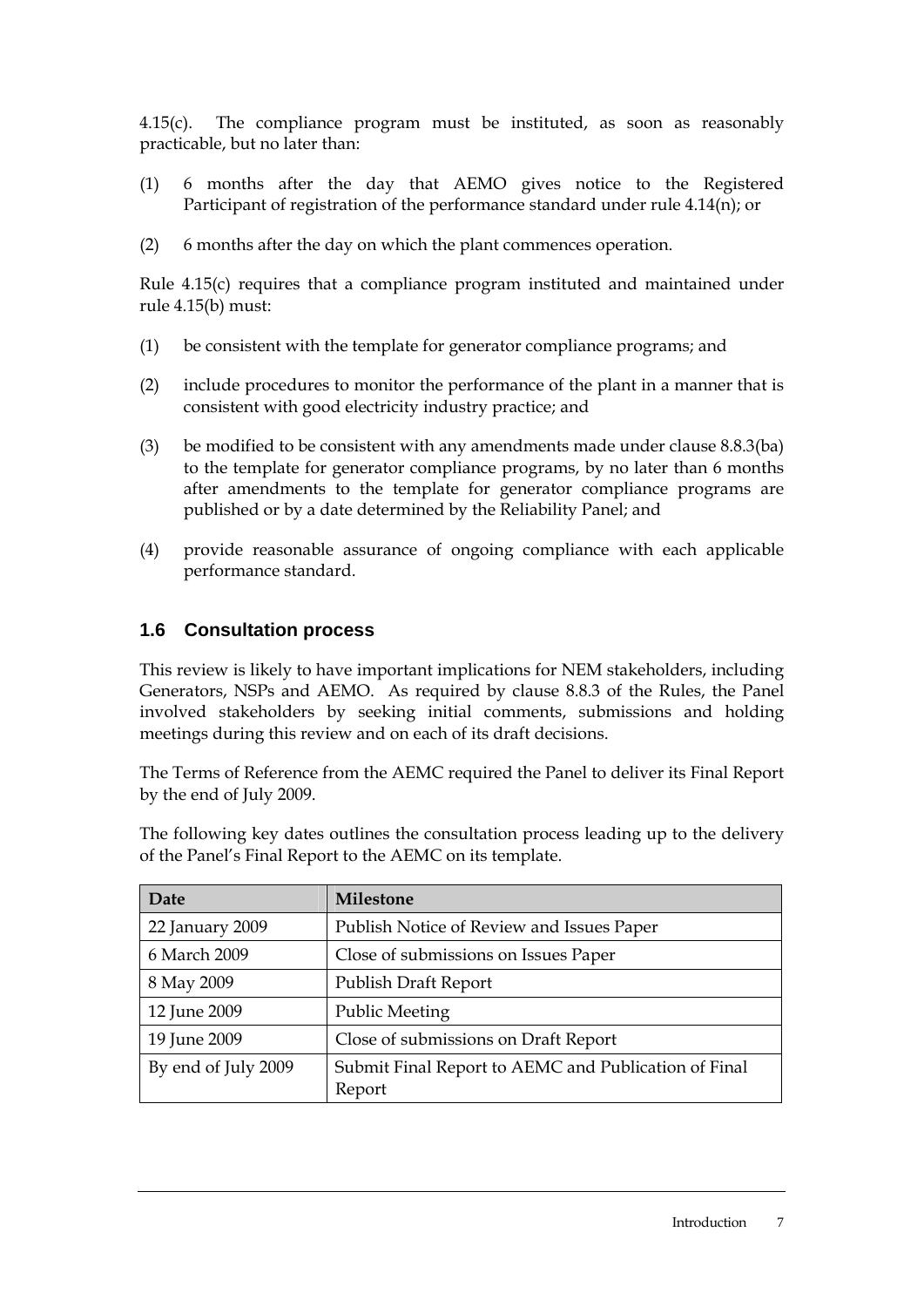4.15(c). The compliance program must be instituted, as soon as reasonably practicable, but no later than:

(1) 6 months after the day that AEMO gives notice to the Registered Participant of registration of the performance standard under rule 4.14(n); or

(2) 6 months after the day on which the plant commences operation.

Rule 4.15(c) requires that a compliance program instituted and maintained under rule 4.15(b) must:

(1) be consistent with the template for generator compliance programs; and

(2) include procedures to monitor the performance of the plant in a manner that is consistent with good electricity industry practice; and

(3) be modified to be consistent with any amendments made under clause 8.8.3(ba) to the template for generator compliance programs, by no later than 6 months after amendments to the template for generator compliance programs are published or by a date determined by the Reliability Panel; and

(4) provide reasonable assurance of ongoing compliance with each applicable performance standard.

## 1.6 Consultation process

This review is likely to have important implications for NEM stakeholders, including Generators, NSPs and AEMO. As required by clause 8.8.3 of the Rules, the Panel involved stakeholders by seeking initial comments, submissions and holding meetings during this review and on each of its draft decisions.

The Terms of Reference from the AEMC required the Panel to deliver its Final Report by the end of July 2009.

The following key dates outlines the consultation process leading up to the delivery of the Panel's Final Report to the AEMC on its template.

| Date | Milestone |
|---|---|
| 22 January 2009 | Publish Notice of Review and Issues Paper |
| 6 March 2009 | Close of submissions on Issues Paper |
| 8 May 2009 | Publish Draft Report |
| 12 June 2009 | Public Meeting |
| 19 June 2009 | Close of submissions on Draft Report |
| By end of July 2009 | Submit Final Report to AEMC and Publication of Final Report |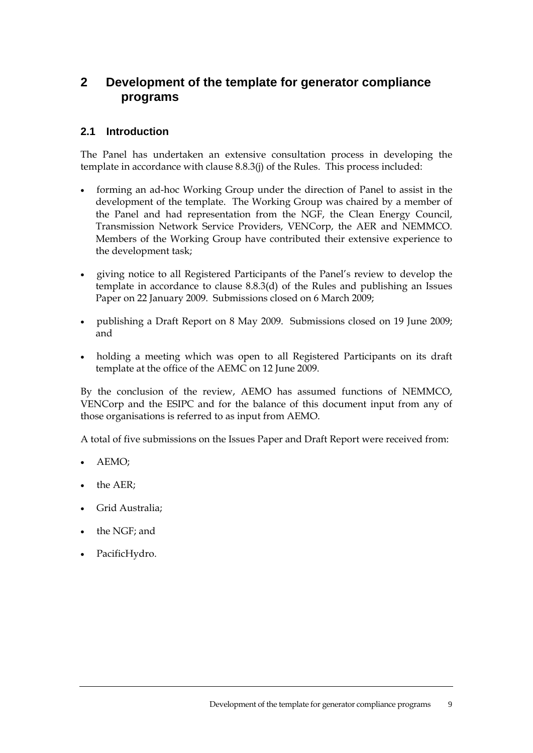# 2 Development of the template for generator compliance programs

## 2.1 Introduction

The Panel has undertaken an extensive consultation process in developing the template in accordance with clause 8.8.3(j) of the Rules. This process included:

- forming an ad-hoc Working Group under the direction of Panel to assist in the development of the template. The Working Group was chaired by a member of the Panel and had representation from the NGF, the Clean Energy Council, Transmission Network Service Providers, VENCorp, the AER and NEMMCO. Members of the Working Group have contributed their extensive experience to the development task;
- giving notice to all Registered Participants of the Panel's review to develop the template in accordance to clause 8.8.3(d) of the Rules and publishing an Issues Paper on 22 January 2009. Submissions closed on 6 March 2009;
- publishing a Draft Report on 8 May 2009. Submissions closed on 19 June 2009; and
- holding a meeting which was open to all Registered Participants on its draft template at the office of the AEMC on 12 June 2009.

By the conclusion of the review, AEMO has assumed functions of NEMMCO, VENCorp and the ESIPC and for the balance of this document input from any of those organisations is referred to as input from AEMO.

A total of five submissions on the Issues Paper and Draft Report were received from:

- AEMO;
- the AER;
- Grid Australia;
- the NGF; and
- PacificHydro.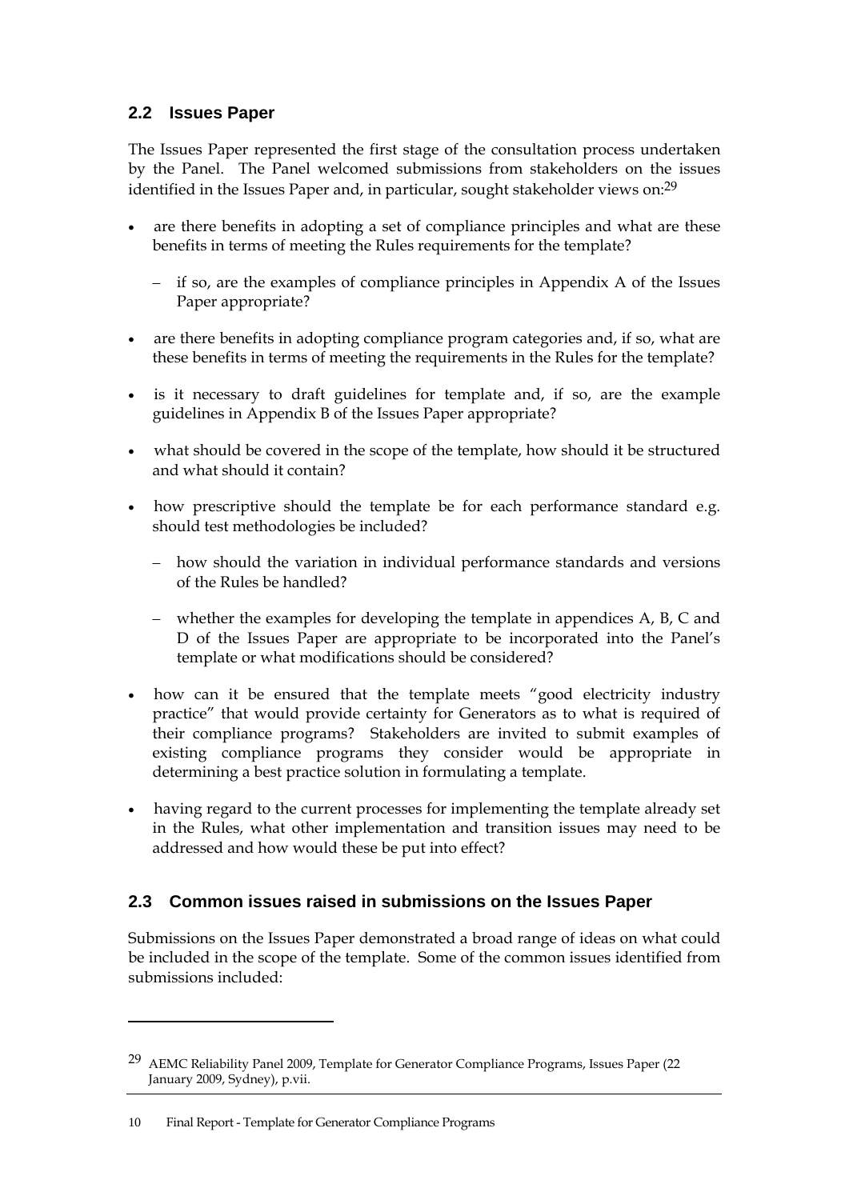## 2.2 Issues Paper

The Issues Paper represented the first stage of the consultation process undertaken by the Panel. The Panel welcomed submissions from stakeholders on the issues identified in the Issues Paper and, in particular, sought stakeholder views on:[29]

- are there benefits in adopting a set of compliance principles and what are these benefits in terms of meeting the Rules requirements for the template?
  - if so, are the examples of compliance principles in Appendix A of the Issues Paper appropriate?
- are there benefits in adopting compliance program categories and, if so, what are these benefits in terms of meeting the requirements in the Rules for the template?
- is it necessary to draft guidelines for template and, if so, are the example guidelines in Appendix B of the Issues Paper appropriate?
- what should be covered in the scope of the template, how should it be structured and what should it contain?
- how prescriptive should the template be for each performance standard e.g. should test methodologies be included?
  - how should the variation in individual performance standards and versions of the Rules be handled?
  - whether the examples for developing the template in appendices A, B, C and D of the Issues Paper are appropriate to be incorporated into the Panel's template or what modifications should be considered?
- how can it be ensured that the template meets "good electricity industry practice" that would provide certainty for Generators as to what is required of their compliance programs? Stakeholders are invited to submit examples of existing compliance programs they consider would be appropriate in determining a best practice solution in formulating a template.
- having regard to the current processes for implementing the template already set in the Rules, what other implementation and transition issues may need to be addressed and how would these be put into effect?

## 2.3 Common issues raised in submissions on the Issues Paper

Submissions on the Issues Paper demonstrated a broad range of ideas on what could be included in the scope of the template. Some of the common issues identified from submissions included:

---

[29] AEMC Reliability Panel 2009, Template for Generator Compliance Programs, Issues Paper (22 January 2009, Sydney), p.vii.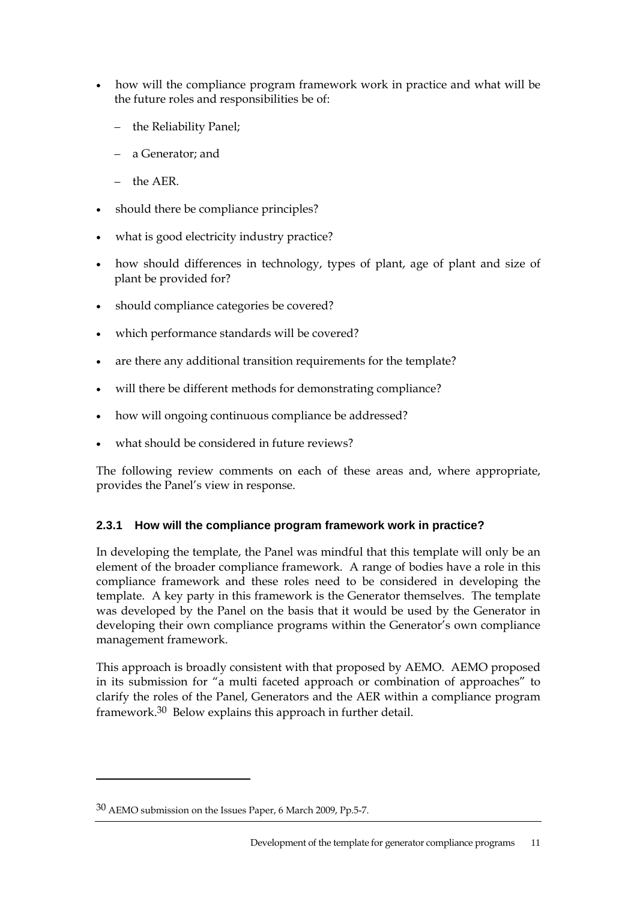- how will the compliance program framework work in practice and what will be the future roles and responsibilities be of:
  - the Reliability Panel;
  - a Generator; and
  - the AER.
- should there be compliance principles?
- what is good electricity industry practice?
- how should differences in technology, types of plant, age of plant and size of plant be provided for?
- should compliance categories be covered?
- which performance standards will be covered?
- are there any additional transition requirements for the template?
- will there be different methods for demonstrating compliance?
- how will ongoing continuous compliance be addressed?
- what should be considered in future reviews?

The following review comments on each of these areas and, where appropriate, provides the Panel's view in response.

### 2.3.1 How will the compliance program framework work in practice?

In developing the template, the Panel was mindful that this template will only be an element of the broader compliance framework. A range of bodies have a role in this compliance framework and these roles need to be considered in developing the template. A key party in this framework is the Generator themselves. The template was developed by the Panel on the basis that it would be used by the Generator in developing their own compliance programs within the Generator's own compliance management framework.

This approach is broadly consistent with that proposed by AEMO. AEMO proposed in its submission for "a multi faceted approach or combination of approaches" to clarify the roles of the Panel, Generators and the AER within a compliance program framework.[30] Below explains this approach in further detail.

[30] AEMO submission on the Issues Paper, 6 March 2009, Pp.5-7.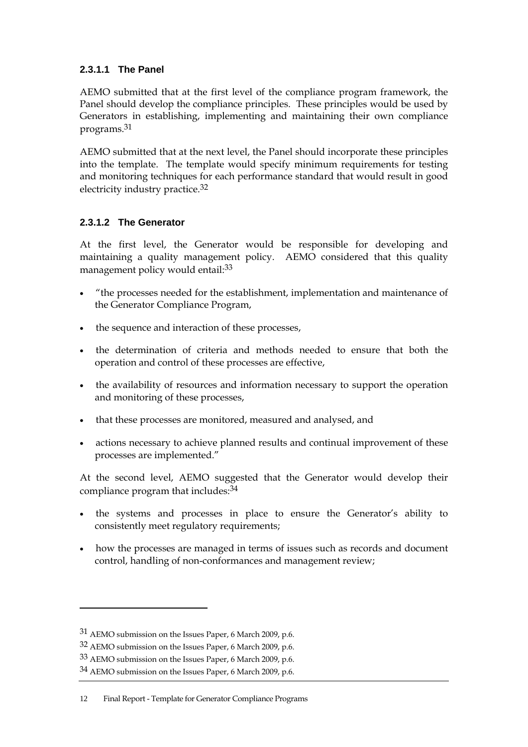#### 2.3.1.1 The Panel

AEMO submitted that at the first level of the compliance program framework, the Panel should develop the compliance principles. These principles would be used by Generators in establishing, implementing and maintaining their own compliance programs.[31]

AEMO submitted that at the next level, the Panel should incorporate these principles into the template. The template would specify minimum requirements for testing and monitoring techniques for each performance standard that would result in good electricity industry practice.[32]

#### 2.3.1.2 The Generator

At the first level, the Generator would be responsible for developing and maintaining a quality management policy. AEMO considered that this quality management policy would entail:[33]

- "the processes needed for the establishment, implementation and maintenance of the Generator Compliance Program,
- the sequence and interaction of these processes,
- the determination of criteria and methods needed to ensure that both the operation and control of these processes are effective,
- the availability of resources and information necessary to support the operation and monitoring of these processes,
- that these processes are monitored, measured and analysed, and
- actions necessary to achieve planned results and continual improvement of these processes are implemented."

At the second level, AEMO suggested that the Generator would develop their compliance program that includes:[34]

- the systems and processes in place to ensure the Generator's ability to consistently meet regulatory requirements;
- how the processes are managed in terms of issues such as records and document control, handling of non-conformances and management review;

---

[31] AEMO submission on the Issues Paper, 6 March 2009, p.6.

[32] AEMO submission on the Issues Paper, 6 March 2009, p.6.

[33] AEMO submission on the Issues Paper, 6 March 2009, p.6.

[34] AEMO submission on the Issues Paper, 6 March 2009, p.6.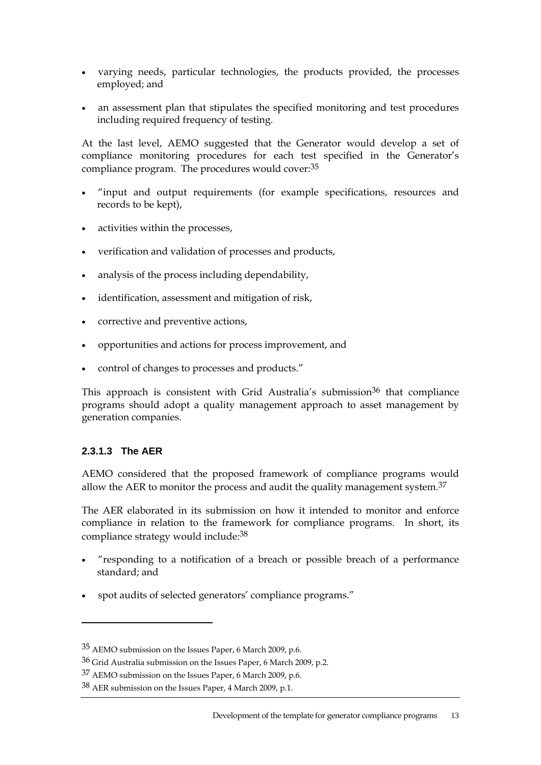- varying needs, particular technologies, the products provided, the processes employed; and
- an assessment plan that stipulates the specified monitoring and test procedures including required frequency of testing.

At the last level, AEMO suggested that the Generator would develop a set of compliance monitoring procedures for each test specified in the Generator's compliance program. The procedures would cover:[35]

- "input and output requirements (for example specifications, resources and records to be kept),
- activities within the processes,
- verification and validation of processes and products,
- analysis of the process including dependability,
- identification, assessment and mitigation of risk,
- corrective and preventive actions,
- opportunities and actions for process improvement, and
- control of changes to processes and products."

This approach is consistent with Grid Australia's submission[36] that compliance programs should adopt a quality management approach to asset management by generation companies.

#### 2.3.1.3 The AER

AEMO considered that the proposed framework of compliance programs would allow the AER to monitor the process and audit the quality management system.[37]

The AER elaborated in its submission on how it intended to monitor and enforce compliance in relation to the framework for compliance programs. In short, its compliance strategy would include:[38]

- "responding to a notification of a breach or possible breach of a performance standard; and
- spot audits of selected generators' compliance programs."

---

[35] AEMO submission on the Issues Paper, 6 March 2009, p.6.

[36] Grid Australia submission on the Issues Paper, 6 March 2009, p.2.

[37] AEMO submission on the Issues Paper, 6 March 2009, p.6.

[38] AER submission on the Issues Paper, 4 March 2009, p.1.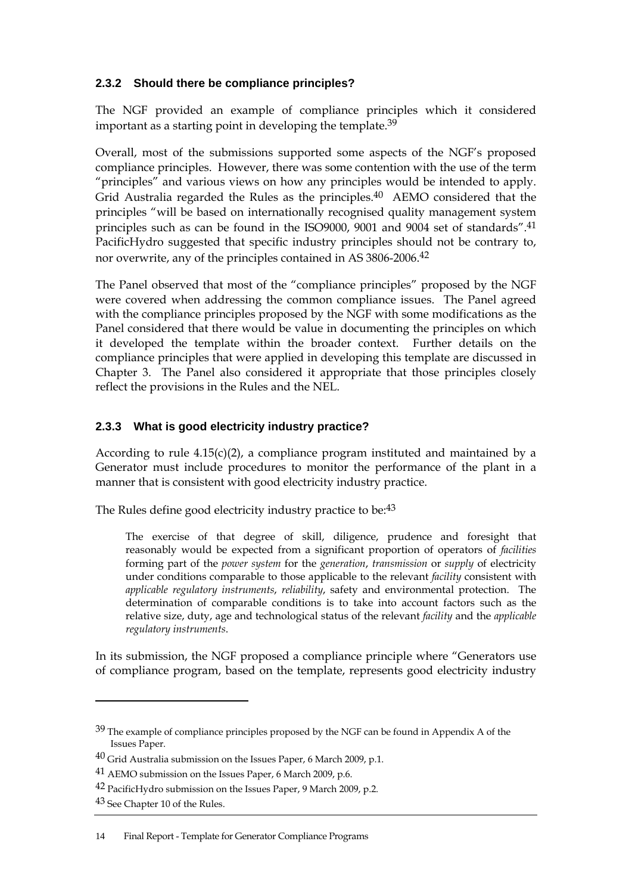### 2.3.2 Should there be compliance principles?

The NGF provided an example of compliance principles which it considered important as a starting point in developing the template.[39]

Overall, most of the submissions supported some aspects of the NGF's proposed compliance principles. However, there was some contention with the use of the term "principles" and various views on how any principles would be intended to apply. Grid Australia regarded the Rules as the principles.[40] AEMO considered that the principles "will be based on internationally recognised quality management system principles such as can be found in the ISO9000, 9001 and 9004 set of standards".[41] PacificHydro suggested that specific industry principles should not be contrary to, nor overwrite, any of the principles contained in AS 3806-2006.[42]

The Panel observed that most of the "compliance principles" proposed by the NGF were covered when addressing the common compliance issues. The Panel agreed with the compliance principles proposed by the NGF with some modifications as the Panel considered that there would be value in documenting the principles on which it developed the template within the broader context. Further details on the compliance principles that were applied in developing this template are discussed in Chapter 3. The Panel also considered it appropriate that those principles closely reflect the provisions in the Rules and the NEL.

### 2.3.3 What is good electricity industry practice?

According to rule 4.15(c)(2), a compliance program instituted and maintained by a Generator must include procedures to monitor the performance of the plant in a manner that is consistent with good electricity industry practice.

The Rules define good electricity industry practice to be:[43]

> The exercise of that degree of skill, diligence, prudence and foresight that reasonably would be expected from a significant proportion of operators of *facilities* forming part of the *power system* for the *generation*, *transmission* or *supply* of electricity under conditions comparable to those applicable to the relevant *facility* consistent with *applicable regulatory instruments*, *reliability*, safety and environmental protection. The determination of comparable conditions is to take into account factors such as the relative size, duty, age and technological status of the relevant *facility* and the *applicable regulatory instruments*.

In its submission, the NGF proposed a compliance principle where "Generators use of compliance program, based on the template, represents good electricity industry

---

[39] The example of compliance principles proposed by the NGF can be found in Appendix A of the Issues Paper.

[40] Grid Australia submission on the Issues Paper, 6 March 2009, p.1.

[41] AEMO submission on the Issues Paper, 6 March 2009, p.6.

[42] PacificHydro submission on the Issues Paper, 9 March 2009, p.2.

[43] See Chapter 10 of the Rules.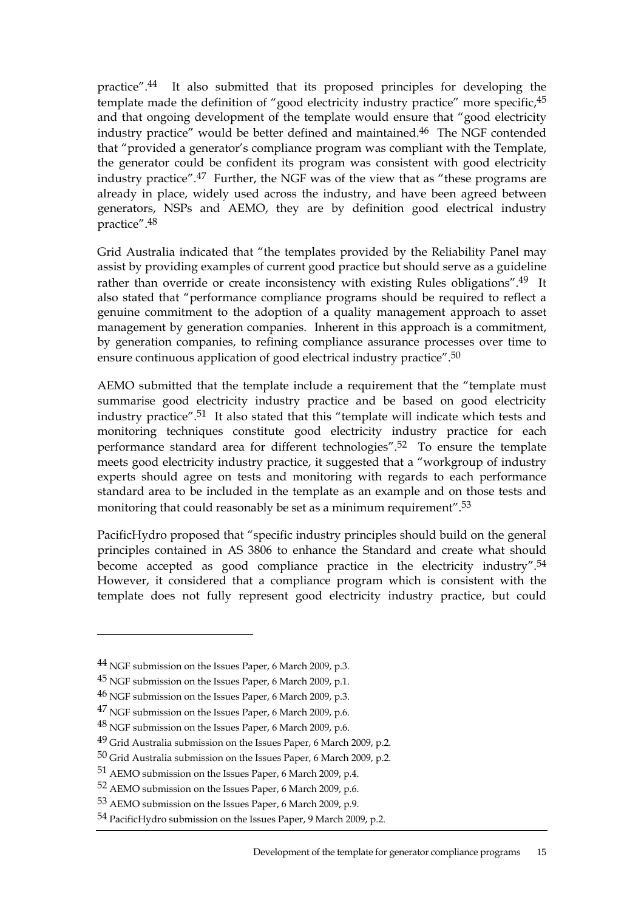practice".[44] It also submitted that its proposed principles for developing the template made the definition of "good electricity industry practice" more specific,[45] and that ongoing development of the template would ensure that "good electricity industry practice" would be better defined and maintained.[46] The NGF contended that "provided a generator's compliance program was compliant with the Template, the generator could be confident its program was consistent with good electricity industry practice".[47] Further, the NGF was of the view that as "these programs are already in place, widely used across the industry, and have been agreed between generators, NSPs and AEMO, they are by definition good electrical industry practice".[48]

Grid Australia indicated that "the templates provided by the Reliability Panel may assist by providing examples of current good practice but should serve as a guideline rather than override or create inconsistency with existing Rules obligations".[49] It also stated that "performance compliance programs should be required to reflect a genuine commitment to the adoption of a quality management approach to asset management by generation companies. Inherent in this approach is a commitment, by generation companies, to refining compliance assurance processes over time to ensure continuous application of good electrical industry practice".[50]

AEMO submitted that the template include a requirement that the "template must summarise good electricity industry practice and be based on good electricity industry practice".[51] It also stated that this "template will indicate which tests and monitoring techniques constitute good electricity industry practice for each performance standard area for different technologies".[52] To ensure the template meets good electricity industry practice, it suggested that a "workgroup of industry experts should agree on tests and monitoring with regards to each performance standard area to be included in the template as an example and on those tests and monitoring that could reasonably be set as a minimum requirement".[53]

PacificHydro proposed that "specific industry principles should build on the general principles contained in AS 3806 to enhance the Standard and create what should become accepted as good compliance practice in the electricity industry".[54] However, it considered that a compliance program which is consistent with the template does not fully represent good electricity industry practice, but could

---

[44] NGF submission on the Issues Paper, 6 March 2009, p.3.

[45] NGF submission on the Issues Paper, 6 March 2009, p.1.

[46] NGF submission on the Issues Paper, 6 March 2009, p.3.

[47] NGF submission on the Issues Paper, 6 March 2009, p.6.

[48] NGF submission on the Issues Paper, 6 March 2009, p.6.

[49] Grid Australia submission on the Issues Paper, 6 March 2009, p.2.

[50] Grid Australia submission on the Issues Paper, 6 March 2009, p.2.

[51] AEMO submission on the Issues Paper, 6 March 2009, p.4.

[52] AEMO submission on the Issues Paper, 6 March 2009, p.6.

[53] AEMO submission on the Issues Paper, 6 March 2009, p.9.

[54] PacificHydro submission on the Issues Paper, 9 March 2009, p.2.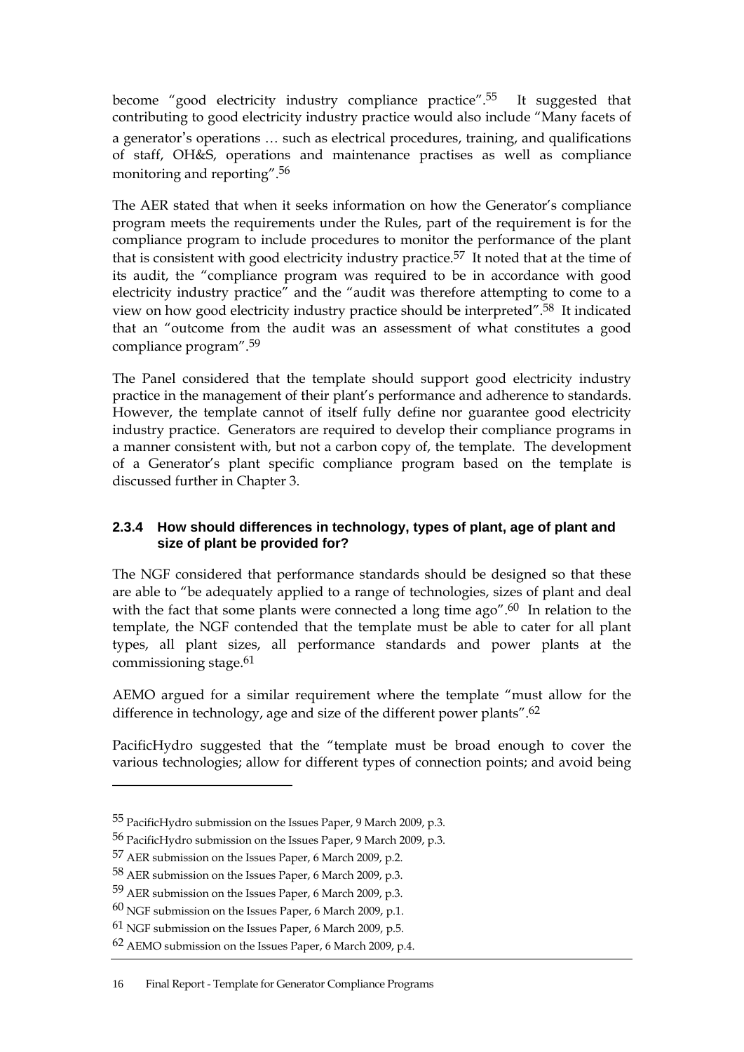become "good electricity industry compliance practice".[55] It suggested that contributing to good electricity industry practice would also include "Many facets of a generator's operations … such as electrical procedures, training, and qualifications of staff, OH&S, operations and maintenance practises as well as compliance monitoring and reporting".[56]

The AER stated that when it seeks information on how the Generator's compliance program meets the requirements under the Rules, part of the requirement is for the compliance program to include procedures to monitor the performance of the plant that is consistent with good electricity industry practice.[57] It noted that at the time of its audit, the "compliance program was required to be in accordance with good electricity industry practice" and the "audit was therefore attempting to come to a view on how good electricity industry practice should be interpreted".[58] It indicated that an "outcome from the audit was an assessment of what constitutes a good compliance program".[59]

The Panel considered that the template should support good electricity industry practice in the management of their plant's performance and adherence to standards. However, the template cannot of itself fully define nor guarantee good electricity industry practice. Generators are required to develop their compliance programs in a manner consistent with, but not a carbon copy of, the template. The development of a Generator's plant specific compliance program based on the template is discussed further in Chapter 3.

### 2.3.4 How should differences in technology, types of plant, age of plant and size of plant be provided for?

The NGF considered that performance standards should be designed so that these are able to "be adequately applied to a range of technologies, sizes of plant and deal with the fact that some plants were connected a long time ago".[60] In relation to the template, the NGF contended that the template must be able to cater for all plant types, all plant sizes, all performance standards and power plants at the commissioning stage.[61]

AEMO argued for a similar requirement where the template "must allow for the difference in technology, age and size of the different power plants".[62]

PacificHydro suggested that the "template must be broad enough to cover the various technologies; allow for different types of connection points; and avoid being

---

[55] PacificHydro submission on the Issues Paper, 9 March 2009, p.3.

[56] PacificHydro submission on the Issues Paper, 9 March 2009, p.3.

[57] AER submission on the Issues Paper, 6 March 2009, p.2.

[58] AER submission on the Issues Paper, 6 March 2009, p.3.

[59] AER submission on the Issues Paper, 6 March 2009, p.3.

[60] NGF submission on the Issues Paper, 6 March 2009, p.1.

[61] NGF submission on the Issues Paper, 6 March 2009, p.5.

[62] AEMO submission on the Issues Paper, 6 March 2009, p.4.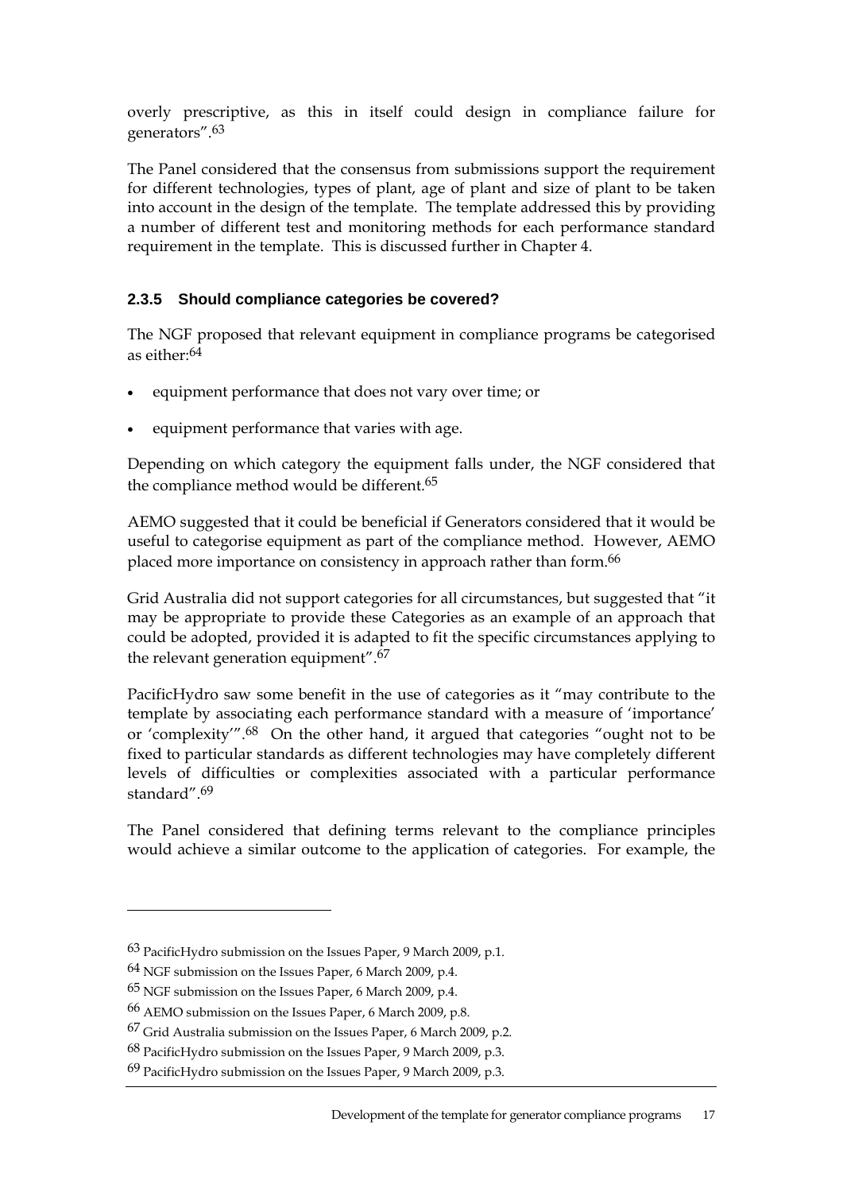overly prescriptive, as this in itself could design in compliance failure for generators".[63]

The Panel considered that the consensus from submissions support the requirement for different technologies, types of plant, age of plant and size of plant to be taken into account in the design of the template. The template addressed this by providing a number of different test and monitoring methods for each performance standard requirement in the template. This is discussed further in Chapter 4.

### 2.3.5 Should compliance categories be covered?

The NGF proposed that relevant equipment in compliance programs be categorised as either:[64]

- equipment performance that does not vary over time; or
- equipment performance that varies with age.

Depending on which category the equipment falls under, the NGF considered that the compliance method would be different.[65]

AEMO suggested that it could be beneficial if Generators considered that it would be useful to categorise equipment as part of the compliance method. However, AEMO placed more importance on consistency in approach rather than form.[66]

Grid Australia did not support categories for all circumstances, but suggested that "it may be appropriate to provide these Categories as an example of an approach that could be adopted, provided it is adapted to fit the specific circumstances applying to the relevant generation equipment".[67]

PacificHydro saw some benefit in the use of categories as it "may contribute to the template by associating each performance standard with a measure of 'importance' or 'complexity'".[68] On the other hand, it argued that categories "ought not to be fixed to particular standards as different technologies may have completely different levels of difficulties or complexities associated with a particular performance standard".[69]

The Panel considered that defining terms relevant to the compliance principles would achieve a similar outcome to the application of categories. For example, the

---

[63] PacificHydro submission on the Issues Paper, 9 March 2009, p.1.

[64] NGF submission on the Issues Paper, 6 March 2009, p.4.

[65] NGF submission on the Issues Paper, 6 March 2009, p.4.

[66] AEMO submission on the Issues Paper, 6 March 2009, p.8.

[67] Grid Australia submission on the Issues Paper, 6 March 2009, p.2.

[68] PacificHydro submission on the Issues Paper, 9 March 2009, p.3.

[69] PacificHydro submission on the Issues Paper, 9 March 2009, p.3.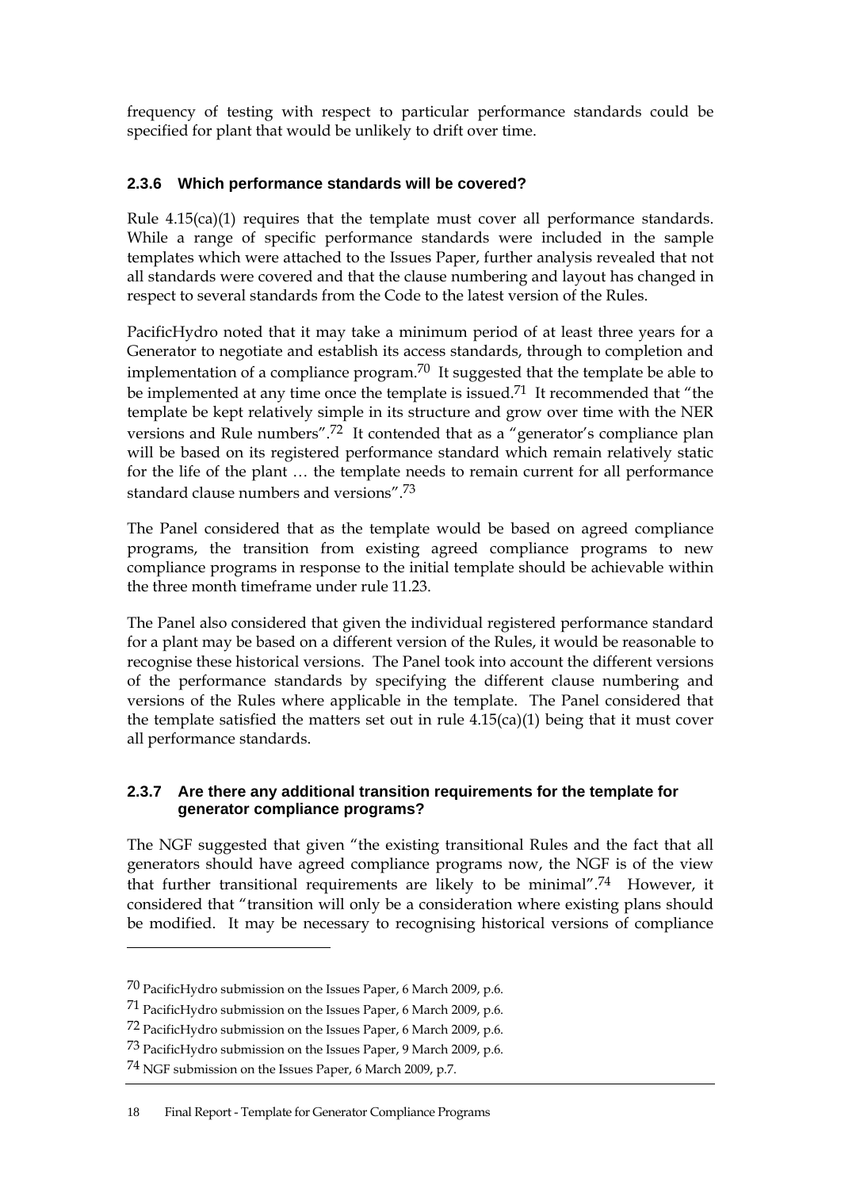frequency of testing with respect to particular performance standards could be specified for plant that would be unlikely to drift over time.

### 2.3.6 Which performance standards will be covered?

Rule 4.15(ca)(1) requires that the template must cover all performance standards. While a range of specific performance standards were included in the sample templates which were attached to the Issues Paper, further analysis revealed that not all standards were covered and that the clause numbering and layout has changed in respect to several standards from the Code to the latest version of the Rules.

PacificHydro noted that it may take a minimum period of at least three years for a Generator to negotiate and establish its access standards, through to completion and implementation of a compliance program.[70] It suggested that the template be able to be implemented at any time once the template is issued.[71] It recommended that "the template be kept relatively simple in its structure and grow over time with the NER versions and Rule numbers".[72] It contended that as a "generator's compliance plan will be based on its registered performance standard which remain relatively static for the life of the plant … the template needs to remain current for all performance standard clause numbers and versions".[73]

The Panel considered that as the template would be based on agreed compliance programs, the transition from existing agreed compliance programs to new compliance programs in response to the initial template should be achievable within the three month timeframe under rule 11.23.

The Panel also considered that given the individual registered performance standard for a plant may be based on a different version of the Rules, it would be reasonable to recognise these historical versions. The Panel took into account the different versions of the performance standards by specifying the different clause numbering and versions of the Rules where applicable in the template. The Panel considered that the template satisfied the matters set out in rule 4.15(ca)(1) being that it must cover all performance standards.

### 2.3.7 Are there any additional transition requirements for the template for generator compliance programs?

The NGF suggested that given "the existing transitional Rules and the fact that all generators should have agreed compliance programs now, the NGF is of the view that further transitional requirements are likely to be minimal".[74] However, it considered that "transition will only be a consideration where existing plans should be modified. It may be necessary to recognising historical versions of compliance

---

[70] PacificHydro submission on the Issues Paper, 6 March 2009, p.6.

[71] PacificHydro submission on the Issues Paper, 6 March 2009, p.6.

[72] PacificHydro submission on the Issues Paper, 6 March 2009, p.6.

[73] PacificHydro submission on the Issues Paper, 9 March 2009, p.6.

[74] NGF submission on the Issues Paper, 6 March 2009, p.7.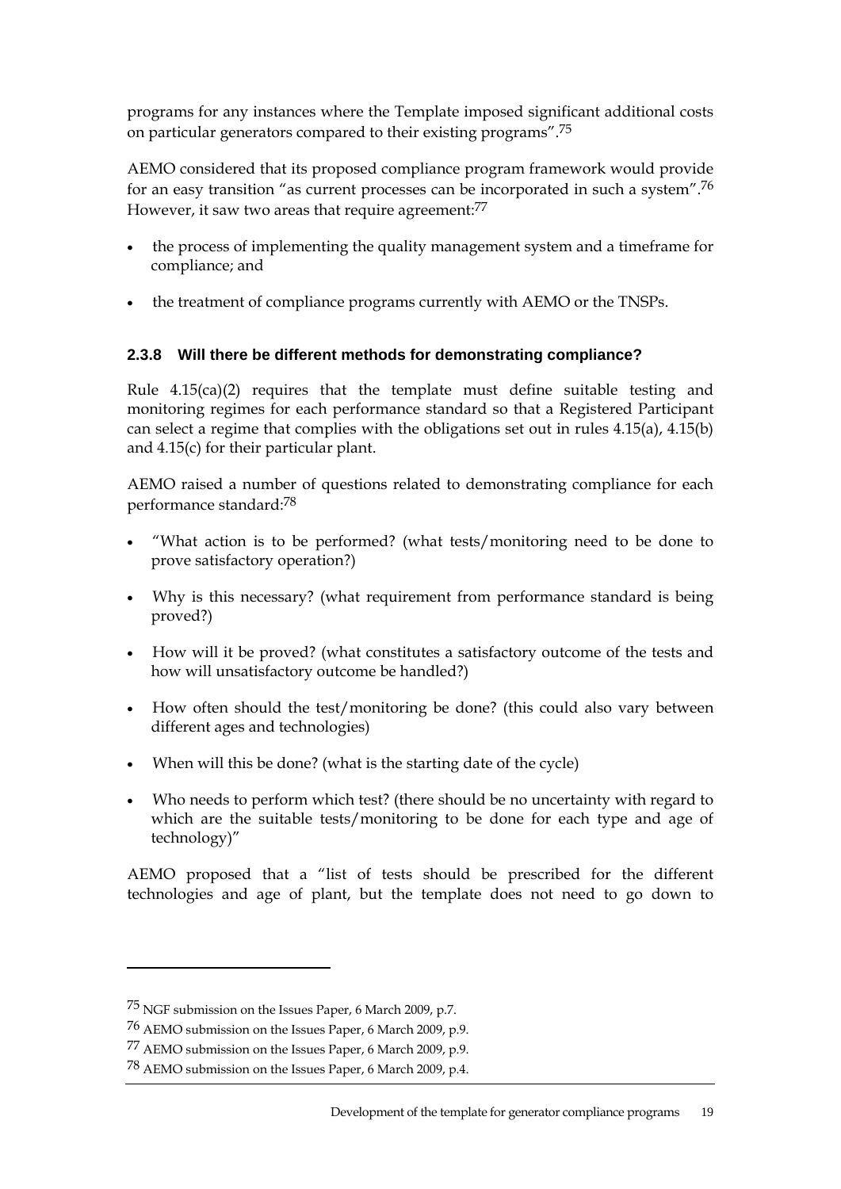programs for any instances where the Template imposed significant additional costs on particular generators compared to their existing programs".[75]

AEMO considered that its proposed compliance program framework would provide for an easy transition "as current processes can be incorporated in such a system".[76] However, it saw two areas that require agreement:[77]

- the process of implementing the quality management system and a timeframe for compliance; and
- the treatment of compliance programs currently with AEMO or the TNSPs.

### 2.3.8 Will there be different methods for demonstrating compliance?

Rule 4.15(ca)(2) requires that the template must define suitable testing and monitoring regimes for each performance standard so that a Registered Participant can select a regime that complies with the obligations set out in rules 4.15(a), 4.15(b) and 4.15(c) for their particular plant.

AEMO raised a number of questions related to demonstrating compliance for each performance standard:[78]

- "What action is to be performed? (what tests/monitoring need to be done to prove satisfactory operation?)
- Why is this necessary? (what requirement from performance standard is being proved?)
- How will it be proved? (what constitutes a satisfactory outcome of the tests and how will unsatisfactory outcome be handled?)
- How often should the test/monitoring be done? (this could also vary between different ages and technologies)
- When will this be done? (what is the starting date of the cycle)
- Who needs to perform which test? (there should be no uncertainty with regard to which are the suitable tests/monitoring to be done for each type and age of technology)"

AEMO proposed that a "list of tests should be prescribed for the different technologies and age of plant, but the template does not need to go down to

---

[75] NGF submission on the Issues Paper, 6 March 2009, p.7.

[76] AEMO submission on the Issues Paper, 6 March 2009, p.9.

[77] AEMO submission on the Issues Paper, 6 March 2009, p.9.

[78] AEMO submission on the Issues Paper, 6 March 2009, p.4.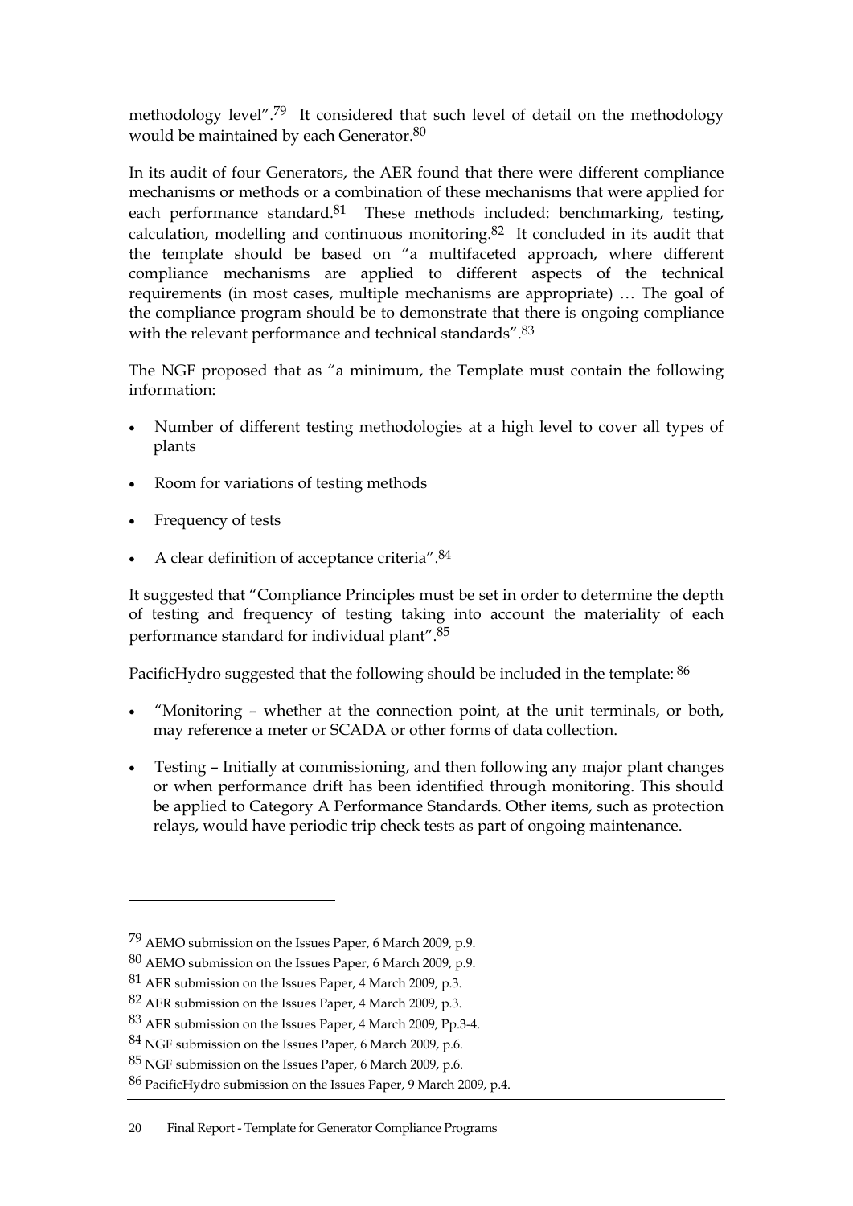methodology level".[79] It considered that such level of detail on the methodology would be maintained by each Generator.[80]

In its audit of four Generators, the AER found that there were different compliance mechanisms or methods or a combination of these mechanisms that were applied for each performance standard.[81] These methods included: benchmarking, testing, calculation, modelling and continuous monitoring.[82] It concluded in its audit that the template should be based on "a multifaceted approach, where different compliance mechanisms are applied to different aspects of the technical requirements (in most cases, multiple mechanisms are appropriate) … The goal of the compliance program should be to demonstrate that there is ongoing compliance with the relevant performance and technical standards".[83]

The NGF proposed that as "a minimum, the Template must contain the following information:

- Number of different testing methodologies at a high level to cover all types of plants
- Room for variations of testing methods
- Frequency of tests
- A clear definition of acceptance criteria".[84]

It suggested that "Compliance Principles must be set in order to determine the depth of testing and frequency of testing taking into account the materiality of each performance standard for individual plant".[85]

PacificHydro suggested that the following should be included in the template: [86]

- "Monitoring – whether at the connection point, at the unit terminals, or both, may reference a meter or SCADA or other forms of data collection.
- Testing – Initially at commissioning, and then following any major plant changes or when performance drift has been identified through monitoring. This should be applied to Category A Performance Standards. Other items, such as protection relays, would have periodic trip check tests as part of ongoing maintenance.

---

[79] AEMO submission on the Issues Paper, 6 March 2009, p.9.

[80] AEMO submission on the Issues Paper, 6 March 2009, p.9.

[81] AER submission on the Issues Paper, 4 March 2009, p.3.

[82] AER submission on the Issues Paper, 4 March 2009, p.3.

[83] AER submission on the Issues Paper, 4 March 2009, Pp.3-4.

[84] NGF submission on the Issues Paper, 6 March 2009, p.6.

[85] NGF submission on the Issues Paper, 6 March 2009, p.6.

[86] PacificHydro submission on the Issues Paper, 9 March 2009, p.4.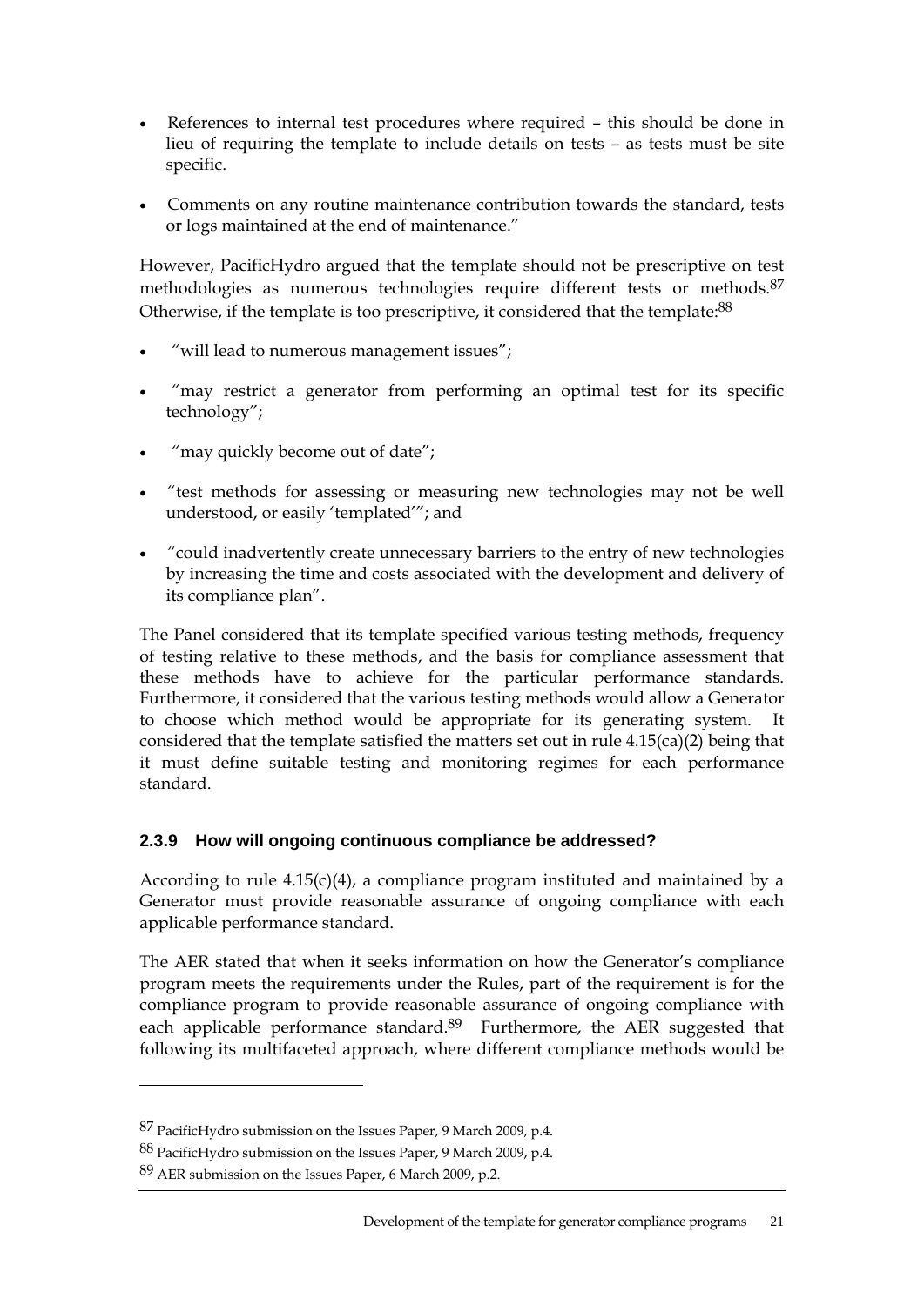- References to internal test procedures where required – this should be done in lieu of requiring the template to include details on tests – as tests must be site specific.
- Comments on any routine maintenance contribution towards the standard, tests or logs maintained at the end of maintenance."

However, PacificHydro argued that the template should not be prescriptive on test methodologies as numerous technologies require different tests or methods.[87] Otherwise, if the template is too prescriptive, it considered that the template:[88]

- "will lead to numerous management issues";
- "may restrict a generator from performing an optimal test for its specific technology";
- "may quickly become out of date";
- "test methods for assessing or measuring new technologies may not be well understood, or easily 'templated'"; and
- "could inadvertently create unnecessary barriers to the entry of new technologies by increasing the time and costs associated with the development and delivery of its compliance plan".

The Panel considered that its template specified various testing methods, frequency of testing relative to these methods, and the basis for compliance assessment that these methods have to achieve for the particular performance standards. Furthermore, it considered that the various testing methods would allow a Generator to choose which method would be appropriate for its generating system. It considered that the template satisfied the matters set out in rule 4.15(ca)(2) being that it must define suitable testing and monitoring regimes for each performance standard.

### 2.3.9 How will ongoing continuous compliance be addressed?

According to rule 4.15(c)(4), a compliance program instituted and maintained by a Generator must provide reasonable assurance of ongoing compliance with each applicable performance standard.

The AER stated that when it seeks information on how the Generator's compliance program meets the requirements under the Rules, part of the requirement is for the compliance program to provide reasonable assurance of ongoing compliance with each applicable performance standard.[89] Furthermore, the AER suggested that following its multifaceted approach, where different compliance methods would be

---

[87] PacificHydro submission on the Issues Paper, 9 March 2009, p.4.

[88] PacificHydro submission on the Issues Paper, 9 March 2009, p.4.

[89] AER submission on the Issues Paper, 6 March 2009, p.2.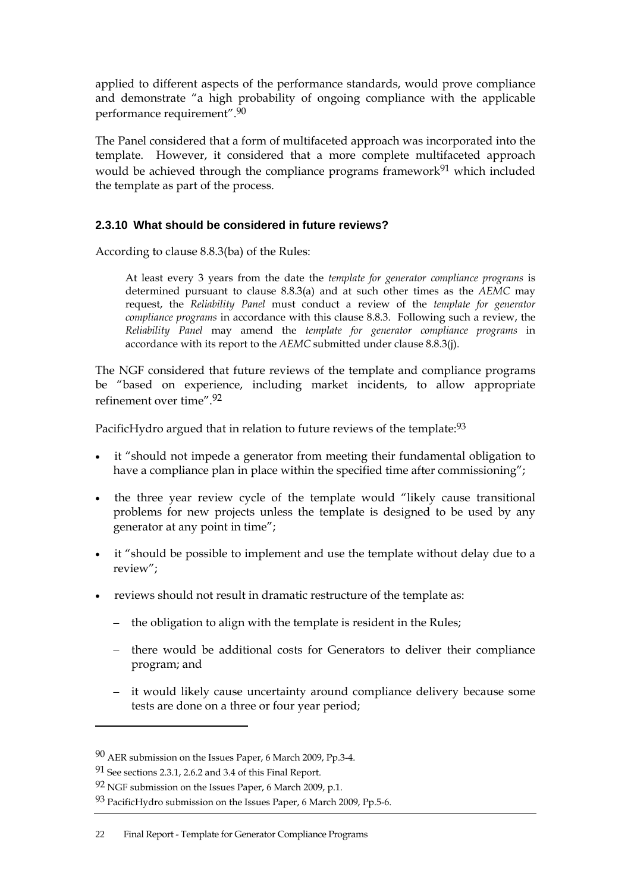applied to different aspects of the performance standards, would prove compliance and demonstrate "a high probability of ongoing compliance with the applicable performance requirement".[90]

The Panel considered that a form of multifaceted approach was incorporated into the template. However, it considered that a more complete multifaceted approach would be achieved through the compliance programs framework[91] which included the template as part of the process.

### 2.3.10 What should be considered in future reviews?

According to clause 8.8.3(ba) of the Rules:

> At least every 3 years from the date the *template for generator compliance programs* is determined pursuant to clause 8.8.3(a) and at such other times as the *AEMC* may request, the *Reliability Panel* must conduct a review of the *template for generator compliance programs* in accordance with this clause 8.8.3. Following such a review, the *Reliability Panel* may amend the *template for generator compliance programs* in accordance with its report to the *AEMC* submitted under clause 8.8.3(j).

The NGF considered that future reviews of the template and compliance programs be "based on experience, including market incidents, to allow appropriate refinement over time".[92]

PacificHydro argued that in relation to future reviews of the template:[93]

- it "should not impede a generator from meeting their fundamental obligation to have a compliance plan in place within the specified time after commissioning";
- the three year review cycle of the template would "likely cause transitional problems for new projects unless the template is designed to be used by any generator at any point in time";
- it "should be possible to implement and use the template without delay due to a review";
- reviews should not result in dramatic restructure of the template as:
  - the obligation to align with the template is resident in the Rules;
  - there would be additional costs for Generators to deliver their compliance program; and
  - it would likely cause uncertainty around compliance delivery because some tests are done on a three or four year period;

---

[90] AER submission on the Issues Paper, 6 March 2009, Pp.3-4.

[91] See sections 2.3.1, 2.6.2 and 3.4 of this Final Report.

[92] NGF submission on the Issues Paper, 6 March 2009, p.1.

[93] PacificHydro submission on the Issues Paper, 6 March 2009, Pp.5-6.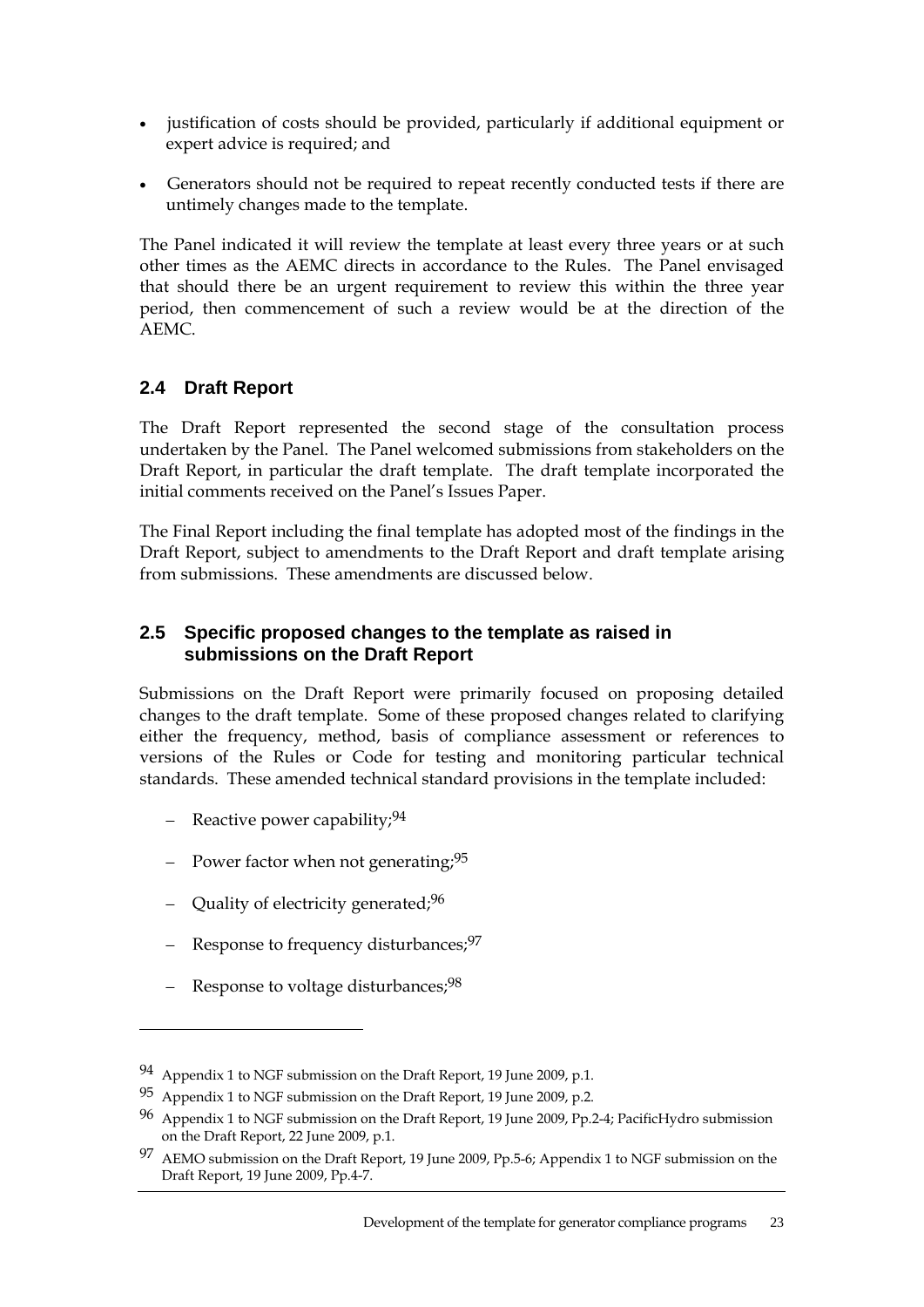- justification of costs should be provided, particularly if additional equipment or expert advice is required; and
- Generators should not be required to repeat recently conducted tests if there are untimely changes made to the template.

The Panel indicated it will review the template at least every three years or at such other times as the AEMC directs in accordance to the Rules. The Panel envisaged that should there be an urgent requirement to review this within the three year period, then commencement of such a review would be at the direction of the AEMC.

## 2.4 Draft Report

The Draft Report represented the second stage of the consultation process undertaken by the Panel. The Panel welcomed submissions from stakeholders on the Draft Report, in particular the draft template. The draft template incorporated the initial comments received on the Panel's Issues Paper.

The Final Report including the final template has adopted most of the findings in the Draft Report, subject to amendments to the Draft Report and draft template arising from submissions. These amendments are discussed below.

## 2.5 Specific proposed changes to the template as raised in submissions on the Draft Report

Submissions on the Draft Report were primarily focused on proposing detailed changes to the draft template. Some of these proposed changes related to clarifying either the frequency, method, basis of compliance assessment or references to versions of the Rules or Code for testing and monitoring particular technical standards. These amended technical standard provisions in the template included:

- Reactive power capability;[94]
- Power factor when not generating;[95]
- Quality of electricity generated;[96]
- Response to frequency disturbances;[97]
- Response to voltage disturbances;[98]

---

[94] Appendix 1 to NGF submission on the Draft Report, 19 June 2009, p.1.

[95] Appendix 1 to NGF submission on the Draft Report, 19 June 2009, p.2.

[96] Appendix 1 to NGF submission on the Draft Report, 19 June 2009, Pp.2-4; PacificHydro submission on the Draft Report, 22 June 2009, p.1.

[97] AEMO submission on the Draft Report, 19 June 2009, Pp.5-6; Appendix 1 to NGF submission on the Draft Report, 19 June 2009, Pp.4-7.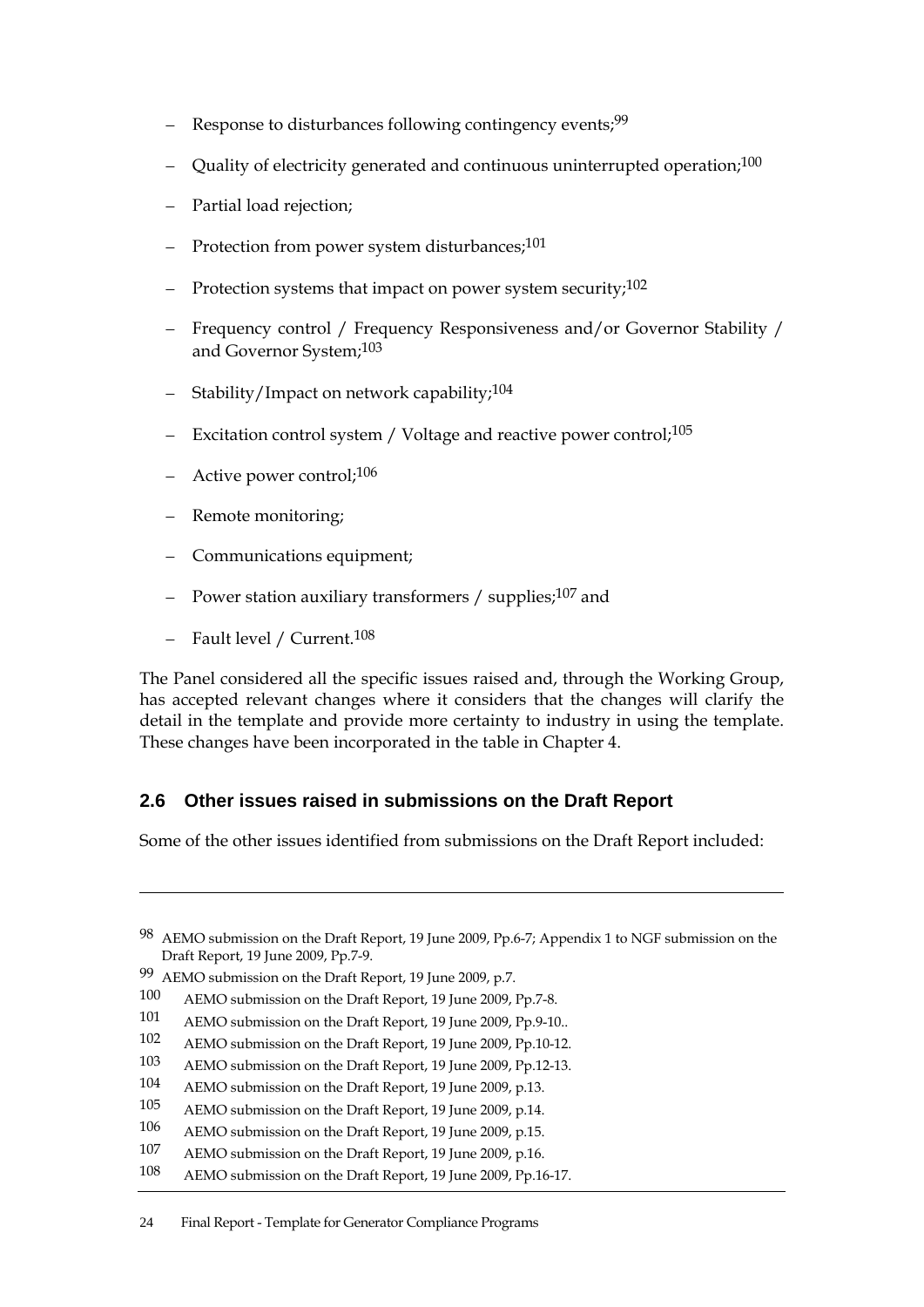- Response to disturbances following contingency events;[99]
- Quality of electricity generated and continuous uninterrupted operation;[100]
- Partial load rejection;
- Protection from power system disturbances;[101]
- Protection systems that impact on power system security;[102]
- Frequency control / Frequency Responsiveness and/or Governor Stability / and Governor System;[103]
- Stability/Impact on network capability;[104]
- Excitation control system / Voltage and reactive power control;[105]
- Active power control;[106]
- Remote monitoring;
- Communications equipment;
- Power station auxiliary transformers / supplies;[107] and
- Fault level / Current.[108]

The Panel considered all the specific issues raised and, through the Working Group, has accepted relevant changes where it considers that the changes will clarify the detail in the template and provide more certainty to industry in using the template. These changes have been incorporated in the table in Chapter 4.

## 2.6 Other issues raised in submissions on the Draft Report

Some of the other issues identified from submissions on the Draft Report included:

---

98 AEMO submission on the Draft Report, 19 June 2009, Pp.6-7; Appendix 1 to NGF submission on the Draft Report, 19 June 2009, Pp.7-9.

99 AEMO submission on the Draft Report, 19 June 2009, p.7.

100 AEMO submission on the Draft Report, 19 June 2009, Pp.7-8.

101 AEMO submission on the Draft Report, 19 June 2009, Pp.9-10..

102 AEMO submission on the Draft Report, 19 June 2009, Pp.10-12.

103 AEMO submission on the Draft Report, 19 June 2009, Pp.12-13.

104 AEMO submission on the Draft Report, 19 June 2009, p.13.

105 AEMO submission on the Draft Report, 19 June 2009, p.14.

106 AEMO submission on the Draft Report, 19 June 2009, p.15.

107 AEMO submission on the Draft Report, 19 June 2009, p.16.

108 AEMO submission on the Draft Report, 19 June 2009, Pp.16-17.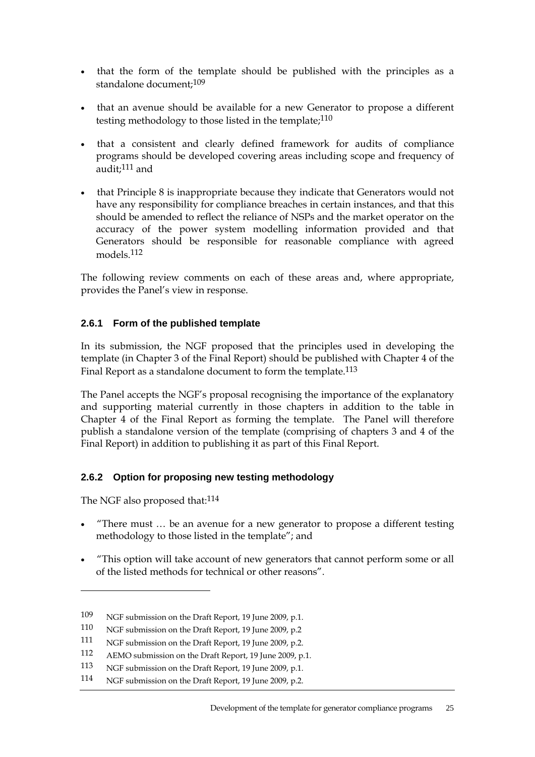- that the form of the template should be published with the principles as a standalone document;[109]
- that an avenue should be available for a new Generator to propose a different testing methodology to those listed in the template;[110]
- that a consistent and clearly defined framework for audits of compliance programs should be developed covering areas including scope and frequency of audit;[111] and
- that Principle 8 is inappropriate because they indicate that Generators would not have any responsibility for compliance breaches in certain instances, and that this should be amended to reflect the reliance of NSPs and the market operator on the accuracy of the power system modelling information provided and that Generators should be responsible for reasonable compliance with agreed models.[112]

The following review comments on each of these areas and, where appropriate, provides the Panel's view in response.

### 2.6.1 Form of the published template

In its submission, the NGF proposed that the principles used in developing the template (in Chapter 3 of the Final Report) should be published with Chapter 4 of the Final Report as a standalone document to form the template.[113]

The Panel accepts the NGF's proposal recognising the importance of the explanatory and supporting material currently in those chapters in addition to the table in Chapter 4 of the Final Report as forming the template. The Panel will therefore publish a standalone version of the template (comprising of chapters 3 and 4 of the Final Report) in addition to publishing it as part of this Final Report.

### 2.6.2 Option for proposing new testing methodology

The NGF also proposed that:[114]

- "There must … be an avenue for a new generator to propose a different testing methodology to those listed in the template"; and
- "This option will take account of new generators that cannot perform some or all of the listed methods for technical or other reasons".

---

109 NGF submission on the Draft Report, 19 June 2009, p.1.

110 NGF submission on the Draft Report, 19 June 2009, p.2

111 NGF submission on the Draft Report, 19 June 2009, p.2.

112 AEMO submission on the Draft Report, 19 June 2009, p.1.

113 NGF submission on the Draft Report, 19 June 2009, p.1.

114 NGF submission on the Draft Report, 19 June 2009, p.2.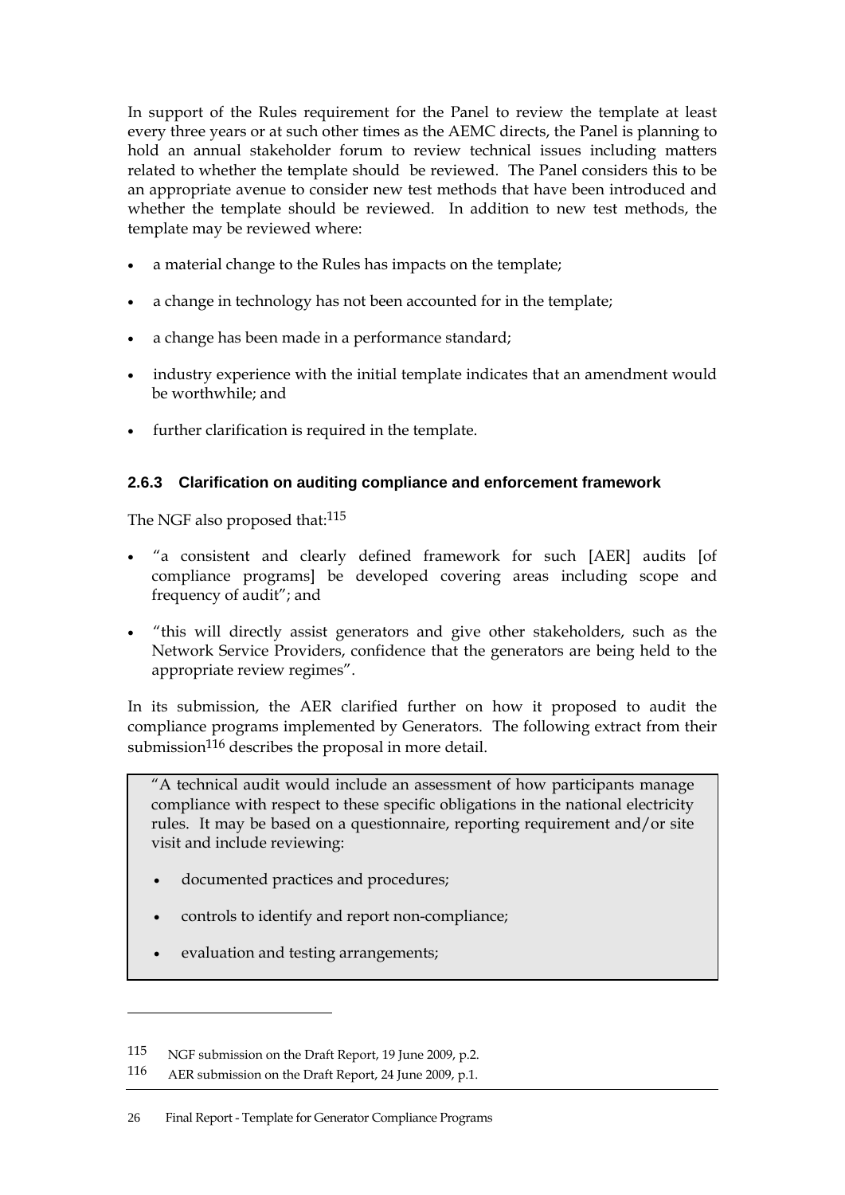In support of the Rules requirement for the Panel to review the template at least every three years or at such other times as the AEMC directs, the Panel is planning to hold an annual stakeholder forum to review technical issues including matters related to whether the template should be reviewed. The Panel considers this to be an appropriate avenue to consider new test methods that have been introduced and whether the template should be reviewed. In addition to new test methods, the template may be reviewed where:

- a material change to the Rules has impacts on the template;
- a change in technology has not been accounted for in the template;
- a change has been made in a performance standard;
- industry experience with the initial template indicates that an amendment would be worthwhile; and
- further clarification is required in the template.

### 2.6.3 Clarification on auditing compliance and enforcement framework

The NGF also proposed that:[115]

- "a consistent and clearly defined framework for such [AER] audits [of compliance programs] be developed covering areas including scope and frequency of audit"; and
- "this will directly assist generators and give other stakeholders, such as the Network Service Providers, confidence that the generators are being held to the appropriate review regimes".

In its submission, the AER clarified further on how it proposed to audit the compliance programs implemented by Generators. The following extract from their submission[116] describes the proposal in more detail.

> "A technical audit would include an assessment of how participants manage compliance with respect to these specific obligations in the national electricity rules. It may be based on a questionnaire, reporting requirement and/or site visit and include reviewing:
>
> - documented practices and procedures;
> - controls to identify and report non-compliance;
> - evaluation and testing arrangements;

115 NGF submission on the Draft Report, 19 June 2009, p.2.

116 AER submission on the Draft Report, 24 June 2009, p.1.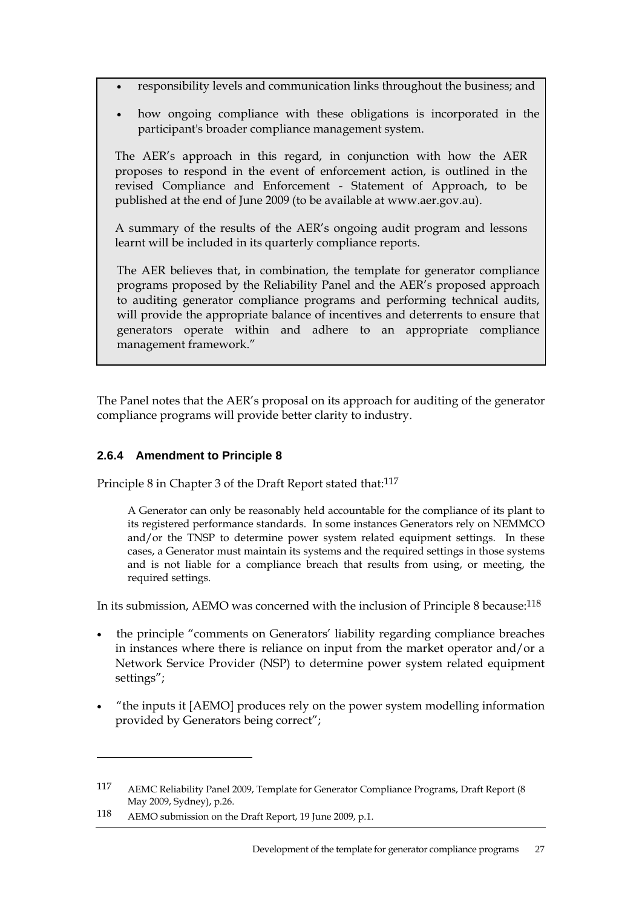- responsibility levels and communication links throughout the business; and
- how ongoing compliance with these obligations is incorporated in the participant's broader compliance management system.

> The AER's approach in this regard, in conjunction with how the AER proposes to respond in the event of enforcement action, is outlined in the revised Compliance and Enforcement - Statement of Approach, to be published at the end of June 2009 (to be available at www.aer.gov.au).
>
> A summary of the results of the AER's ongoing audit program and lessons learnt will be included in its quarterly compliance reports.
>
> The AER believes that, in combination, the template for generator compliance programs proposed by the Reliability Panel and the AER's proposed approach to auditing generator compliance programs and performing technical audits, will provide the appropriate balance of incentives and deterrents to ensure that generators operate within and adhere to an appropriate compliance management framework."

The Panel notes that the AER's proposal on its approach for auditing of the generator compliance programs will provide better clarity to industry.

### 2.6.4 Amendment to Principle 8

Principle 8 in Chapter 3 of the Draft Report stated that:[117]

> A Generator can only be reasonably held accountable for the compliance of its plant to its registered performance standards. In some instances Generators rely on NEMMCO and/or the TNSP to determine power system related equipment settings. In these cases, a Generator must maintain its systems and the required settings in those systems and is not liable for a compliance breach that results from using, or meeting, the required settings.

In its submission, AEMO was concerned with the inclusion of Principle 8 because:[118]

- the principle "comments on Generators' liability regarding compliance breaches in instances where there is reliance on input from the market operator and/or a Network Service Provider (NSP) to determine power system related equipment settings";
- "the inputs it [AEMO] produces rely on the power system modelling information provided by Generators being correct";

---

[117] AEMC Reliability Panel 2009, Template for Generator Compliance Programs, Draft Report (8 May 2009, Sydney), p.26.

[118] AEMO submission on the Draft Report, 19 June 2009, p.1.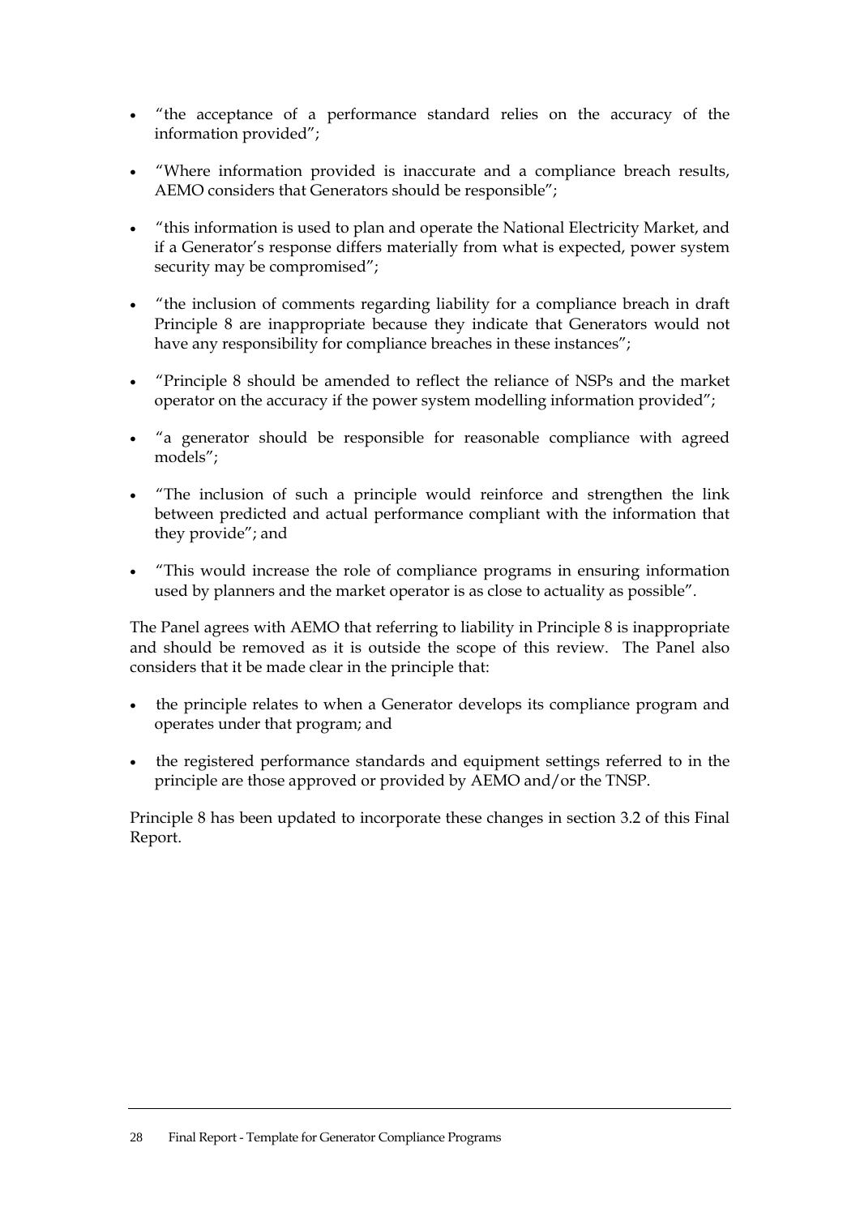- "the acceptance of a performance standard relies on the accuracy of the information provided";
- "Where information provided is inaccurate and a compliance breach results, AEMO considers that Generators should be responsible";
- "this information is used to plan and operate the National Electricity Market, and if a Generator's response differs materially from what is expected, power system security may be compromised";
- "the inclusion of comments regarding liability for a compliance breach in draft Principle 8 are inappropriate because they indicate that Generators would not have any responsibility for compliance breaches in these instances";
- "Principle 8 should be amended to reflect the reliance of NSPs and the market operator on the accuracy if the power system modelling information provided";
- "a generator should be responsible for reasonable compliance with agreed models";
- "The inclusion of such a principle would reinforce and strengthen the link between predicted and actual performance compliant with the information that they provide"; and
- "This would increase the role of compliance programs in ensuring information used by planners and the market operator is as close to actuality as possible".

The Panel agrees with AEMO that referring to liability in Principle 8 is inappropriate and should be removed as it is outside the scope of this review. The Panel also considers that it be made clear in the principle that:

- the principle relates to when a Generator develops its compliance program and operates under that program; and
- the registered performance standards and equipment settings referred to in the principle are those approved or provided by AEMO and/or the TNSP.

Principle 8 has been updated to incorporate these changes in section 3.2 of this Final Report.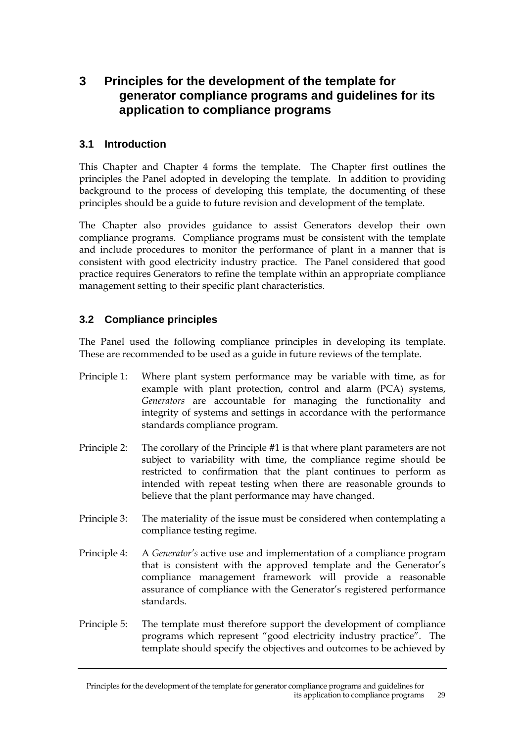# 3 Principles for the development of the template for generator compliance programs and guidelines for its application to compliance programs

## 3.1 Introduction

This Chapter and Chapter 4 forms the template. The Chapter first outlines the principles the Panel adopted in developing the template. In addition to providing background to the process of developing this template, the documenting of these principles should be a guide to future revision and development of the template.

The Chapter also provides guidance to assist Generators develop their own compliance programs. Compliance programs must be consistent with the template and include procedures to monitor the performance of plant in a manner that is consistent with good electricity industry practice. The Panel considered that good practice requires Generators to refine the template within an appropriate compliance management setting to their specific plant characteristics.

## 3.2 Compliance principles

The Panel used the following compliance principles in developing its template. These are recommended to be used as a guide in future reviews of the template.

Principle 1: Where plant system performance may be variable with time, as for example with plant protection, control and alarm (PCA) systems, *Generators* are accountable for managing the functionality and integrity of systems and settings in accordance with the performance standards compliance program.

Principle 2: The corollary of the Principle #1 is that where plant parameters are not subject to variability with time, the compliance regime should be restricted to confirmation that the plant continues to perform as intended with repeat testing when there are reasonable grounds to believe that the plant performance may have changed.

Principle 3: The materiality of the issue must be considered when contemplating a compliance testing regime.

Principle 4: A *Generator's* active use and implementation of a compliance program that is consistent with the approved template and the Generator's compliance management framework will provide a reasonable assurance of compliance with the Generator's registered performance standards.

Principle 5: The template must therefore support the development of compliance programs which represent "good electricity industry practice". The template should specify the objectives and outcomes to be achieved by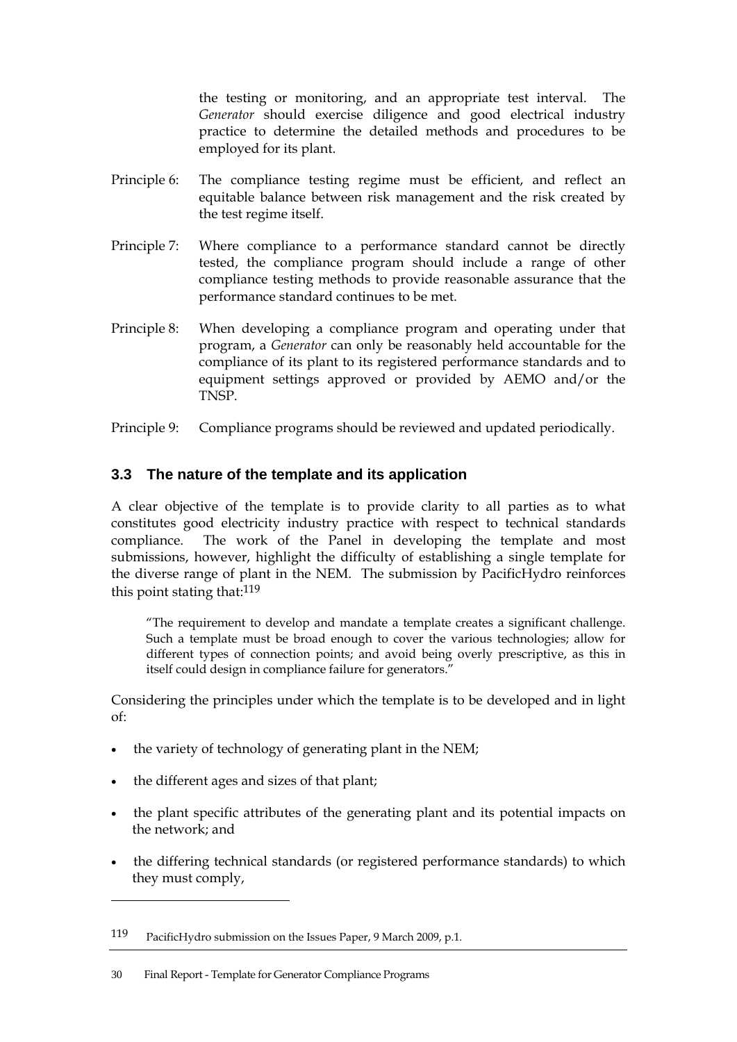the testing or monitoring, and an appropriate test interval. The *Generator* should exercise diligence and good electrical industry practice to determine the detailed methods and procedures to be employed for its plant.

Principle 6: The compliance testing regime must be efficient, and reflect an equitable balance between risk management and the risk created by the test regime itself.

Principle 7: Where compliance to a performance standard cannot be directly tested, the compliance program should include a range of other compliance testing methods to provide reasonable assurance that the performance standard continues to be met.

Principle 8: When developing a compliance program and operating under that program, a *Generator* can only be reasonably held accountable for the compliance of its plant to its registered performance standards and to equipment settings approved or provided by AEMO and/or the TNSP.

Principle 9: Compliance programs should be reviewed and updated periodically.

### 3.3 The nature of the template and its application

A clear objective of the template is to provide clarity to all parties as to what constitutes good electricity industry practice with respect to technical standards compliance. The work of the Panel in developing the template and most submissions, however, highlight the difficulty of establishing a single template for the diverse range of plant in the NEM. The submission by PacificHydro reinforces this point stating that:[119]

> "The requirement to develop and mandate a template creates a significant challenge. Such a template must be broad enough to cover the various technologies; allow for different types of connection points; and avoid being overly prescriptive, as this in itself could design in compliance failure for generators."

Considering the principles under which the template is to be developed and in light of:

- the variety of technology of generating plant in the NEM;
- the different ages and sizes of that plant;
- the plant specific attributes of the generating plant and its potential impacts on the network; and
- the differing technical standards (or registered performance standards) to which they must comply,

---

119 PacificHydro submission on the Issues Paper, 9 March 2009, p.1.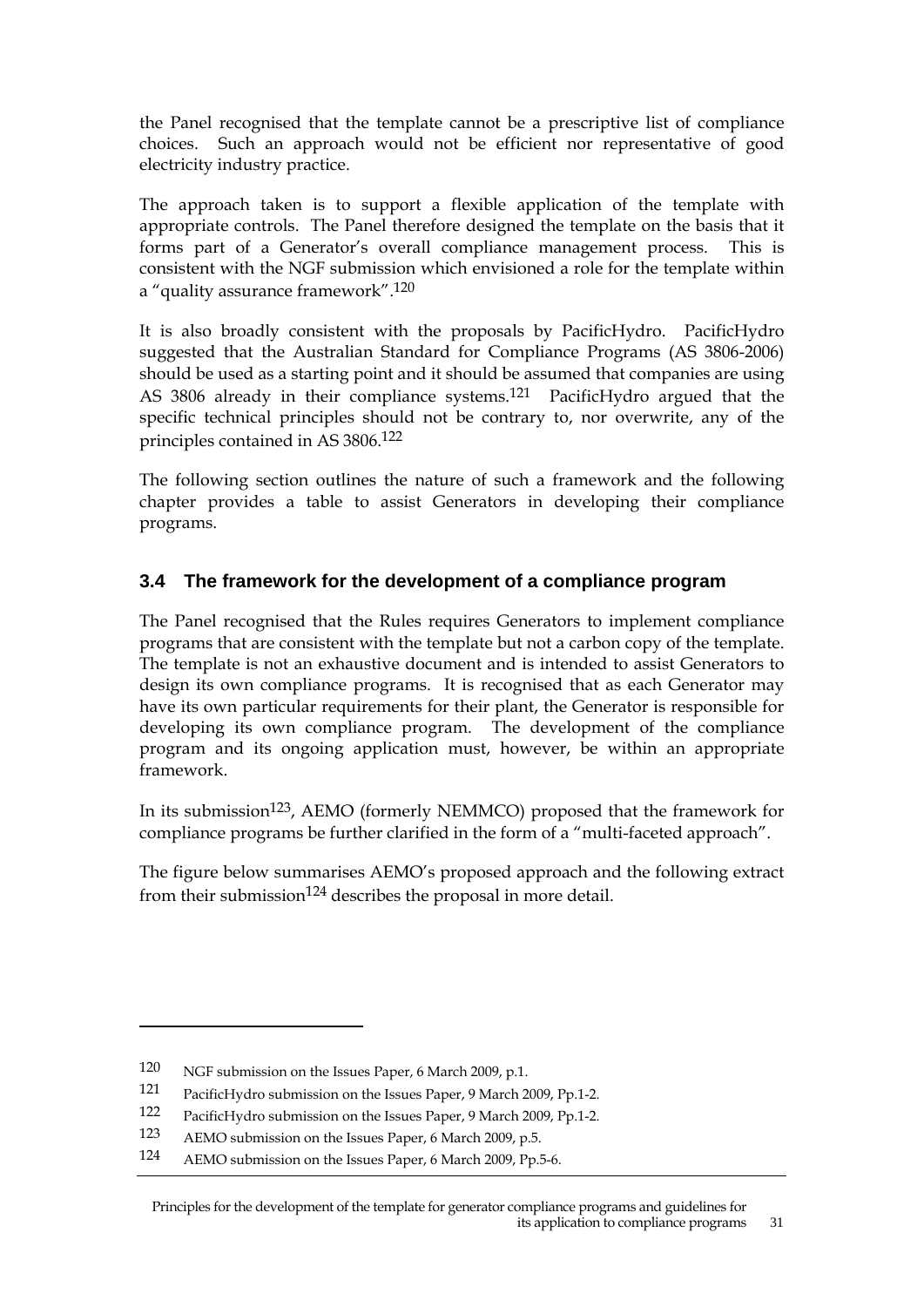the Panel recognised that the template cannot be a prescriptive list of compliance choices. Such an approach would not be efficient nor representative of good electricity industry practice.

The approach taken is to support a flexible application of the template with appropriate controls. The Panel therefore designed the template on the basis that it forms part of a Generator's overall compliance management process. This is consistent with the NGF submission which envisioned a role for the template within a "quality assurance framework".[120]

It is also broadly consistent with the proposals by PacificHydro. PacificHydro suggested that the Australian Standard for Compliance Programs (AS 3806-2006) should be used as a starting point and it should be assumed that companies are using AS 3806 already in their compliance systems.[121] PacificHydro argued that the specific technical principles should not be contrary to, nor overwrite, any of the principles contained in AS 3806.[122]

The following section outlines the nature of such a framework and the following chapter provides a table to assist Generators in developing their compliance programs.

## 3.4 The framework for the development of a compliance program

The Panel recognised that the Rules requires Generators to implement compliance programs that are consistent with the template but not a carbon copy of the template. The template is not an exhaustive document and is intended to assist Generators to design its own compliance programs. It is recognised that as each Generator may have its own particular requirements for their plant, the Generator is responsible for developing its own compliance program. The development of the compliance program and its ongoing application must, however, be within an appropriate framework.

In its submission[123], AEMO (formerly NEMMCO) proposed that the framework for compliance programs be further clarified in the form of a "multi-faceted approach".

The figure below summarises AEMO's proposed approach and the following extract from their submission[124] describes the proposal in more detail.

---

120 NGF submission on the Issues Paper, 6 March 2009, p.1.

121 PacificHydro submission on the Issues Paper, 9 March 2009, Pp.1-2.

122 PacificHydro submission on the Issues Paper, 9 March 2009, Pp.1-2.

123 AEMO submission on the Issues Paper, 6 March 2009, p.5.

124 AEMO submission on the Issues Paper, 6 March 2009, Pp.5-6.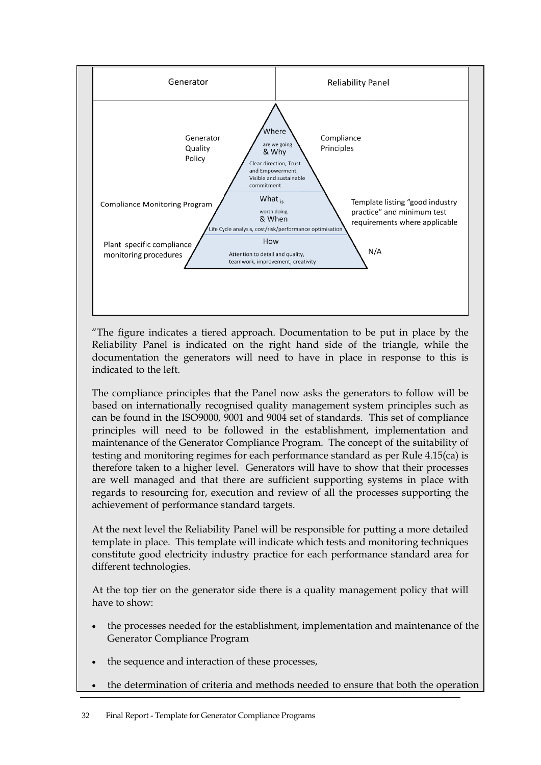| Generator | Reliability Panel |
|---|---|
| Generator Quality Policy | Compliance Principles |
| Compliance Monitoring Program | Template listing "good industry practice" and minimum test requirements where applicable |
| Plant specific compliance monitoring procedures | N/A |

Where are we going & Why — Clear direction, Trust and Empowerment, Visible and sustainable commitment

What is worth doing & When — Life Cycle analysis, cost/risk/performance optimisation

How — Attention to detail and quality, teamwork, improvement, creativity

"The figure indicates a tiered approach. Documentation to be put in place by the Reliability Panel is indicated on the right hand side of the triangle, while the documentation the generators will need to have in place in response to this is indicated to the left.

The compliance principles that the Panel now asks the generators to follow will be based on internationally recognised quality management system principles such as can be found in the ISO9000, 9001 and 9004 set of standards. This set of compliance principles will need to be followed in the establishment, implementation and maintenance of the Generator Compliance Program. The concept of the suitability of testing and monitoring regimes for each performance standard as per Rule 4.15(ca) is therefore taken to a higher level. Generators will have to show that their processes are well managed and that there are sufficient supporting systems in place with regards to resourcing for, execution and review of all the processes supporting the achievement of performance standard targets.

At the next level the Reliability Panel will be responsible for putting a more detailed template in place. This template will indicate which tests and monitoring techniques constitute good electricity industry practice for each performance standard area for different technologies.

At the top tier on the generator side there is a quality management policy that will have to show:

- the processes needed for the establishment, implementation and maintenance of the Generator Compliance Program
- the sequence and interaction of these processes,
- the determination of criteria and methods needed to ensure that both the operation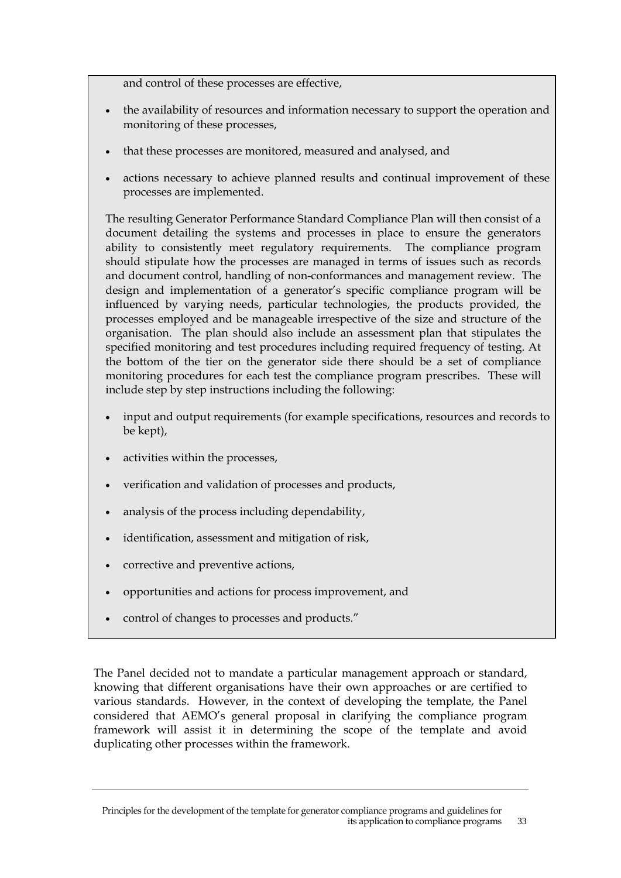and control of these processes are effective,

- the availability of resources and information necessary to support the operation and monitoring of these processes,
- that these processes are monitored, measured and analysed, and
- actions necessary to achieve planned results and continual improvement of these processes are implemented.

The resulting Generator Performance Standard Compliance Plan will then consist of a document detailing the systems and processes in place to ensure the generators ability to consistently meet regulatory requirements. The compliance program should stipulate how the processes are managed in terms of issues such as records and document control, handling of non-conformances and management review. The design and implementation of a generator's specific compliance program will be influenced by varying needs, particular technologies, the products provided, the processes employed and be manageable irrespective of the size and structure of the organisation. The plan should also include an assessment plan that stipulates the specified monitoring and test procedures including required frequency of testing. At the bottom of the tier on the generator side there should be a set of compliance monitoring procedures for each test the compliance program prescribes. These will include step by step instructions including the following:

- input and output requirements (for example specifications, resources and records to be kept),
- activities within the processes,
- verification and validation of processes and products,
- analysis of the process including dependability,
- identification, assessment and mitigation of risk,
- corrective and preventive actions,
- opportunities and actions for process improvement, and
- control of changes to processes and products."

The Panel decided not to mandate a particular management approach or standard, knowing that different organisations have their own approaches or are certified to various standards. However, in the context of developing the template, the Panel considered that AEMO's general proposal in clarifying the compliance program framework will assist it in determining the scope of the template and avoid duplicating other processes within the framework.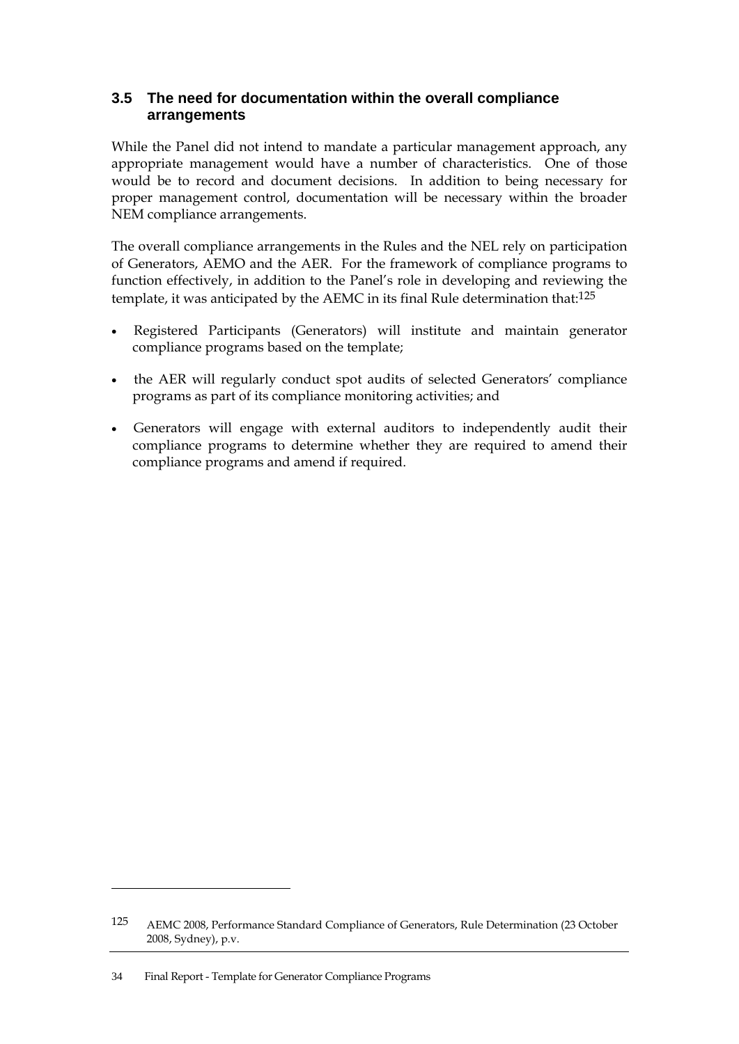## 3.5 The need for documentation within the overall compliance arrangements

While the Panel did not intend to mandate a particular management approach, any appropriate management would have a number of characteristics. One of those would be to record and document decisions. In addition to being necessary for proper management control, documentation will be necessary within the broader NEM compliance arrangements.

The overall compliance arrangements in the Rules and the NEL rely on participation of Generators, AEMO and the AER. For the framework of compliance programs to function effectively, in addition to the Panel's role in developing and reviewing the template, it was anticipated by the AEMC in its final Rule determination that:[125]

- Registered Participants (Generators) will institute and maintain generator compliance programs based on the template;
- the AER will regularly conduct spot audits of selected Generators' compliance programs as part of its compliance monitoring activities; and
- Generators will engage with external auditors to independently audit their compliance programs to determine whether they are required to amend their compliance programs and amend if required.

---

125 AEMC 2008, Performance Standard Compliance of Generators, Rule Determination (23 October 2008, Sydney), p.v.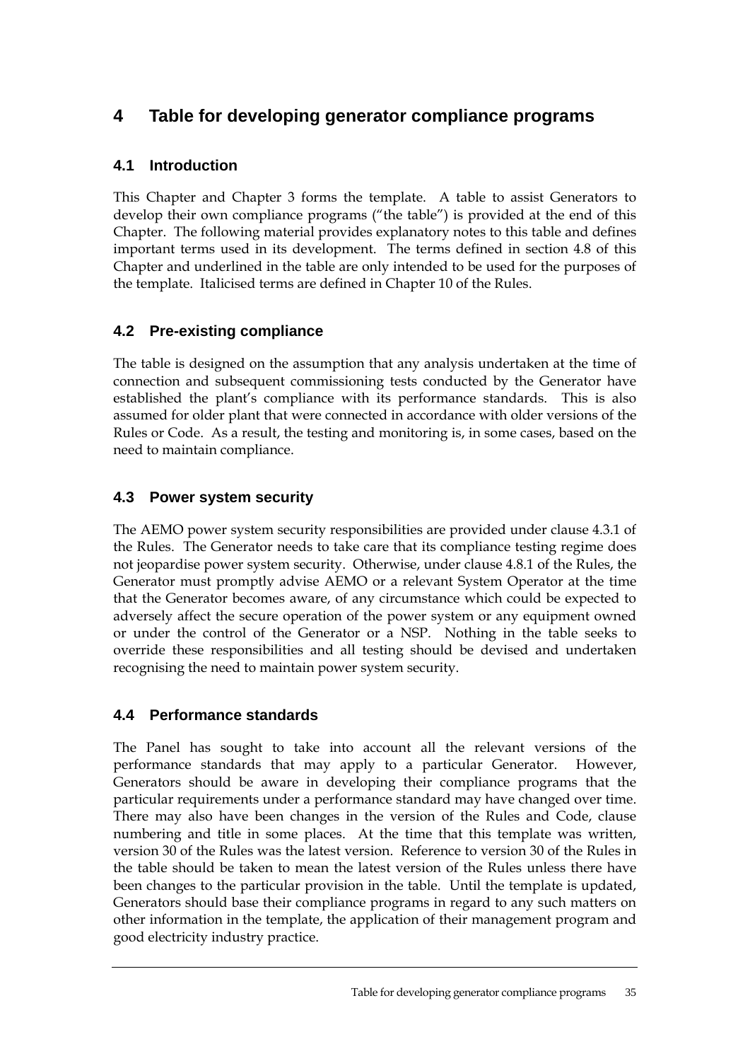# 4 Table for developing generator compliance programs

## 4.1 Introduction

This Chapter and Chapter 3 forms the template. A table to assist Generators to develop their own compliance programs ("the table") is provided at the end of this Chapter. The following material provides explanatory notes to this table and defines important terms used in its development. The terms defined in section 4.8 of this Chapter and underlined in the table are only intended to be used for the purposes of the template. Italicised terms are defined in Chapter 10 of the Rules.

## 4.2 Pre-existing compliance

The table is designed on the assumption that any analysis undertaken at the time of connection and subsequent commissioning tests conducted by the Generator have established the plant's compliance with its performance standards. This is also assumed for older plant that were connected in accordance with older versions of the Rules or Code. As a result, the testing and monitoring is, in some cases, based on the need to maintain compliance.

## 4.3 Power system security

The AEMO power system security responsibilities are provided under clause 4.3.1 of the Rules. The Generator needs to take care that its compliance testing regime does not jeopardise power system security. Otherwise, under clause 4.8.1 of the Rules, the Generator must promptly advise AEMO or a relevant System Operator at the time that the Generator becomes aware, of any circumstance which could be expected to adversely affect the secure operation of the power system or any equipment owned or under the control of the Generator or a NSP. Nothing in the table seeks to override these responsibilities and all testing should be devised and undertaken recognising the need to maintain power system security.

## 4.4 Performance standards

The Panel has sought to take into account all the relevant versions of the performance standards that may apply to a particular Generator. However, Generators should be aware in developing their compliance programs that the particular requirements under a performance standard may have changed over time. There may also have been changes in the version of the Rules and Code, clause numbering and title in some places. At the time that this template was written, version 30 of the Rules was the latest version. Reference to version 30 of the Rules in the table should be taken to mean the latest version of the Rules unless there have been changes to the particular provision in the table. Until the template is updated, Generators should base their compliance programs in regard to any such matters on other information in the template, the application of their management program and good electricity industry practice.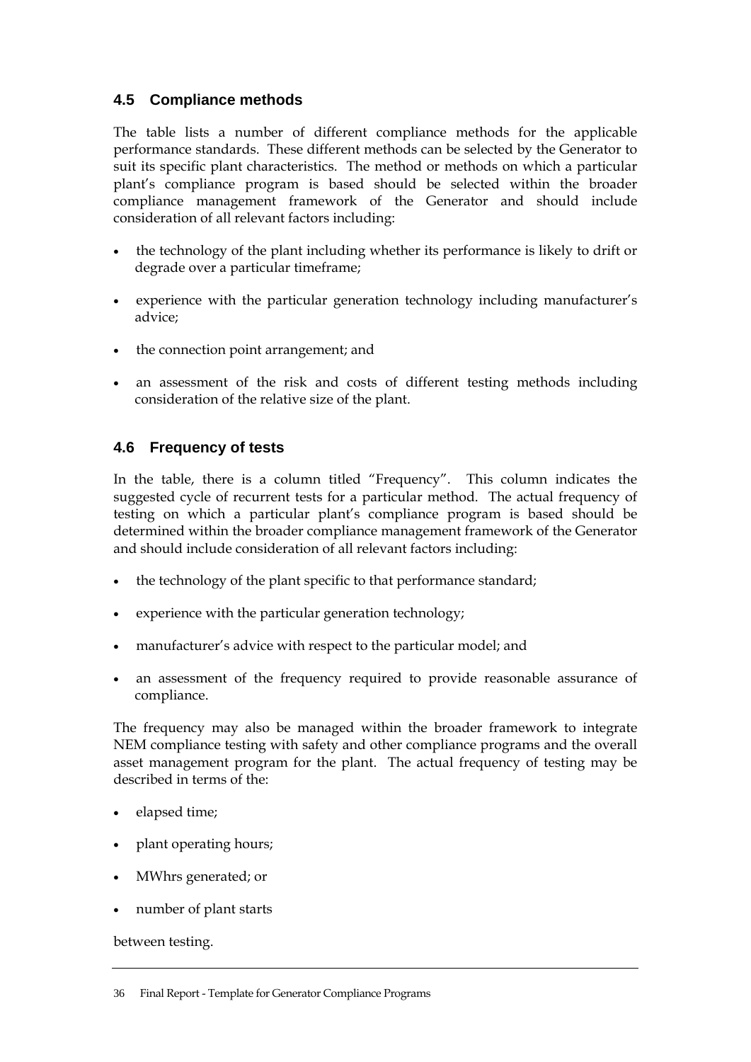## 4.5 Compliance methods

The table lists a number of different compliance methods for the applicable performance standards. These different methods can be selected by the Generator to suit its specific plant characteristics. The method or methods on which a particular plant's compliance program is based should be selected within the broader compliance management framework of the Generator and should include consideration of all relevant factors including:

- the technology of the plant including whether its performance is likely to drift or degrade over a particular timeframe;
- experience with the particular generation technology including manufacturer's advice;
- the connection point arrangement; and
- an assessment of the risk and costs of different testing methods including consideration of the relative size of the plant.

## 4.6 Frequency of tests

In the table, there is a column titled "Frequency". This column indicates the suggested cycle of recurrent tests for a particular method. The actual frequency of testing on which a particular plant's compliance program is based should be determined within the broader compliance management framework of the Generator and should include consideration of all relevant factors including:

- the technology of the plant specific to that performance standard;
- experience with the particular generation technology;
- manufacturer's advice with respect to the particular model; and
- an assessment of the frequency required to provide reasonable assurance of compliance.

The frequency may also be managed within the broader framework to integrate NEM compliance testing with safety and other compliance programs and the overall asset management program for the plant. The actual frequency of testing may be described in terms of the:

- elapsed time;
- plant operating hours;
- MWhrs generated; or
- number of plant starts

between testing.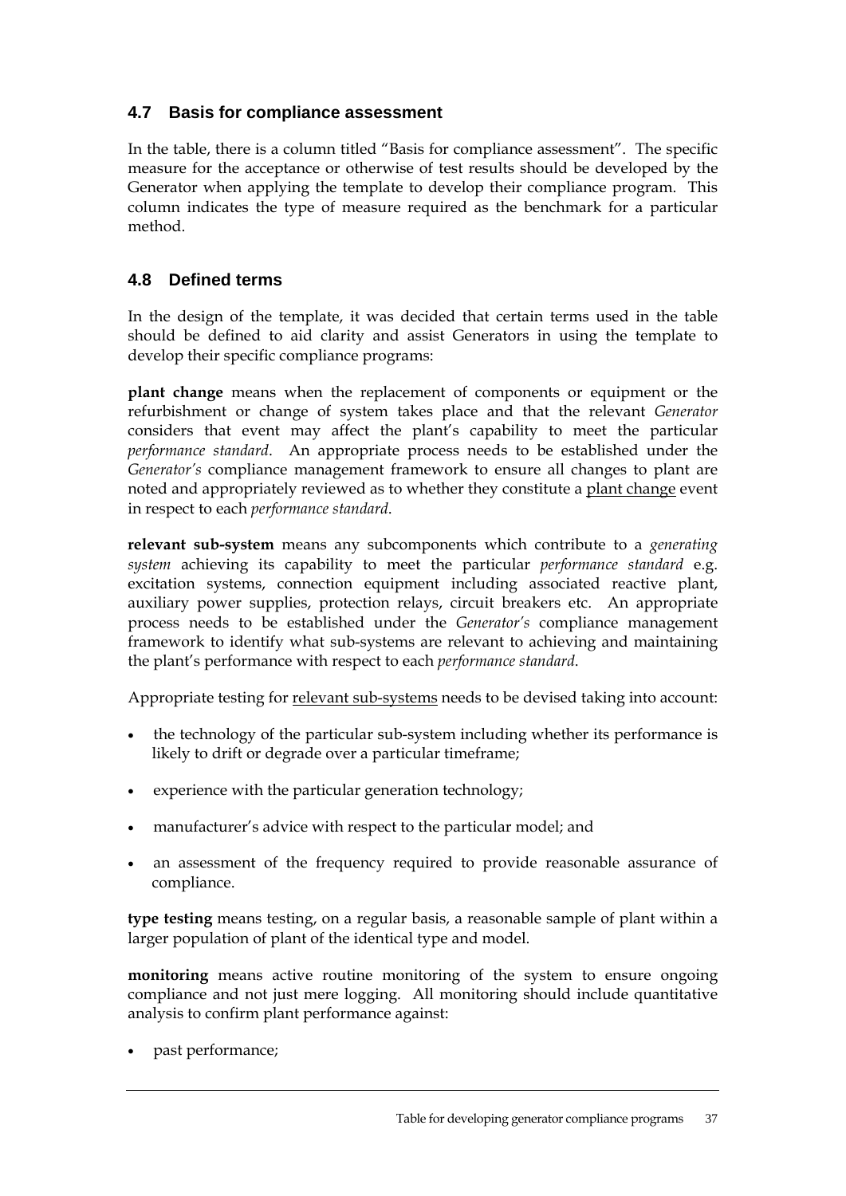## 4.7 Basis for compliance assessment

In the table, there is a column titled "Basis for compliance assessment". The specific measure for the acceptance or otherwise of test results should be developed by the Generator when applying the template to develop their compliance program. This column indicates the type of measure required as the benchmark for a particular method.

## 4.8 Defined terms

In the design of the template, it was decided that certain terms used in the table should be defined to aid clarity and assist Generators in using the template to develop their specific compliance programs:

**plant change** means when the replacement of components or equipment or the refurbishment or change of system takes place and that the relevant *Generator* considers that event may affect the plant's capability to meet the particular *performance standard*. An appropriate process needs to be established under the *Generator's* compliance management framework to ensure all changes to plant are noted and appropriately reviewed as to whether they constitute a plant change event in respect to each *performance standard*.

**relevant sub-system** means any subcomponents which contribute to a *generating system* achieving its capability to meet the particular *performance standard* e.g. excitation systems, connection equipment including associated reactive plant, auxiliary power supplies, protection relays, circuit breakers etc. An appropriate process needs to be established under the *Generator's* compliance management framework to identify what sub-systems are relevant to achieving and maintaining the plant's performance with respect to each *performance standard*.

Appropriate testing for relevant sub-systems needs to be devised taking into account:

- the technology of the particular sub-system including whether its performance is likely to drift or degrade over a particular timeframe;
- experience with the particular generation technology;
- manufacturer's advice with respect to the particular model; and
- an assessment of the frequency required to provide reasonable assurance of compliance.

**type testing** means testing, on a regular basis, a reasonable sample of plant within a larger population of plant of the identical type and model.

**monitoring** means active routine monitoring of the system to ensure ongoing compliance and not just mere logging. All monitoring should include quantitative analysis to confirm plant performance against:

- past performance;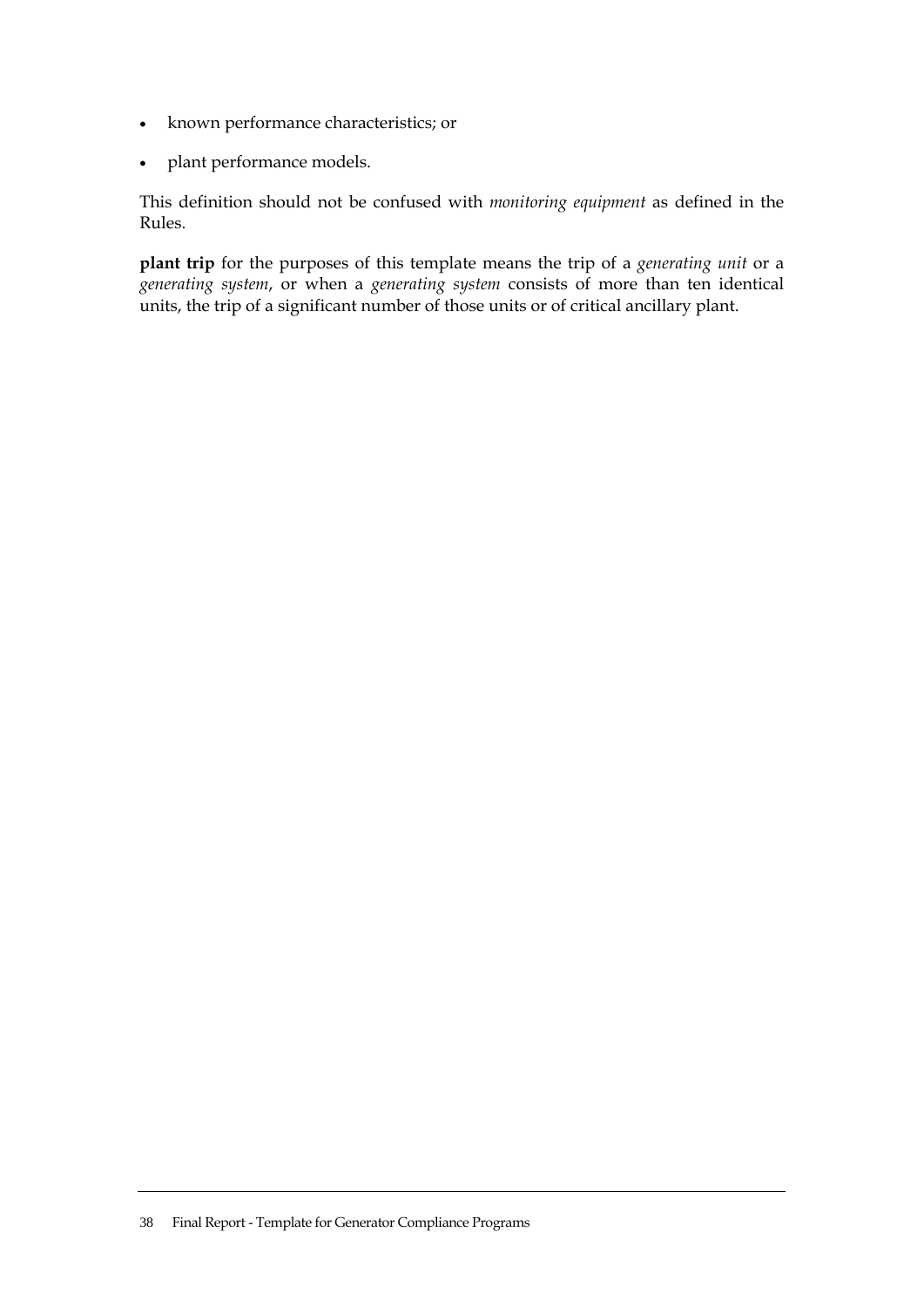- known performance characteristics; or
- plant performance models.

This definition should not be confused with *monitoring equipment* as defined in the Rules.

**plant trip** for the purposes of this template means the trip of a *generating unit* or a *generating system*, or when a *generating system* consists of more than ten identical units, the trip of a significant number of those units or of critical ancillary plant.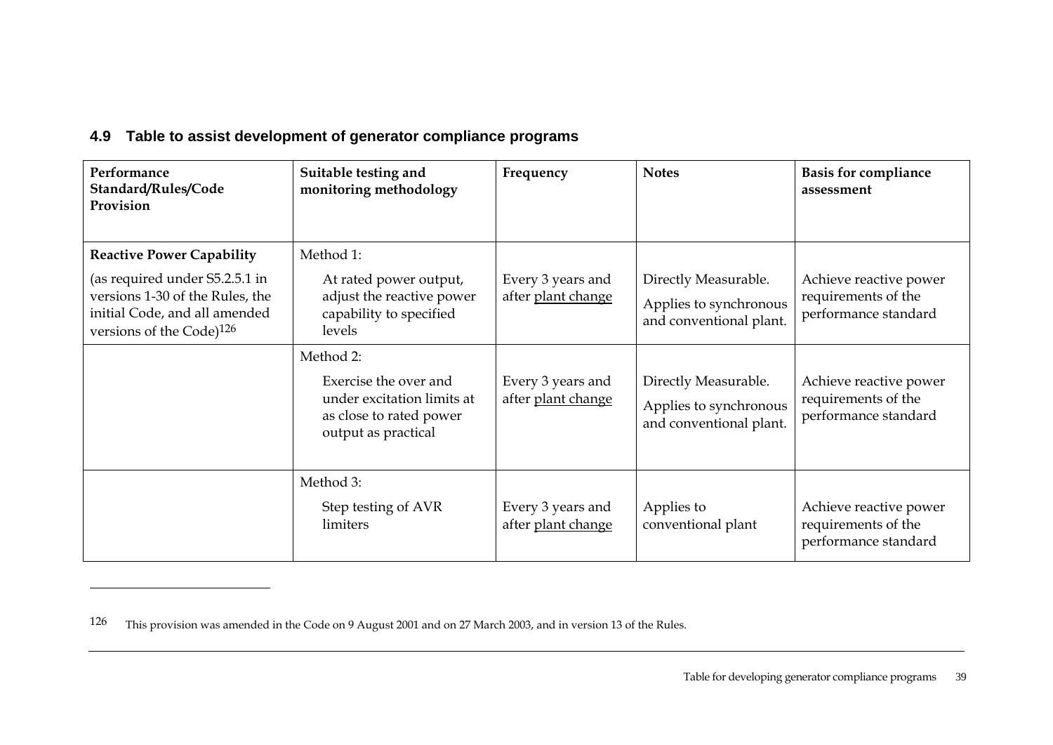### 4.9 Table to assist development of generator compliance programs

| Performance Standard/Rules/Code Provision | Suitable testing and monitoring methodology | Frequency | Notes | Basis for compliance assessment |
|---|---|---|---|---|
| **Reactive Power Capability**<br><br>(as required under S5.2.5.1 in versions 1-30 of the Rules, the initial Code, and all amended versions of the Code)[126] | Method 1:<br><br>At rated power output, adjust the reactive power capability to specified levels | Every 3 years and after plant change | Directly Measurable.<br><br>Applies to synchronous and conventional plant. | Achieve reactive power requirements of the performance standard |
| | Method 2:<br><br>Exercise the over and under excitation limits at as close to rated power output as practical | Every 3 years and after plant change | Directly Measurable.<br><br>Applies to synchronous and conventional plant. | Achieve reactive power requirements of the performance standard |
| | Method 3:<br><br>Step testing of AVR limiters | Every 3 years and after plant change | Applies to conventional plant | Achieve reactive power requirements of the performance standard |

[126] This provision was amended in the Code on 9 August 2001 and on 27 March 2003, and in version 13 of the Rules.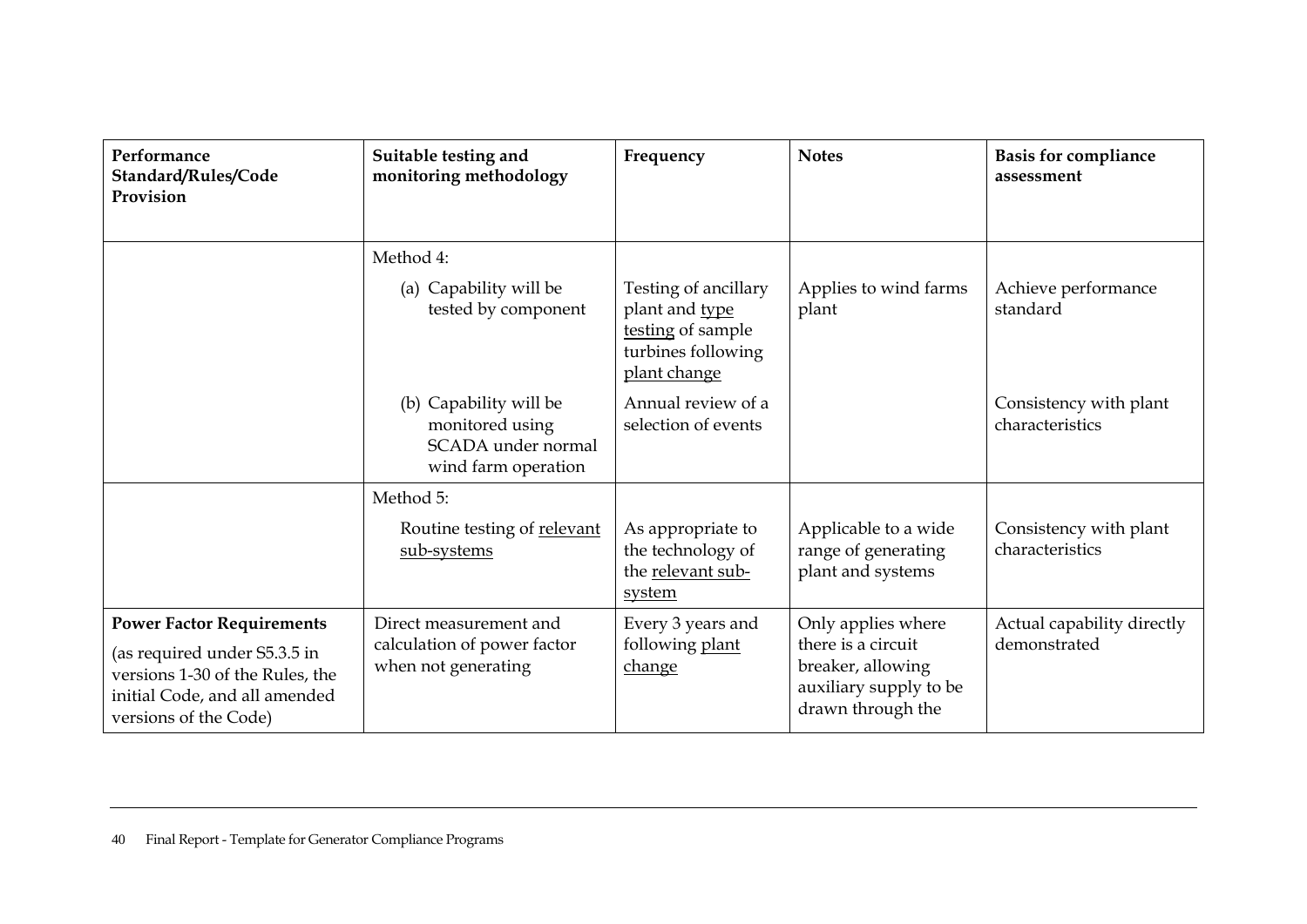| Performance Standard/Rules/Code Provision | Suitable testing and monitoring methodology | Frequency | Notes | Basis for compliance assessment |
|---|---|---|---|---|
| | Method 4: | | | |
| | (a) Capability will be tested by component | Testing of ancillary plant and type testing of sample turbines following plant change | Applies to wind farms plant | Achieve performance standard |
| | (b) Capability will be monitored using SCADA under normal wind farm operation | Annual review of a selection of events | | Consistency with plant characteristics |
| | Method 5: | | | |
| | Routine testing of relevant sub-systems | As appropriate to the technology of the relevant sub-system | Applicable to a wide range of generating plant and systems | Consistency with plant characteristics |
| **Power Factor Requirements** (as required under S5.3.5 in versions 1-30 of the Rules, the initial Code, and all amended versions of the Code) | Direct measurement and calculation of power factor when not generating | Every 3 years and following plant change | Only applies where there is a circuit breaker, allowing auxiliary supply to be drawn through the | Actual capability directly demonstrated |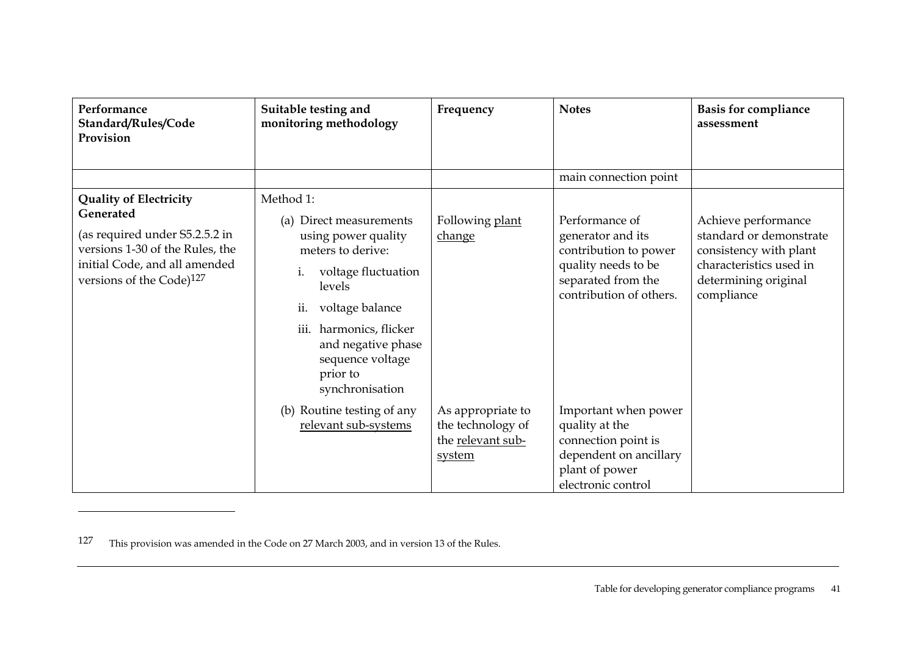| Performance Standard/Rules/Code Provision | Suitable testing and monitoring methodology | Frequency | Notes | Basis for compliance assessment |
| --- | --- | --- | --- | --- |
| | | | main connection point | |
| **Quality of Electricity Generated**<br><br>(as required under S5.2.5.2 in versions 1-30 of the Rules, the initial Code, and all amended versions of the Code)[127] | Method 1:<br><br>(a) Direct measurements using power quality meters to derive:<br>i. voltage fluctuation levels<br>ii. voltage balance<br>iii. harmonics, flicker and negative phase sequence voltage prior to synchronisation | Following plant change | Performance of generator and its contribution to power quality needs to be separated from the contribution of others. | Achieve performance standard or demonstrate consistency with plant characteristics used in determining original compliance |
| | (b) Routine testing of any relevant sub-systems | As appropriate to the technology of the relevant sub-system | Important when power quality at the connection point is dependent on ancillary plant of power electronic control | |

127 This provision was amended in the Code on 27 March 2003, and in version 13 of the Rules.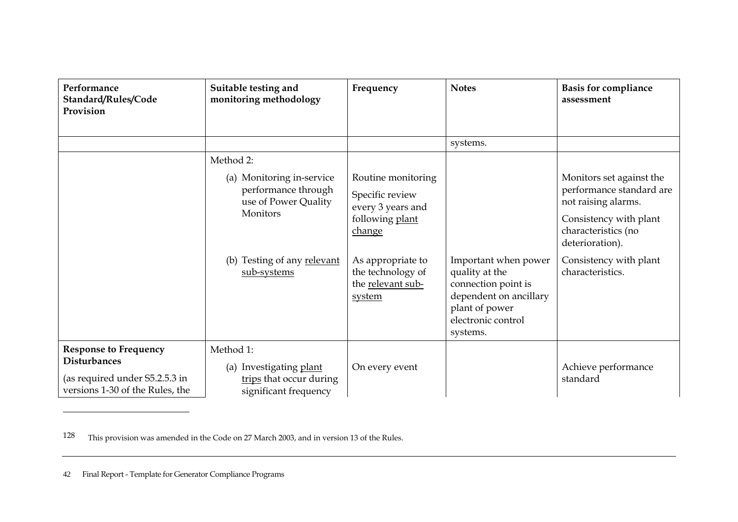| Performance Standard/Rules/Code Provision | Suitable testing and monitoring methodology | Frequency | Notes | Basis for compliance assessment |
|---|---|---|---|---|
| | | | systems. | |
| | Method 2: | | | |
| | (a) Monitoring in-service performance through use of Power Quality Monitors | Routine monitoring<br>Specific review every 3 years and following plant change | | Monitors set against the performance standard are not raising alarms.<br>Consistency with plant characteristics (no deterioration). |
| | (b) Testing of any relevant sub-systems | As appropriate to the technology of the relevant sub-system | Important when power quality at the connection point is dependent on ancillary plant of power electronic control systems. | Consistency with plant characteristics. |
| **Response to Frequency Disturbances**<br>(as required under S5.2.5.3 in versions 1-30 of the Rules, the | Method 1:<br>(a) Investigating plant trips that occur during significant frequency | On every event | | Achieve performance standard |

128 This provision was amended in the Code on 27 March 2003, and in version 13 of the Rules.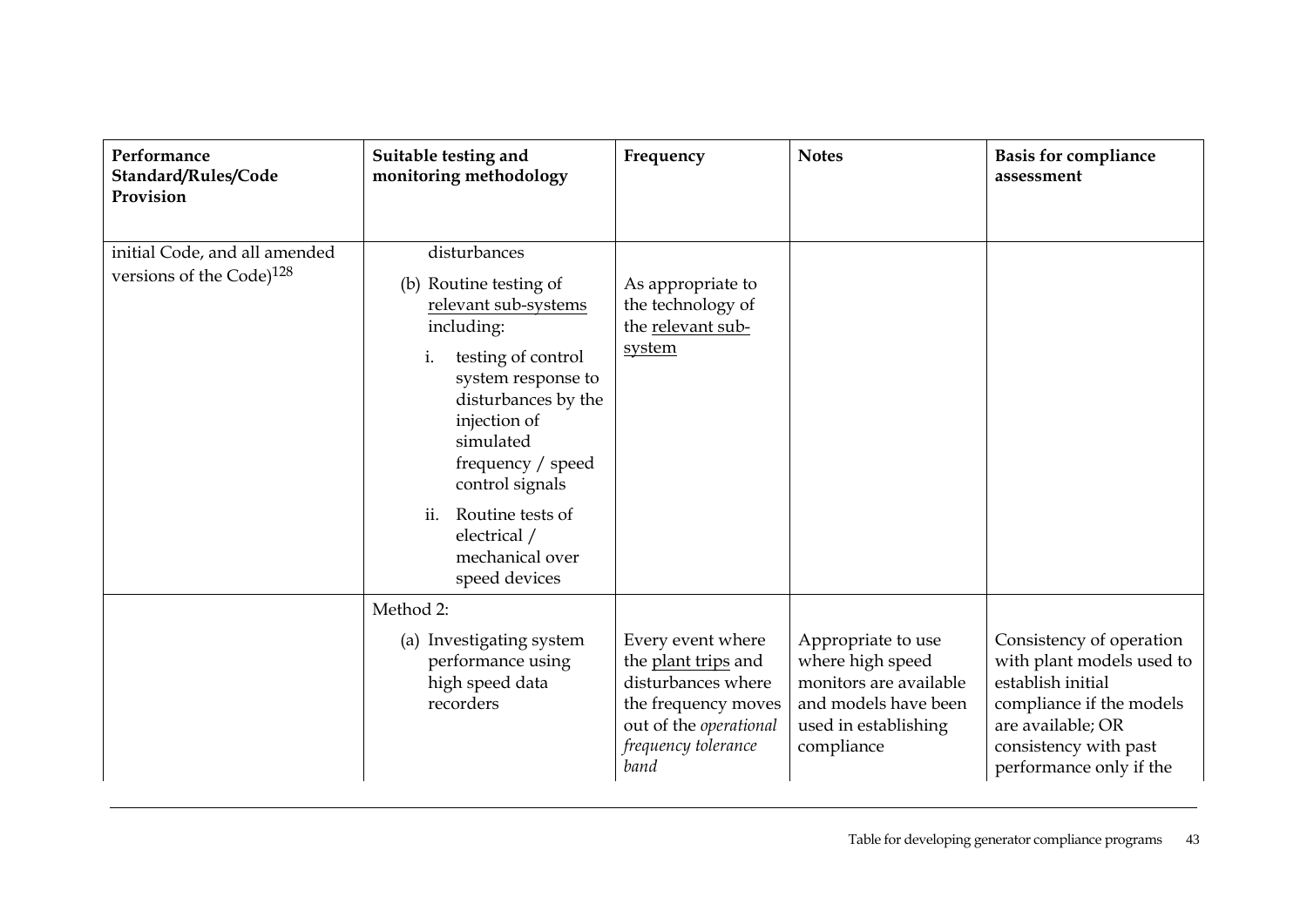| Performance Standard/Rules/Code Provision | Suitable testing and monitoring methodology | Frequency | Notes | Basis for compliance assessment |
|---|---|---|---|---|
| initial Code, and all amended versions of the Code)[128] | disturbances<br><br>(b) Routine testing of relevant sub-systems including:<br><br>i. testing of control system response to disturbances by the injection of simulated frequency / speed control signals<br><br>ii. Routine tests of electrical / mechanical over speed devices | As appropriate to the technology of the relevant sub-system | | |
| | Method 2:<br><br>(a) Investigating system performance using high speed data recorders | Every event where the plant trips and disturbances where the frequency moves out of the *operational frequency tolerance band* | Appropriate to use where high speed monitors are available and models have been used in establishing compliance | Consistency of operation with plant models used to establish initial compliance if the models are available; OR consistency with past performance only if the |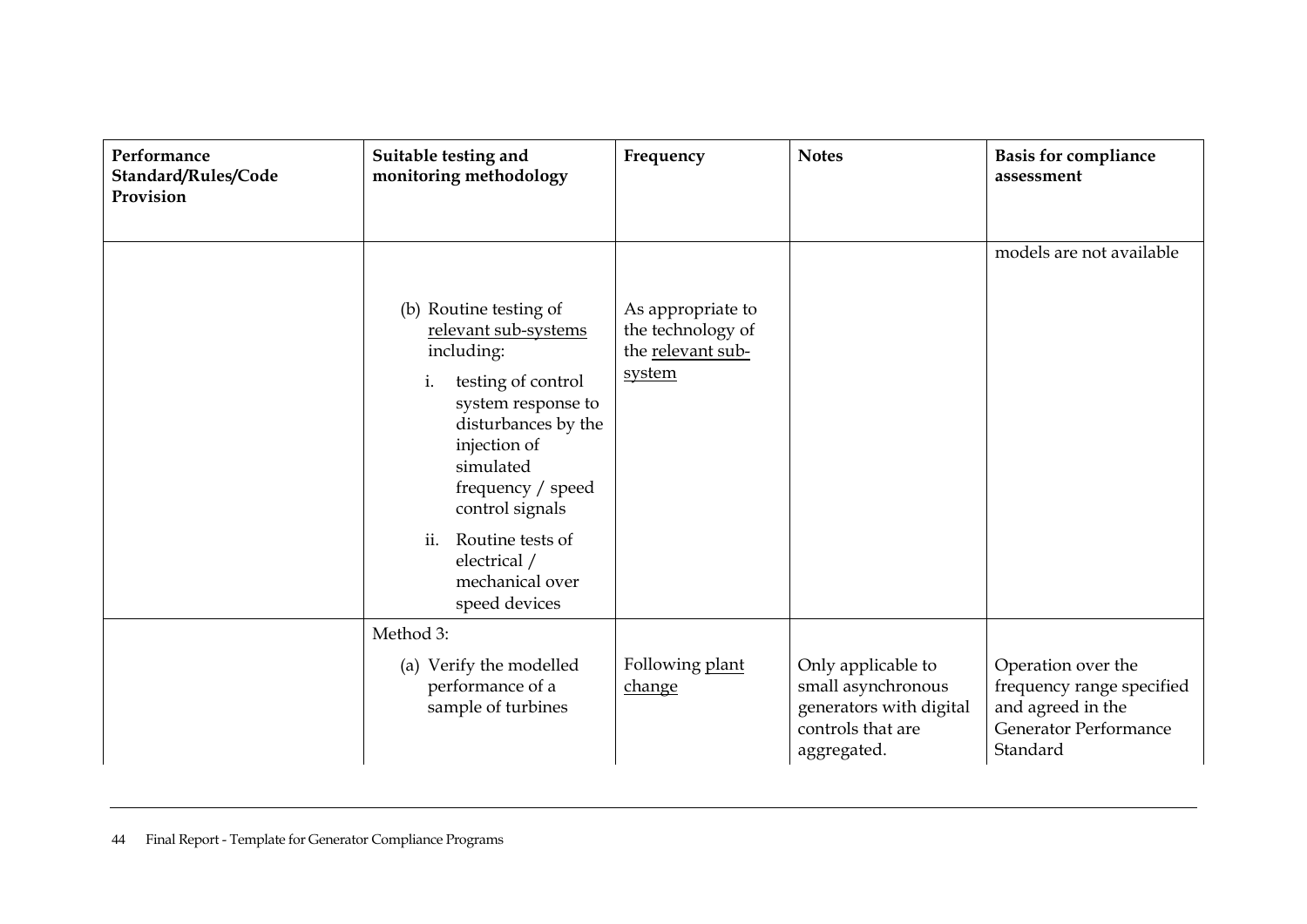| Performance Standard/Rules/Code Provision | Suitable testing and monitoring methodology | Frequency | Notes | Basis for compliance assessment |
| --- | --- | --- | --- | --- |
| | | | | models are not available |
| | (b) Routine testing of relevant sub-systems including:<br>i. testing of control system response to disturbances by the injection of simulated frequency / speed control signals<br>ii. Routine tests of electrical / mechanical over speed devices | As appropriate to the technology of the relevant sub-system | | |
| | Method 3:<br>(a) Verify the modelled performance of a sample of turbines | Following plant change | Only applicable to small asynchronous generators with digital controls that are aggregated. | Operation over the frequency range specified and agreed in the Generator Performance Standard |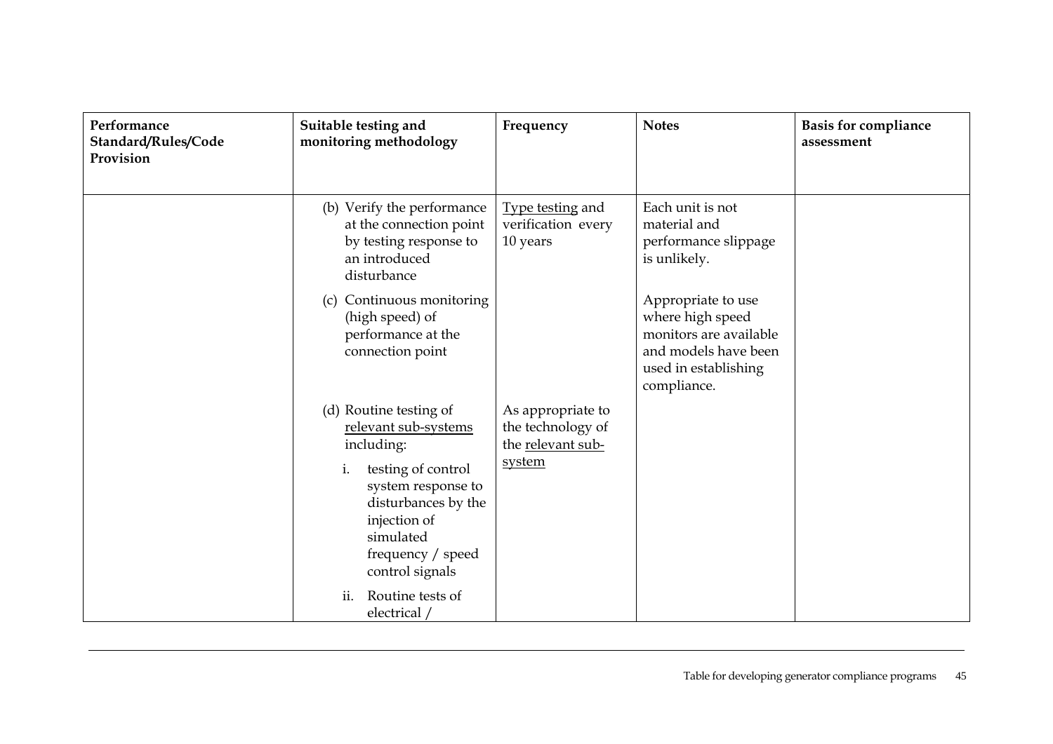| Performance Standard/Rules/Code Provision | Suitable testing and monitoring methodology | Frequency | Notes | Basis for compliance assessment |
|---|---|---|---|---|
| | (b) Verify the performance at the connection point by testing response to an introduced disturbance | Type testing and verification every 10 years | Each unit is not material and performance slippage is unlikely. | |
| | (c) Continuous monitoring (high speed) of performance at the connection point | | Appropriate to use where high speed monitors are available and models have been used in establishing compliance. | |
| | (d) Routine testing of relevant sub-systems including:<br>i. testing of control system response to disturbances by the injection of simulated frequency / speed control signals<br>ii. Routine tests of electrical / | As appropriate to the technology of the relevant sub-system | | |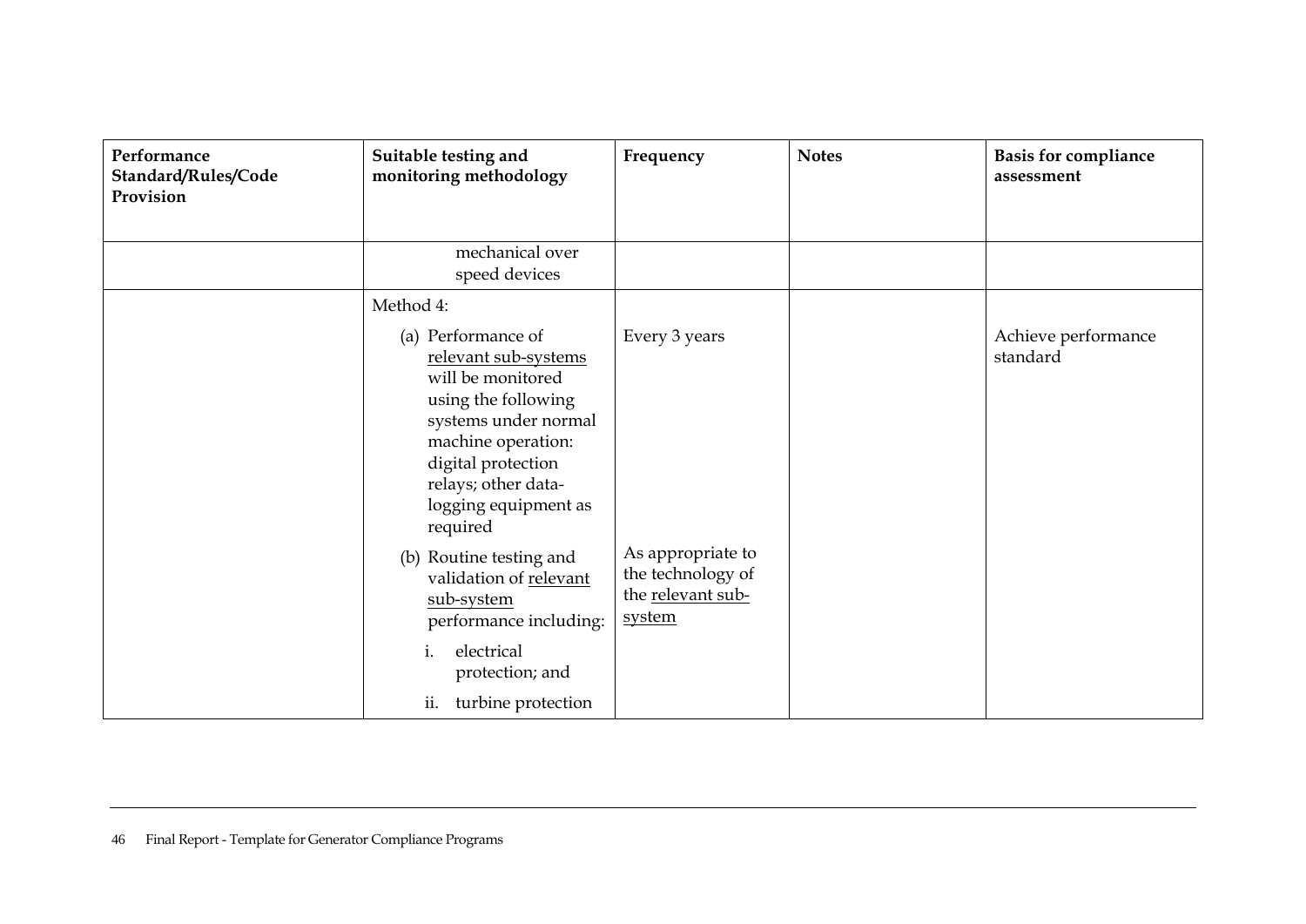| Performance Standard/Rules/Code Provision | Suitable testing and monitoring methodology | Frequency | Notes | Basis for compliance assessment |
|---|---|---|---|---|
| | mechanical over speed devices | | | |
| | Method 4:<br><br>(a) Performance of relevant sub-systems will be monitored using the following systems under normal machine operation: digital protection relays; other data-logging equipment as required | Every 3 years | | Achieve performance standard |
| | (b) Routine testing and validation of relevant sub-system performance including:<br><br>i. electrical protection; and<br><br>ii. turbine protection | As appropriate to the technology of the relevant sub-system | | |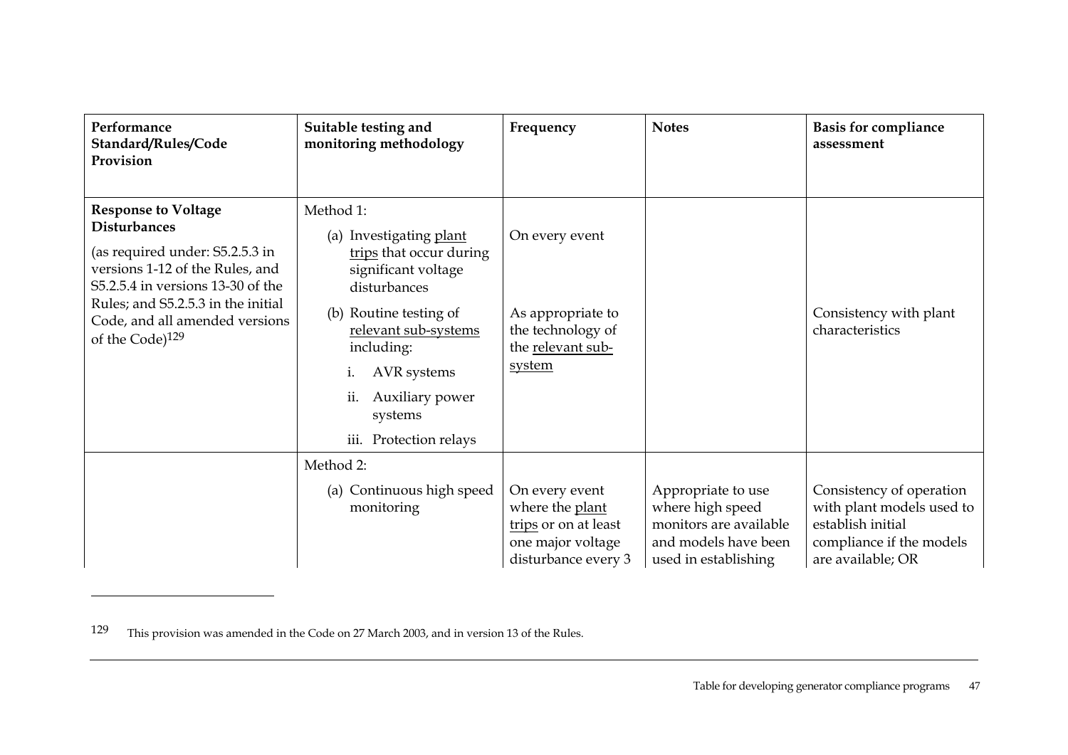| Performance Standard/Rules/Code Provision | Suitable testing and monitoring methodology | Frequency | Notes | Basis for compliance assessment |
| --- | --- | --- | --- | --- |
| **Response to Voltage Disturbances**<br><br>(as required under: S5.2.5.3 in versions 1-12 of the Rules, and S5.2.5.4 in versions 13-30 of the Rules; and S5.2.5.3 in the initial Code, and all amended versions of the Code)[129] | Method 1:<br><br>(a) Investigating plant trips that occur during significant voltage disturbances<br><br>(b) Routine testing of relevant sub-systems including:<br>i. AVR systems<br>ii. Auxiliary power systems<br>iii. Protection relays | On every event<br><br>As appropriate to the technology of the relevant sub-system | | Consistency with plant characteristics |
| | Method 2:<br><br>(a) Continuous high speed monitoring | On every event where the plant trips or on at least one major voltage disturbance every 3 | Appropriate to use where high speed monitors are available and models have been used in establishing | Consistency of operation with plant models used to establish initial compliance if the models are available; OR |

129 This provision was amended in the Code on 27 March 2003, and in version 13 of the Rules.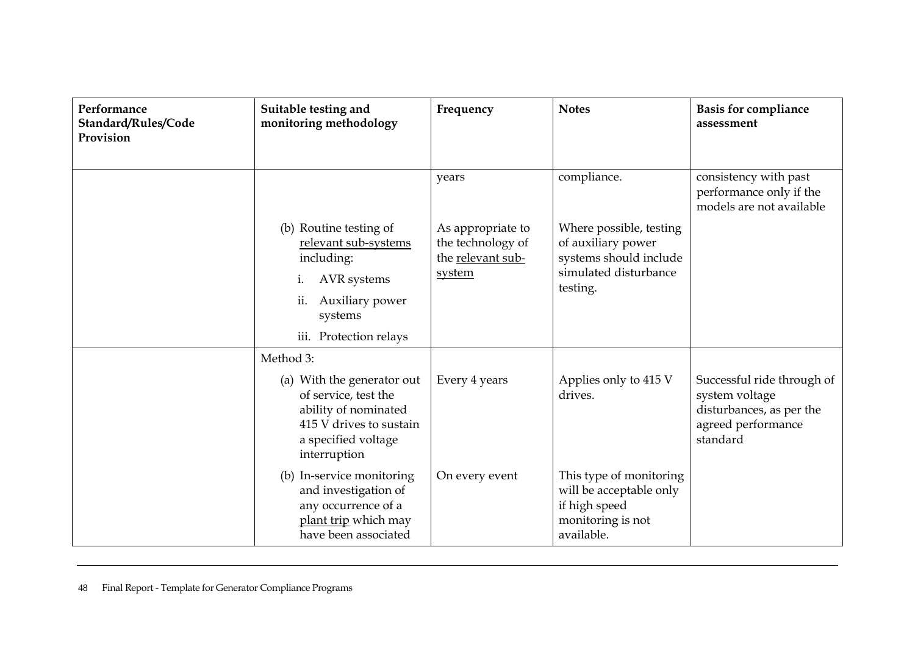| Performance Standard/Rules/Code Provision | Suitable testing and monitoring methodology | Frequency | Notes | Basis for compliance assessment |
| --- | --- | --- | --- | --- |
| | | years | compliance. | consistency with past performance only if the models are not available |
| | (b) Routine testing of relevant sub-systems including:<br>i. AVR systems<br>ii. Auxiliary power systems<br>iii. Protection relays | As appropriate to the technology of the relevant sub-system | Where possible, testing of auxiliary power systems should include simulated disturbance testing. | |
| | Method 3: | | | |
| | (a) With the generator out of service, test the ability of nominated 415 V drives to sustain a specified voltage interruption | Every 4 years | Applies only to 415 V drives. | Successful ride through of system voltage disturbances, as per the agreed performance standard |
| | (b) In-service monitoring and investigation of any occurrence of a plant trip which may have been associated | On every event | This type of monitoring will be acceptable only if high speed monitoring is not available. | |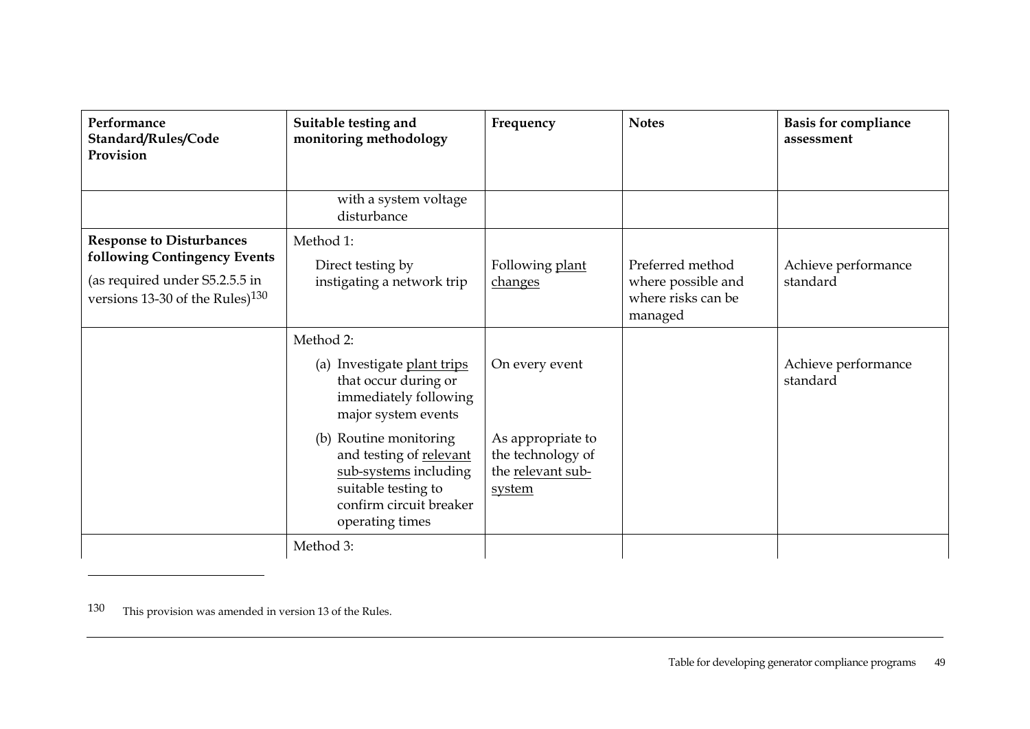| Performance Standard/Rules/Code Provision | Suitable testing and monitoring methodology | Frequency | Notes | Basis for compliance assessment |
|---|---|---|---|---|
| | with a system voltage disturbance | | | |
| **Response to Disturbances following Contingency Events** (as required under S5.2.5.5 in versions 13-30 of the Rules)[130] | Method 1: Direct testing by instigating a network trip | Following plant changes | Preferred method where possible and where risks can be managed | Achieve performance standard |
| | Method 2: (a) Investigate plant trips that occur during or immediately following major system events | On every event | | Achieve performance standard |
| | (b) Routine monitoring and testing of relevant sub-systems including suitable testing to confirm circuit breaker operating times | As appropriate to the technology of the relevant sub-system | | |
| | Method 3: | | | |

130 This provision was amended in version 13 of the Rules.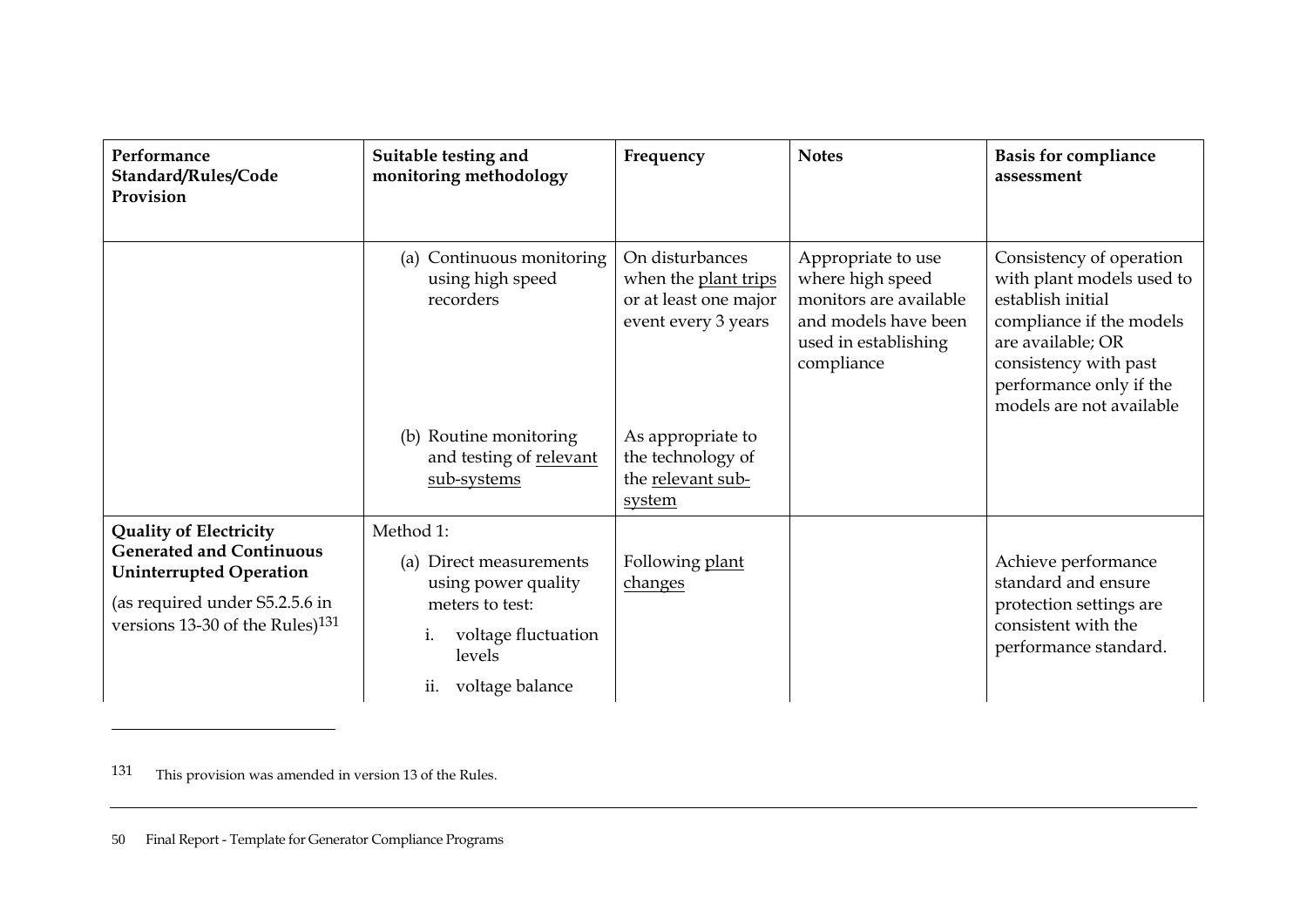| Performance Standard/Rules/Code Provision | Suitable testing and monitoring methodology | Frequency | Notes | Basis for compliance assessment |
| --- | --- | --- | --- | --- |
| | (a) Continuous monitoring using high speed recorders | On disturbances when the plant trips or at least one major event every 3 years | Appropriate to use where high speed monitors are available and models have been used in establishing compliance | Consistency of operation with plant models used to establish initial compliance if the models are available; OR consistency with past performance only if the models are not available |
| | (b) Routine monitoring and testing of relevant sub-systems | As appropriate to the technology of the relevant sub-system | | |
| **Quality of Electricity Generated and Continuous Uninterrupted Operation** (as required under S5.2.5.6 in versions 13-30 of the Rules)[131] | Method 1: (a) Direct measurements using power quality meters to test: i. voltage fluctuation levels ii. voltage balance | Following plant changes | | Achieve performance standard and ensure protection settings are consistent with the performance standard. |

131 This provision was amended in version 13 of the Rules.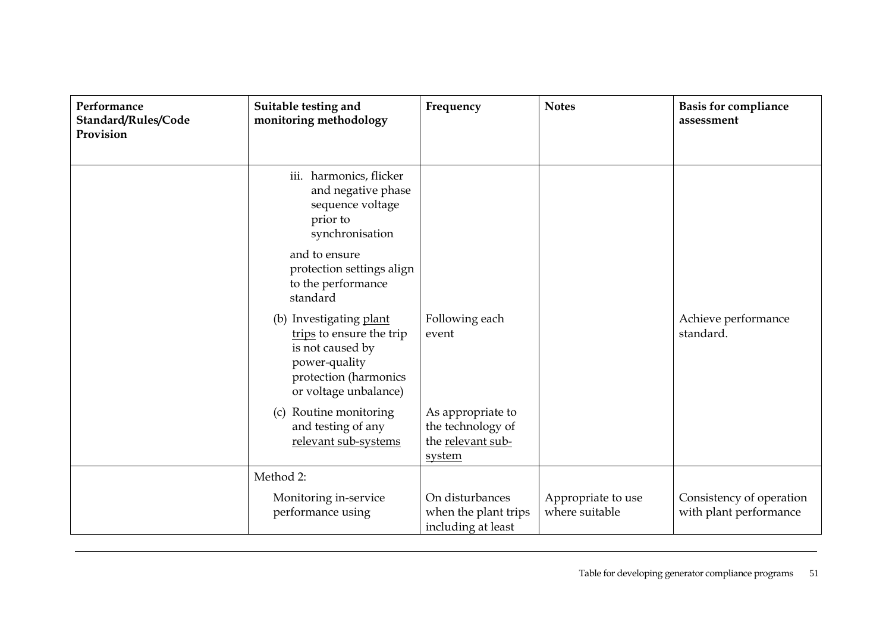| Performance Standard/Rules/Code Provision | Suitable testing and monitoring methodology | Frequency | Notes | Basis for compliance assessment |
|---|---|---|---|---|
| | iii. harmonics, flicker and negative phase sequence voltage prior to synchronisation<br><br>and to ensure protection settings align to the performance standard | | | |
| | (b) Investigating plant trips to ensure the trip is not caused by power-quality protection (harmonics or voltage unbalance) | Following each event | | Achieve performance standard. |
| | (c) Routine monitoring and testing of any relevant sub-systems | As appropriate to the technology of the relevant sub-system | | |
| | Method 2:<br><br>Monitoring in-service performance using | On disturbances when the plant trips including at least | Appropriate to use where suitable | Consistency of operation with plant performance |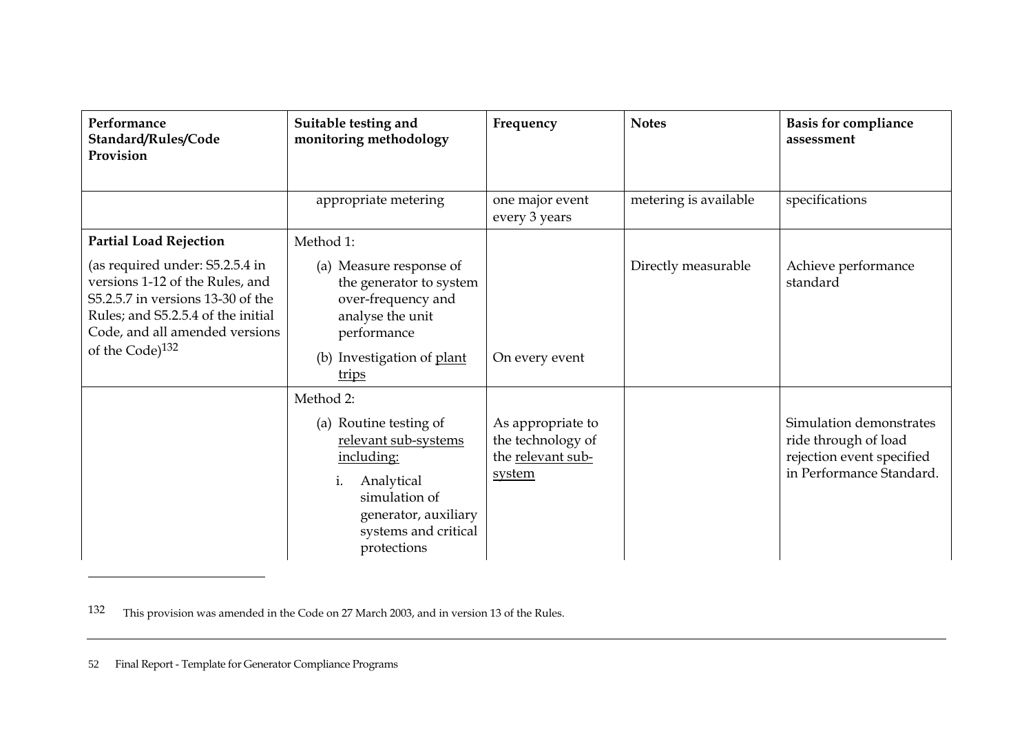| Performance Standard/Rules/Code Provision | Suitable testing and monitoring methodology | Frequency | Notes | Basis for compliance assessment |
|---|---|---|---|---|
| | appropriate metering | one major event every 3 years | metering is available | specifications |
| **Partial Load Rejection**<br><br>(as required under: S5.2.5.4 in versions 1-12 of the Rules, and S5.2.5.7 in versions 13-30 of the Rules; and S5.2.5.4 of the initial Code, and all amended versions of the Code)[132] | Method 1:<br><br>(a) Measure response of the generator to system over-frequency and analyse the unit performance<br><br>(b) Investigation of plant trips | <br><br><br><br><br>On every event | <br><br>Directly measurable | <br><br>Achieve performance standard |
| | Method 2:<br><br>(a) Routine testing of relevant sub-systems including:<br><br>i. Analytical simulation of generator, auxiliary systems and critical protections | <br><br>As appropriate to the technology of the relevant sub-system | | <br><br>Simulation demonstrates ride through of load rejection event specified in Performance Standard. |

132 This provision was amended in the Code on 27 March 2003, and in version 13 of the Rules.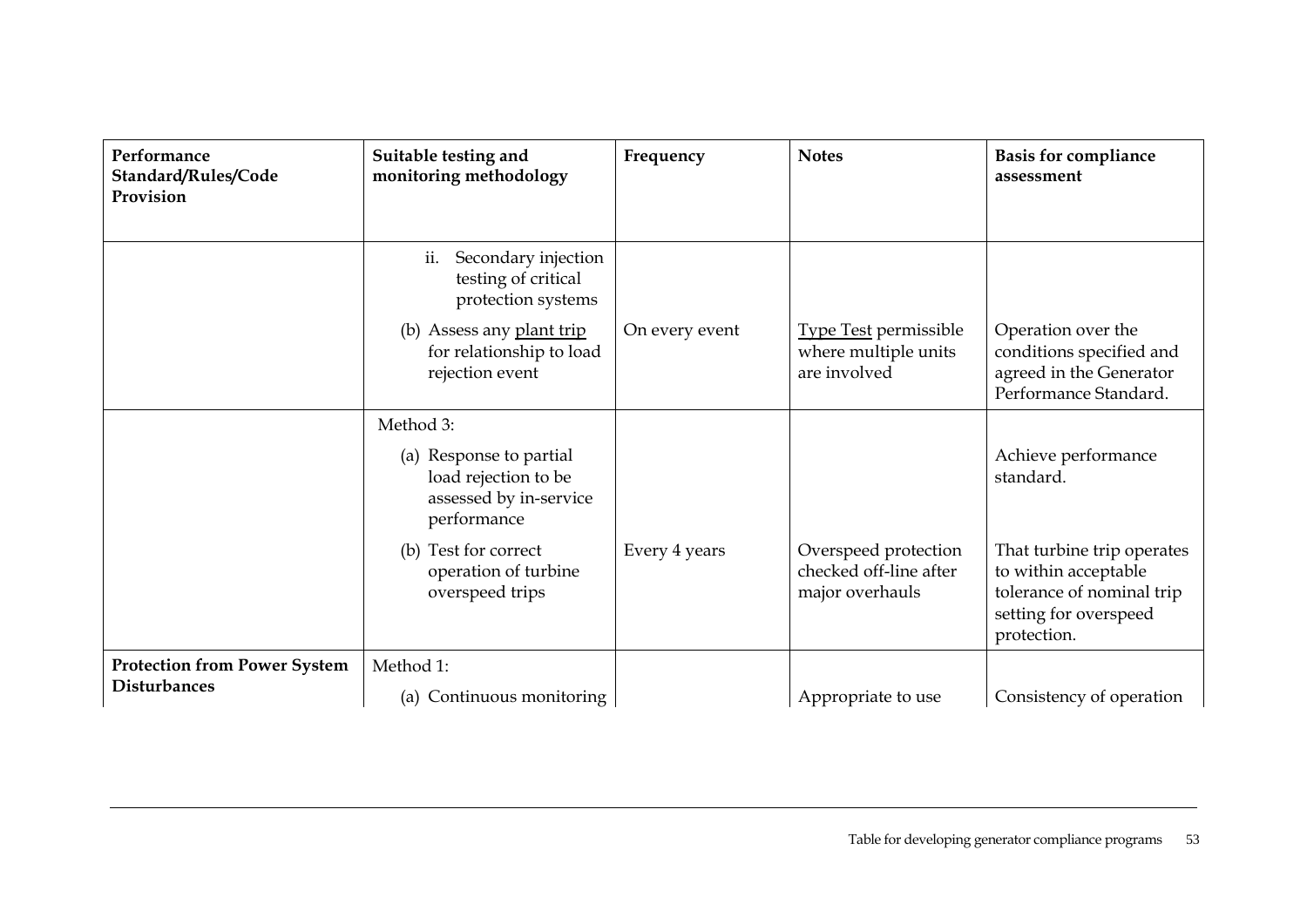| Performance Standard/Rules/Code Provision | Suitable testing and monitoring methodology | Frequency | Notes | Basis for compliance assessment |
|---|---|---|---|---|
| | ii. Secondary injection testing of critical protection systems | | | |
| | (b) Assess any plant trip for relationship to load rejection event | On every event | Type Test permissible where multiple units are involved | Operation over the conditions specified and agreed in the Generator Performance Standard. |
| | Method 3: | | | |
| | (a) Response to partial load rejection to be assessed by in-service performance | | | Achieve performance standard. |
| | (b) Test for correct operation of turbine overspeed trips | Every 4 years | Overspeed protection checked off-line after major overhauls | That turbine trip operates to within acceptable tolerance of nominal trip setting for overspeed protection. |
| **Protection from Power System Disturbances** | Method 1: | | | |
| | (a) Continuous monitoring | | Appropriate to use | Consistency of operation |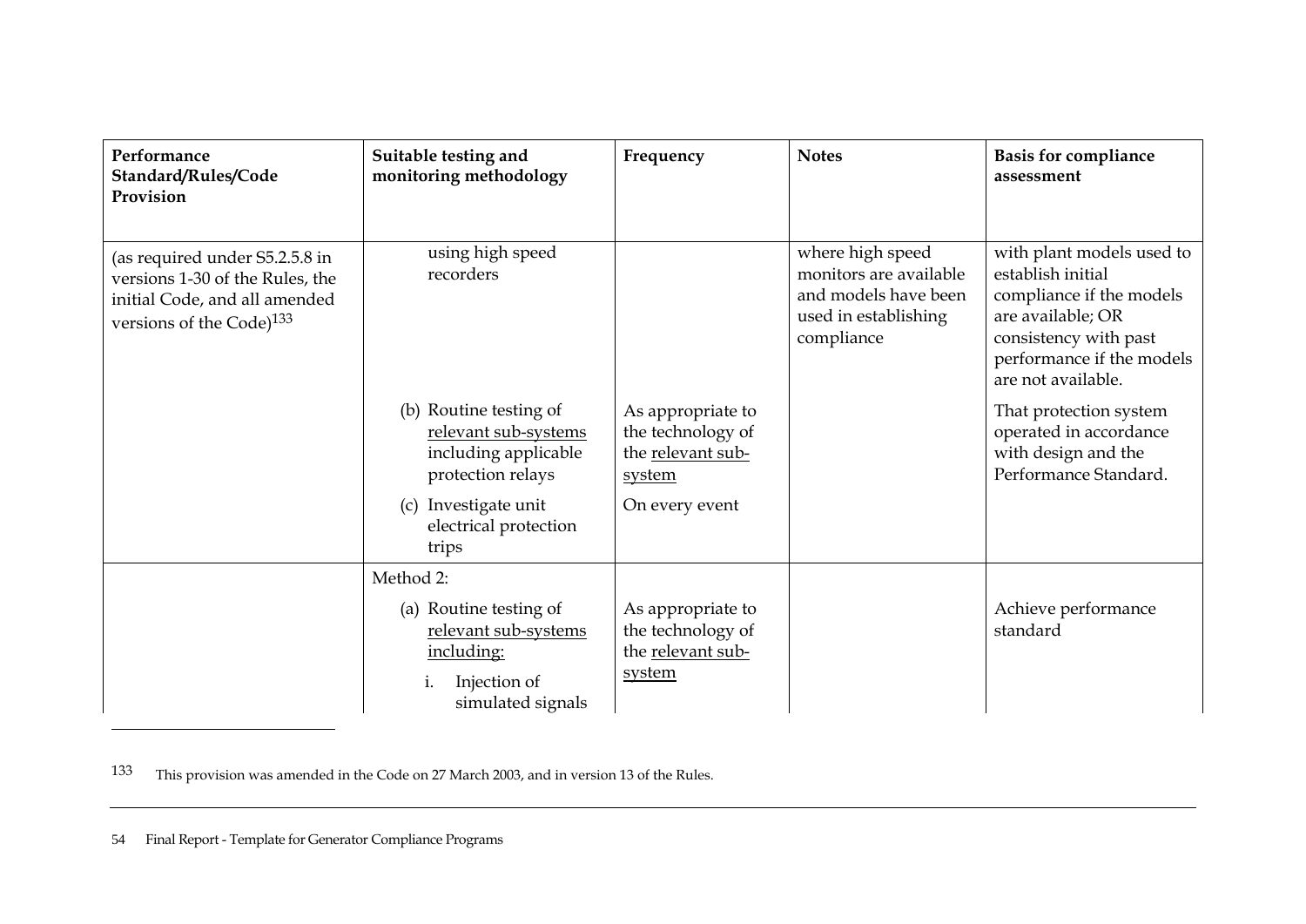| Performance Standard/Rules/Code Provision | Suitable testing and monitoring methodology | Frequency | Notes | Basis for compliance assessment |
|---|---|---|---|---|
| (as required under S5.2.5.8 in versions 1-30 of the Rules, the initial Code, and all amended versions of the Code)[133] | using high speed recorders | | where high speed monitors are available and models have been used in establishing compliance | with plant models used to establish initial compliance if the models are available; OR consistency with past performance if the models are not available. |
| | (b) Routine testing of relevant sub-systems including applicable protection relays | As appropriate to the technology of the relevant sub-system | | That protection system operated in accordance with design and the Performance Standard. |
| | (c) Investigate unit electrical protection trips | On every event | | |
| | Method 2: | | | |
| | (a) Routine testing of relevant sub-systems including:<br>i. Injection of simulated signals | As appropriate to the technology of the relevant sub-system | | Achieve performance standard |

[133] This provision was amended in the Code on 27 March 2003, and in version 13 of the Rules.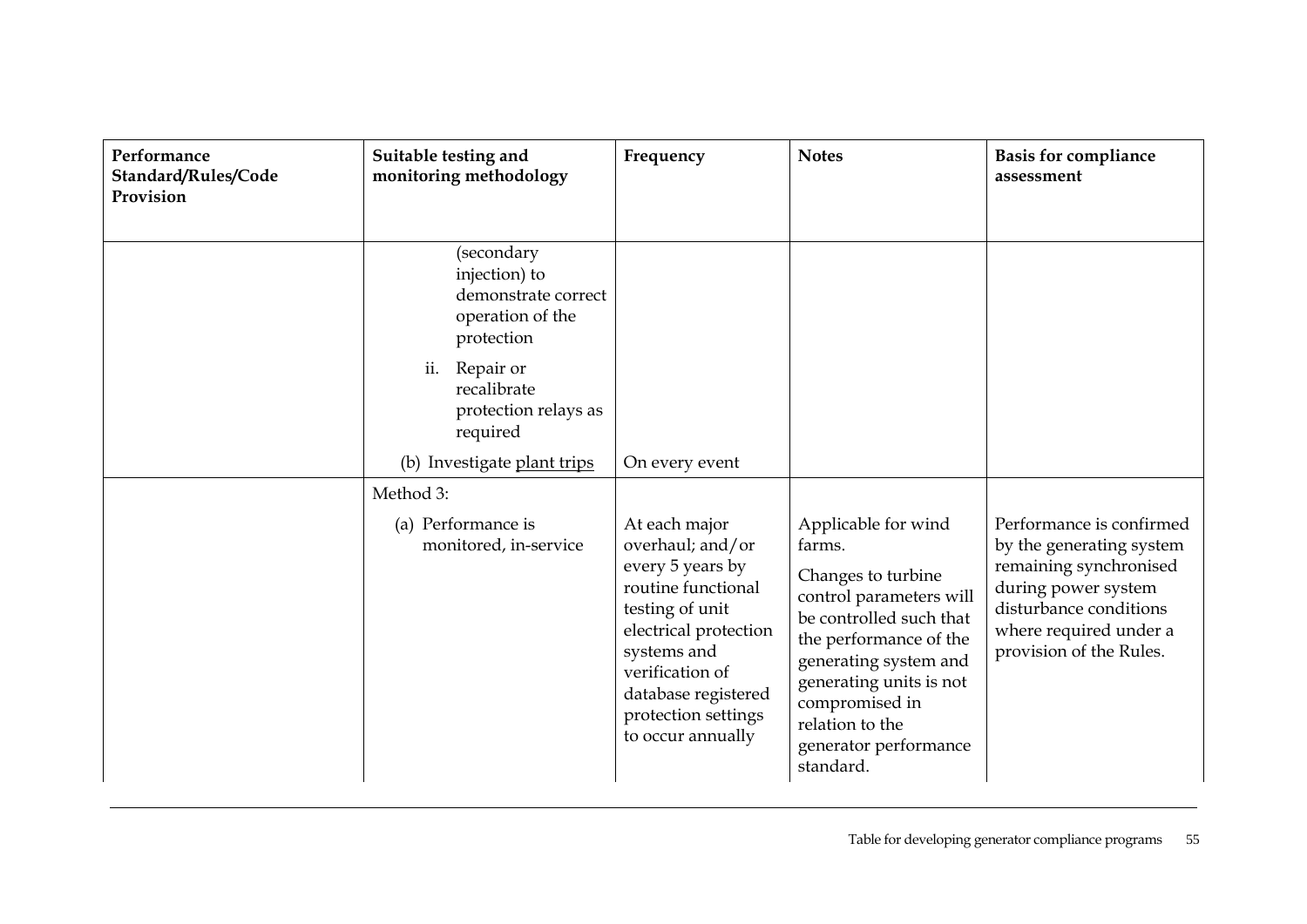| Performance Standard/Rules/Code Provision | Suitable testing and monitoring methodology | Frequency | Notes | Basis for compliance assessment |
|---|---|---|---|---|
| | (secondary injection) to demonstrate correct operation of the protection<br><br>ii. Repair or recalibrate protection relays as required<br><br>(b) Investigate <u>plant trips</u> | <br><br><br><br><br><br>On every event | | |
| | Method 3:<br><br>(a) Performance is monitored, in-service | At each major overhaul; and/or every 5 years by routine functional testing of unit electrical protection systems and verification of database registered protection settings to occur annually | Applicable for wind farms.<br><br>Changes to turbine control parameters will be controlled such that the performance of the generating system and generating units is not compromised in relation to the generator performance standard. | Performance is confirmed by the generating system remaining synchronised during power system disturbance conditions where required under a provision of the Rules. |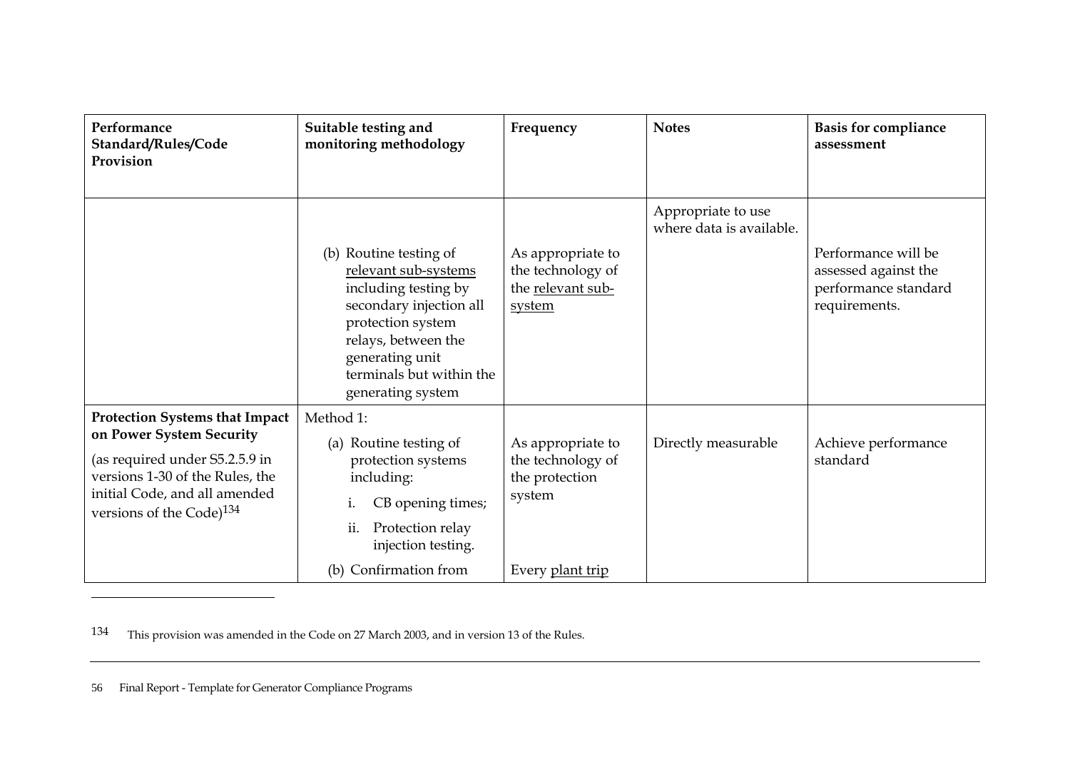| Performance Standard/Rules/Code Provision | Suitable testing and monitoring methodology | Frequency | Notes | Basis for compliance assessment |
|---|---|---|---|---|
| | | | Appropriate to use where data is available. | |
| | (b) Routine testing of <u>relevant sub-systems</u> including testing by secondary injection all protection system relays, between the generating unit terminals but within the generating system | As appropriate to the technology of the <u>relevant sub-system</u> | | Performance will be assessed against the performance standard requirements. |
| **Protection Systems that Impact on Power System Security**<br><br>(as required under S5.2.5.9 in versions 1-30 of the Rules, the initial Code, and all amended versions of the Code)[134] | Method 1:<br><br>(a) Routine testing of protection systems including:<br>i. CB opening times;<br>ii. Protection relay injection testing. | As appropriate to the technology of the protection system | Directly measurable | Achieve performance standard |
| | (b) Confirmation from | Every <u>plant trip</u> | | |

[134] This provision was amended in the Code on 27 March 2003, and in version 13 of the Rules.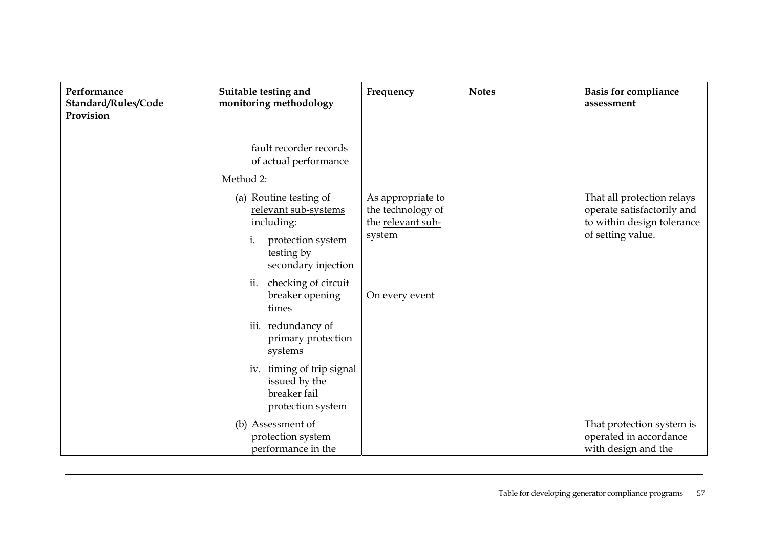| Performance Standard/Rules/Code Provision | Suitable testing and monitoring methodology | Frequency | Notes | Basis for compliance assessment |
|---|---|---|---|---|
| | fault recorder records of actual performance | | | |
| | Method 2:<br>(a) Routine testing of relevant sub-systems including:<br>i. protection system testing by secondary injection<br>ii. checking of circuit breaker opening times<br>iii. redundancy of primary protection systems<br>iv. timing of trip signal issued by the breaker fail protection system | As appropriate to the technology of the relevant sub-system<br><br>On every event | | That all protection relays operate satisfactorily and to within design tolerance of setting value. |
| | (b) Assessment of protection system performance in the | | | That protection system is operated in accordance with design and the |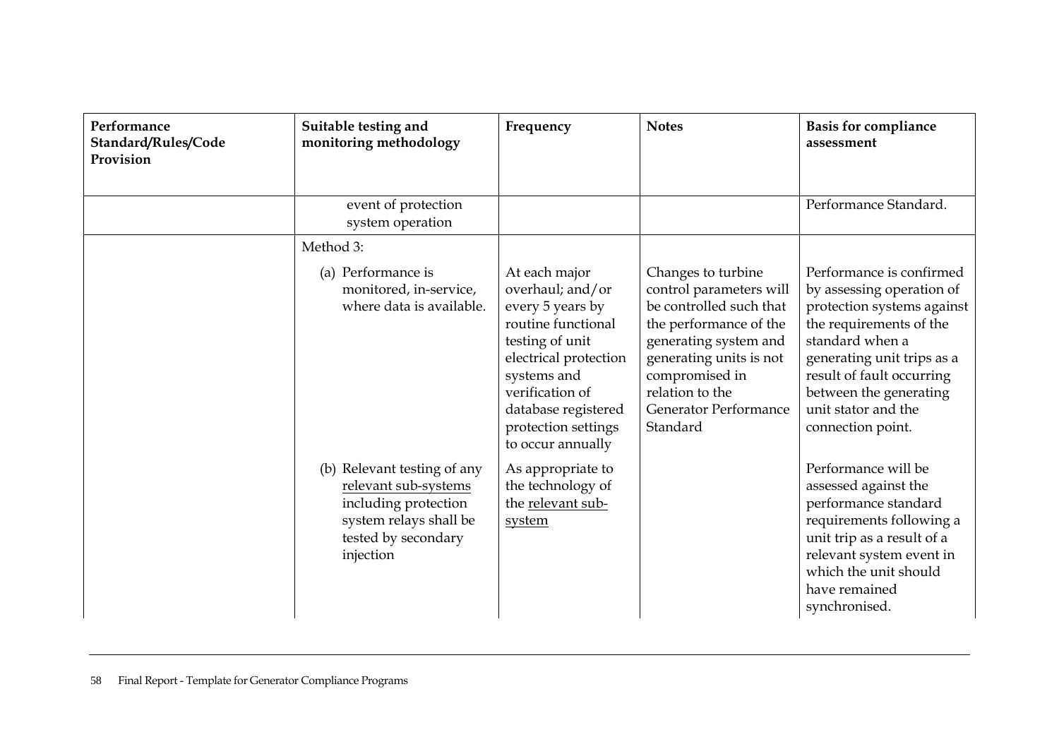| Performance Standard/Rules/Code Provision | Suitable testing and monitoring methodology | Frequency | Notes | Basis for compliance assessment |
|---|---|---|---|---|
| | event of protection system operation | | | Performance Standard. |
| | Method 3: | | | |
| | (a) Performance is monitored, in-service, where data is available. | At each major overhaul; and/or every 5 years by routine functional testing of unit electrical protection systems and verification of database registered protection settings to occur annually | Changes to turbine control parameters will be controlled such that the performance of the generating system and generating units is not compromised in relation to the Generator Performance Standard | Performance is confirmed by assessing operation of protection systems against the requirements of the standard when a generating unit trips as a result of fault occurring between the generating unit stator and the connection point. |
| | (b) Relevant testing of any relevant sub-systems including protection system relays shall be tested by secondary injection | As appropriate to the technology of the relevant sub-system | | Performance will be assessed against the performance standard requirements following a unit trip as a result of a relevant system event in which the unit should have remained synchronised. |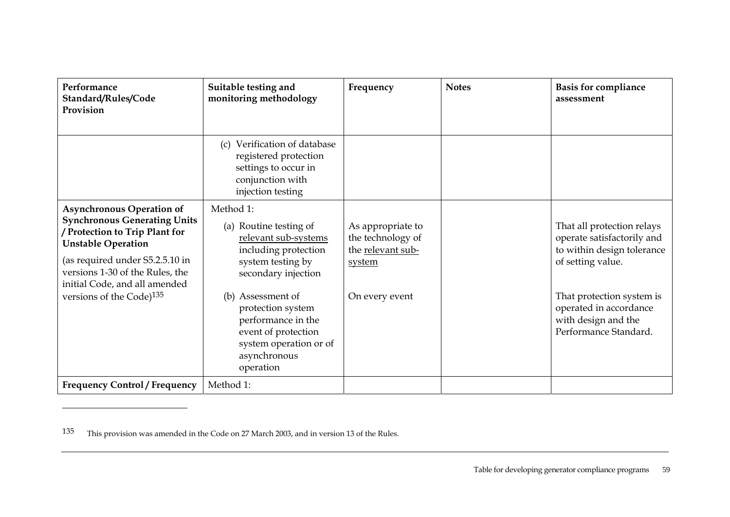| Performance Standard/Rules/Code Provision | Suitable testing and monitoring methodology | Frequency | Notes | Basis for compliance assessment |
|---|---|---|---|---|
| | (c) Verification of database registered protection settings to occur in conjunction with injection testing | | | |
| **Asynchronous Operation of Synchronous Generating Units / Protection to Trip Plant for Unstable Operation** (as required under S5.2.5.10 in versions 1-30 of the Rules, the initial Code, and all amended versions of the Code)[135] | Method 1: (a) Routine testing of relevant sub-systems including protection system testing by secondary injection | As appropriate to the technology of the relevant sub-system | | That all protection relays operate satisfactorily and to within design tolerance of setting value. |
| | (b) Assessment of protection system performance in the event of protection system operation or of asynchronous operation | On every event | | That protection system is operated in accordance with design and the Performance Standard. |
| **Frequency Control / Frequency** | Method 1: | | | |

[135] This provision was amended in the Code on 27 March 2003, and in version 13 of the Rules.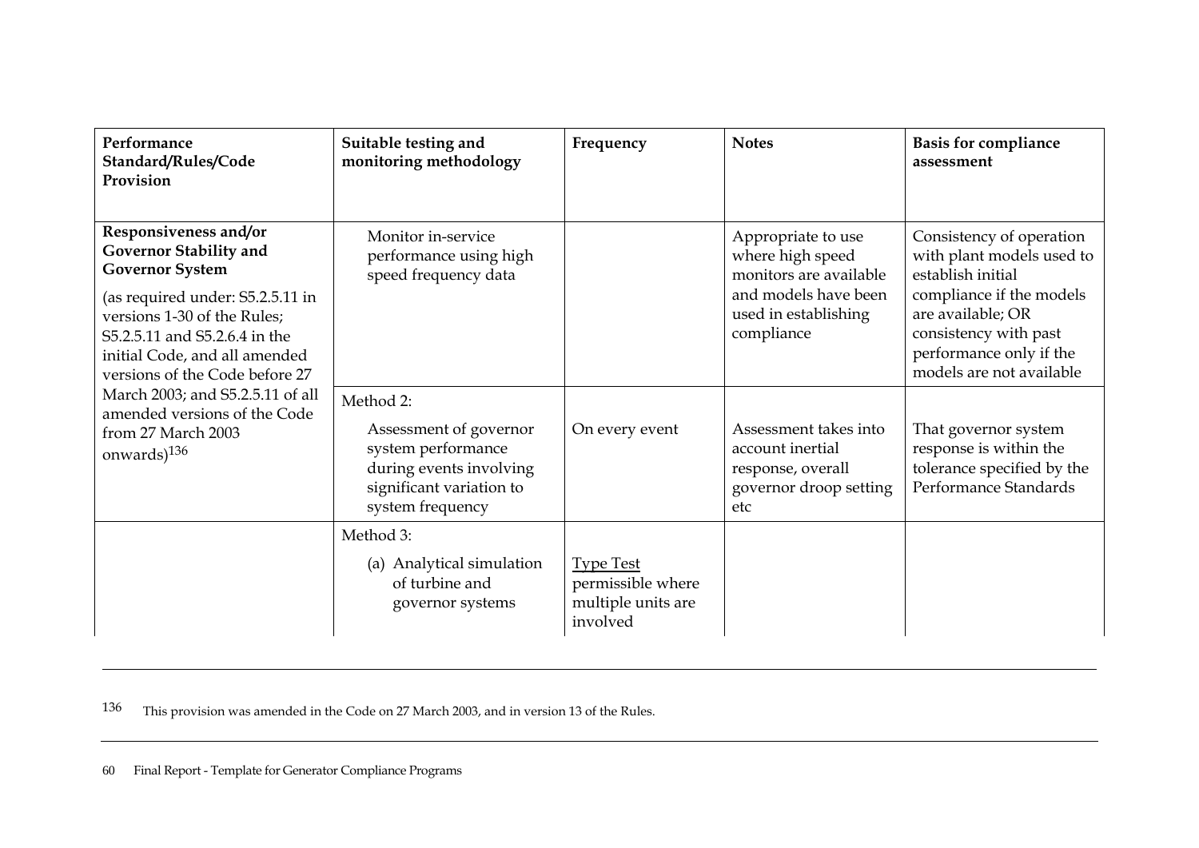| Performance Standard/Rules/Code Provision | Suitable testing and monitoring methodology | Frequency | Notes | Basis for compliance assessment |
|---|---|---|---|---|
| **Responsiveness and/or Governor Stability and Governor System** (as required under: S5.2.5.11 in versions 1-30 of the Rules; S5.2.5.11 and S5.2.6.4 in the initial Code, and all amended versions of the Code before 27 March 2003; and S5.2.5.11 of all amended versions of the Code from 27 March 2003 onwards)[136] | Monitor in-service performance using high speed frequency data | | Appropriate to use where high speed monitors are available and models have been used in establishing compliance | Consistency of operation with plant models used to establish initial compliance if the models are available; OR consistency with past performance only if the models are not available |
| | Method 2: Assessment of governor system performance during events involving significant variation to system frequency | On every event | Assessment takes into account inertial response, overall governor droop setting etc | That governor system response is within the tolerance specified by the Performance Standards |
| | Method 3: (a) Analytical simulation of turbine and governor systems | Type Test permissible where multiple units are involved | | |

136 This provision was amended in the Code on 27 March 2003, and in version 13 of the Rules.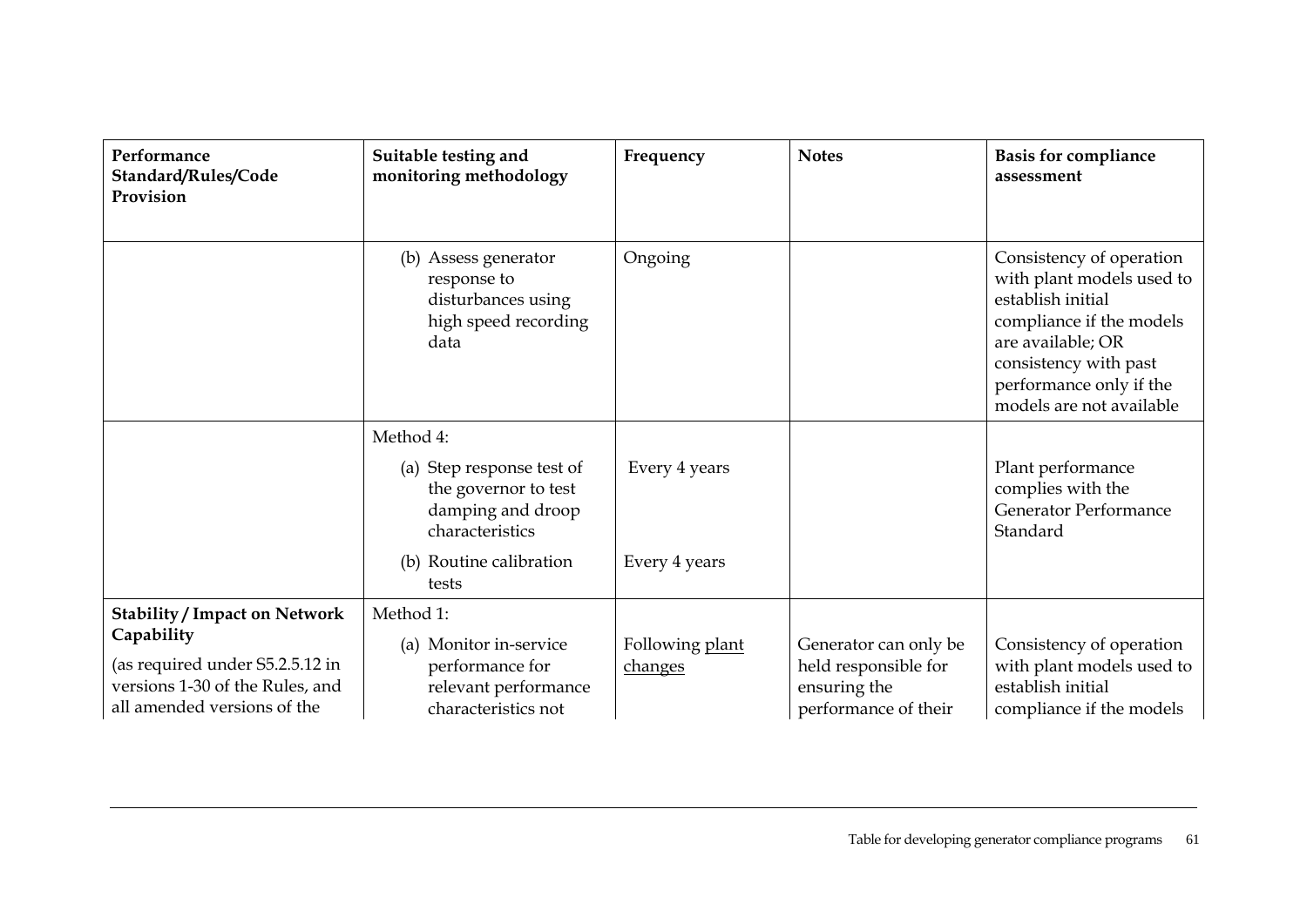| Performance Standard/Rules/Code Provision | Suitable testing and monitoring methodology | Frequency | Notes | Basis for compliance assessment |
|---|---|---|---|---|
| | (b) Assess generator response to disturbances using high speed recording data | Ongoing | | Consistency of operation with plant models used to establish initial compliance if the models are available; OR consistency with past performance only if the models are not available |
| | Method 4:<br>(a) Step response test of the governor to test damping and droop characteristics<br>(b) Routine calibration tests | <br>Every 4 years<br><br>Every 4 years | | Plant performance complies with the Generator Performance Standard |
| **Stability / Impact on Network Capability**<br>(as required under S5.2.5.12 in versions 1-30 of the Rules, and all amended versions of the | Method 1:<br>(a) Monitor in-service performance for relevant performance characteristics not | <br>Following plant changes | <br>Generator can only be held responsible for ensuring the performance of their | <br>Consistency of operation with plant models used to establish initial compliance if the models |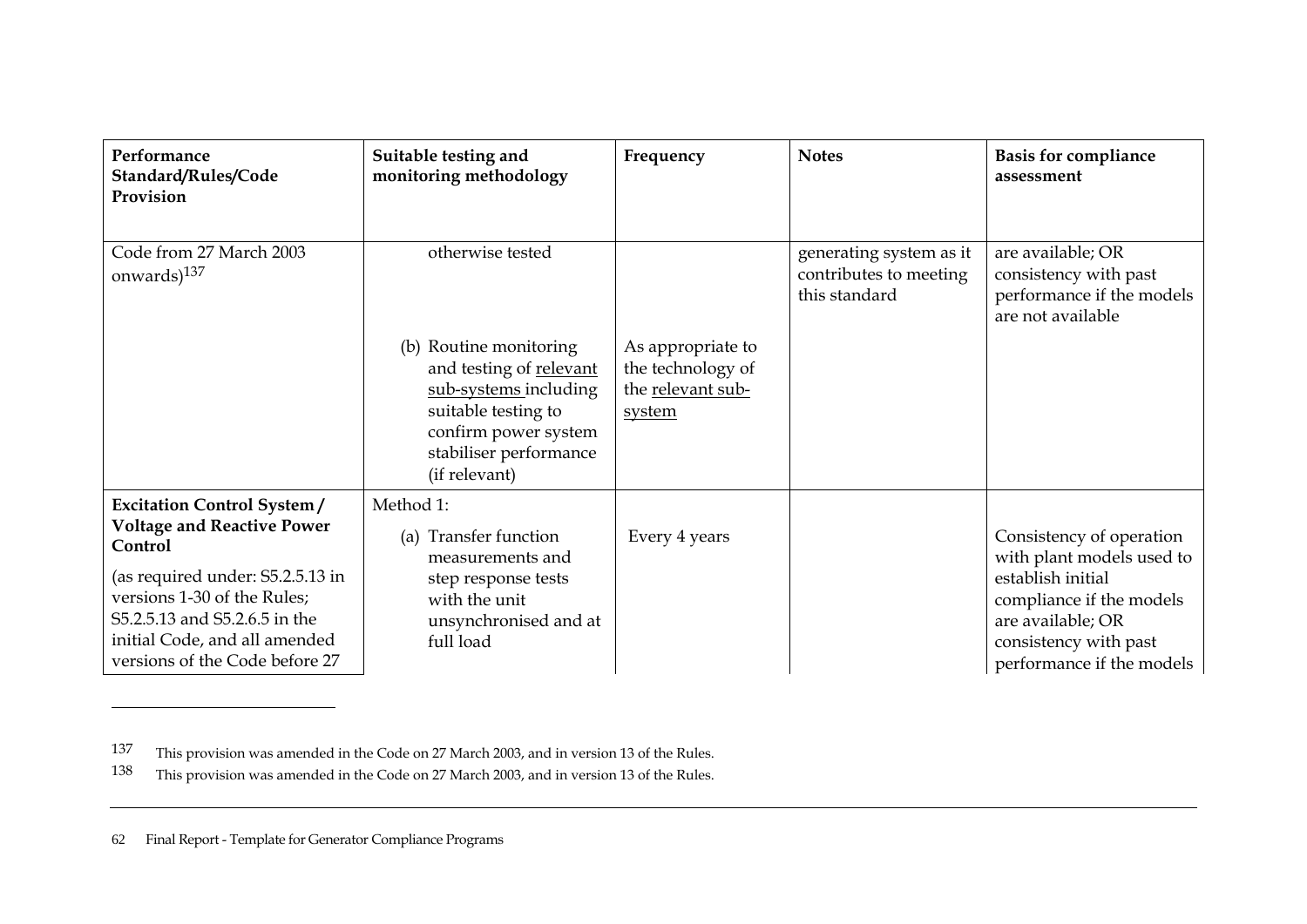| Performance Standard/Rules/Code Provision | Suitable testing and monitoring methodology | Frequency | Notes | Basis for compliance assessment |
|---|---|---|---|---|
| Code from 27 March 2003 onwards)[137] | otherwise tested | | generating system as it contributes to meeting this standard | are available; OR consistency with past performance if the models are not available |
| | (b) Routine monitoring and testing of relevant sub-systems including suitable testing to confirm power system stabiliser performance (if relevant) | As appropriate to the technology of the relevant sub-system | | |
| **Excitation Control System / Voltage and Reactive Power Control** (as required under: S5.2.5.13 in versions 1-30 of the Rules; S5.2.5.13 and S5.2.6.5 in the initial Code, and all amended versions of the Code before 27 | Method 1: (a) Transfer function measurements and step response tests with the unit unsynchronised and at full load | Every 4 years | | Consistency of operation with plant models used to establish initial compliance if the models are available; OR consistency with past performance if the models |

137 This provision was amended in the Code on 27 March 2003, and in version 13 of the Rules.

138 This provision was amended in the Code on 27 March 2003, and in version 13 of the Rules.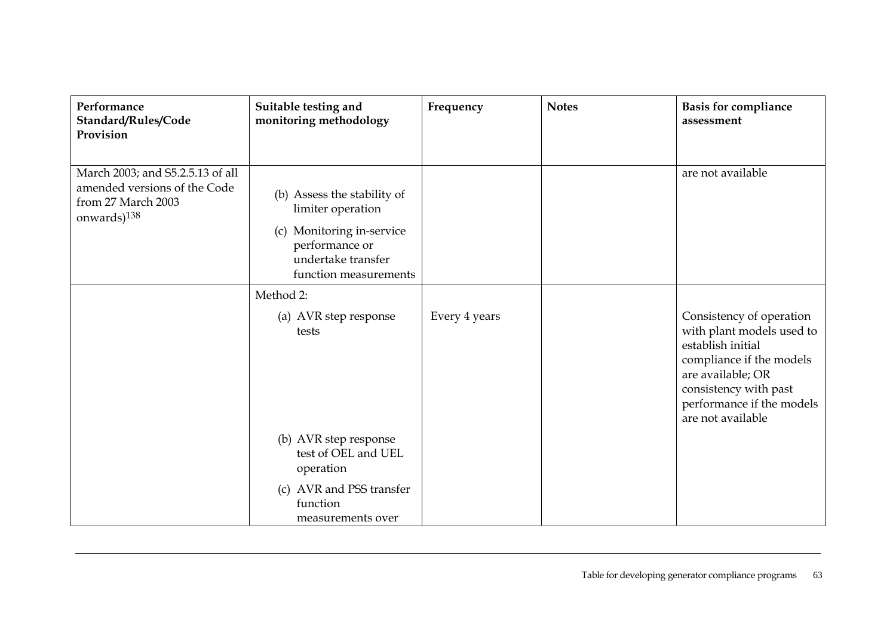| Performance Standard/Rules/Code Provision | Suitable testing and monitoring methodology | Frequency | Notes | Basis for compliance assessment |
|---|---|---|---|---|
| March 2003; and S5.2.5.13 of all amended versions of the Code from 27 March 2003 onwards)[138] | (b) Assess the stability of limiter operation<br>(c) Monitoring in-service performance or undertake transfer function measurements | | | are not available |
| | Method 2:<br>(a) AVR step response tests | Every 4 years | | Consistency of operation with plant models used to establish initial compliance if the models are available; OR consistency with past performance if the models are not available |
| | (b) AVR step response test of OEL and UEL operation<br>(c) AVR and PSS transfer function measurements over | | | |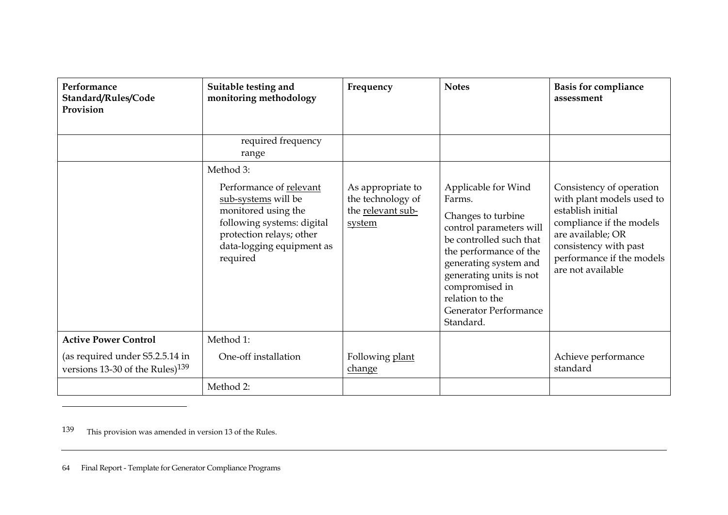| Performance Standard/Rules/Code Provision | Suitable testing and monitoring methodology | Frequency | Notes | Basis for compliance assessment |
|---|---|---|---|---|
| | required frequency range | | | |
| | Method 3: Performance of relevant sub-systems will be monitored using the following systems: digital protection relays; other data-logging equipment as required | As appropriate to the technology of the relevant sub-system | Applicable for Wind Farms. Changes to turbine control parameters will be controlled such that the performance of the generating system and generating units is not compromised in relation to the Generator Performance Standard. | Consistency of operation with plant models used to establish initial compliance if the models are available; OR consistency with past performance if the models are not available |
| **Active Power Control** (as required under S5.2.5.14 in versions 13-30 of the Rules)[139] | Method 1: One-off installation | Following plant change | | Achieve performance standard |
| | Method 2: | | | |

139 This provision was amended in version 13 of the Rules.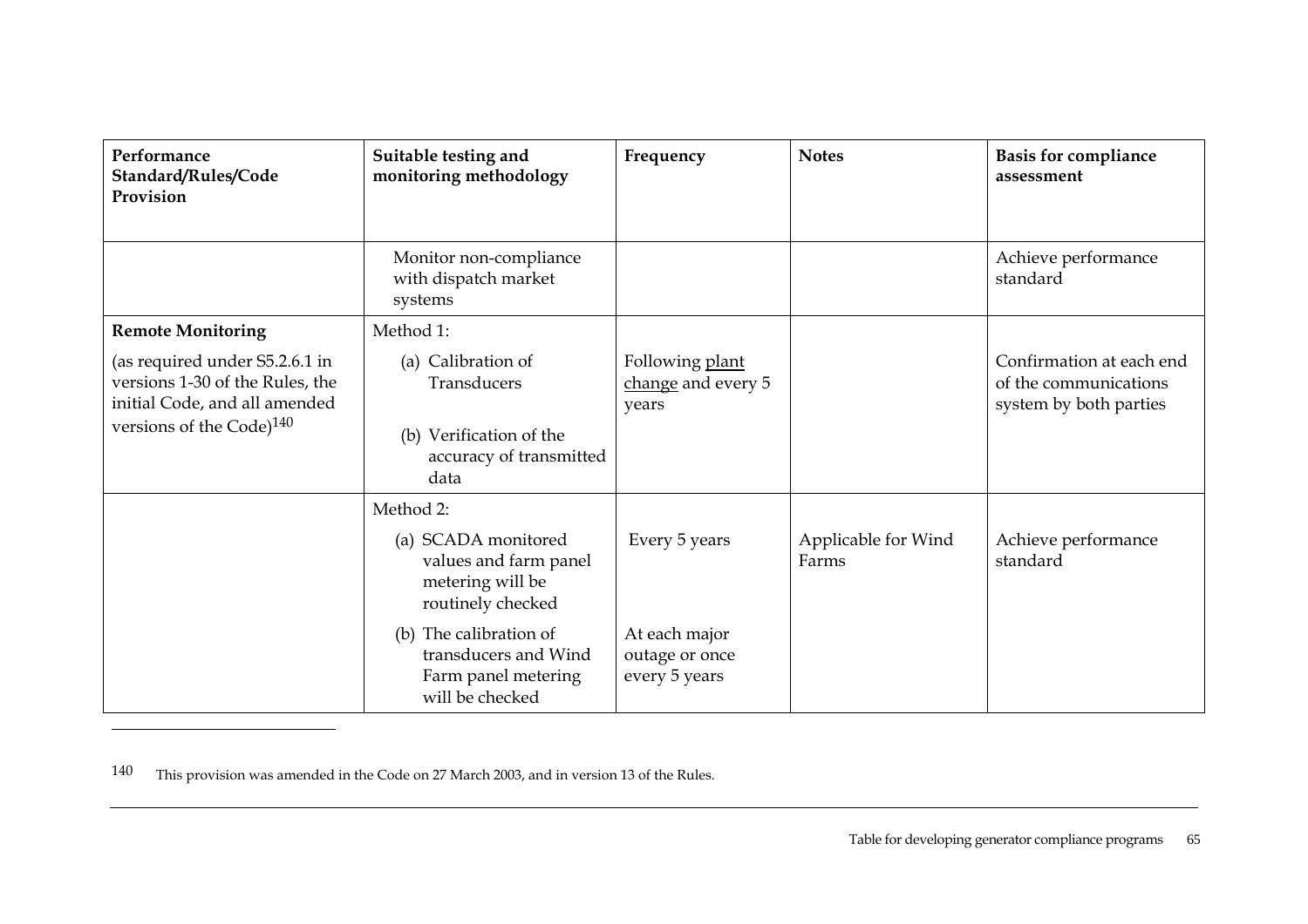| Performance Standard/Rules/Code Provision | Suitable testing and monitoring methodology | Frequency | Notes | Basis for compliance assessment |
|---|---|---|---|---|
| | Monitor non-compliance with dispatch market systems | | | Achieve performance standard |
| **Remote Monitoring**<br><br>(as required under S5.2.6.1 in versions 1-30 of the Rules, the initial Code, and all amended versions of the Code)[140] | Method 1:<br><br>(a) Calibration of Transducers<br><br>(b) Verification of the accuracy of transmitted data | Following plant change and every 5 years | | Confirmation at each end of the communications system by both parties |
| | Method 2:<br><br>(a) SCADA monitored values and farm panel metering will be routinely checked<br><br>(b) The calibration of transducers and Wind Farm panel metering will be checked | Every 5 years<br><br>At each major outage or once every 5 years | Applicable for Wind Farms | Achieve performance standard |

140 This provision was amended in the Code on 27 March 2003, and in version 13 of the Rules.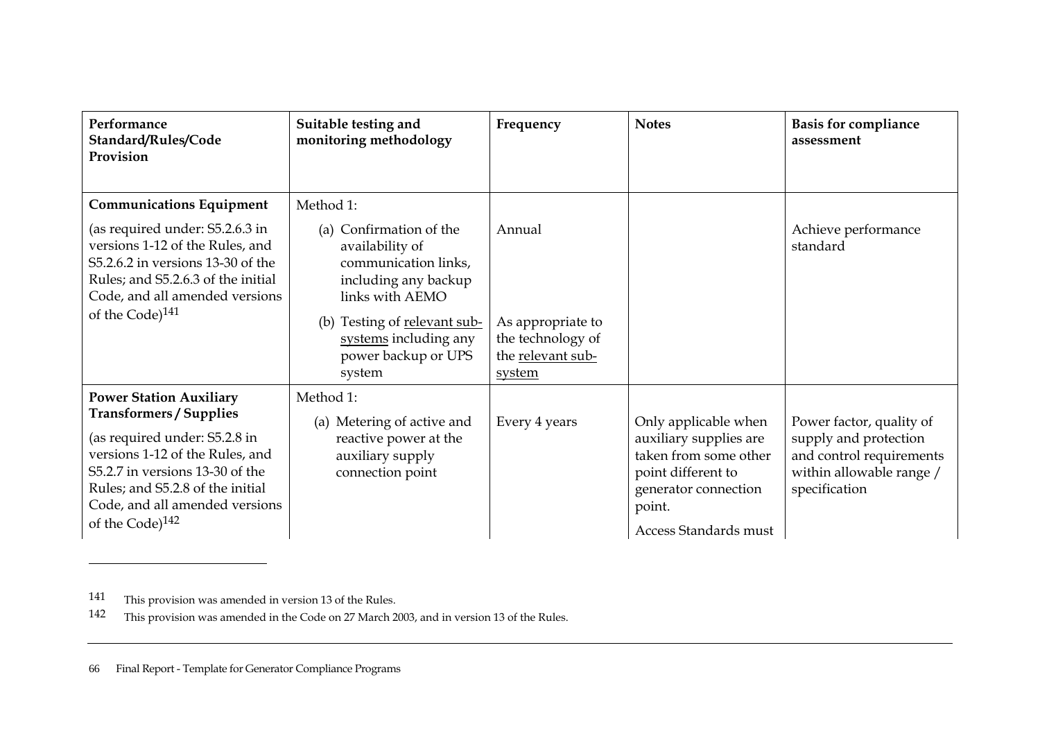| Performance Standard/Rules/Code Provision | Suitable testing and monitoring methodology | Frequency | Notes | Basis for compliance assessment |
|---|---|---|---|---|
| **Communications Equipment**<br><br>(as required under: S5.2.6.3 in versions 1-12 of the Rules, and S5.2.6.2 in versions 13-30 of the Rules; and S5.2.6.3 of the initial Code, and all amended versions of the Code)[141] | Method 1:<br><br>(a) Confirmation of the availability of communication links, including any backup links with AEMO<br><br>(b) Testing of relevant sub-systems including any power backup or UPS system | <br><br>Annual<br><br><br><br>As appropriate to the technology of the relevant sub-system | | <br><br>Achieve performance standard |
| **Power Station Auxiliary Transformers / Supplies**<br><br>(as required under: S5.2.8 in versions 1-12 of the Rules, and S5.2.7 in versions 13-30 of the Rules; and S5.2.8 of the initial Code, and all amended versions of the Code)[142] | Method 1:<br><br>(a) Metering of active and reactive power at the auxiliary supply connection point | <br><br>Every 4 years | <br><br>Only applicable when auxiliary supplies are taken from some other point different to generator connection point.<br><br>Access Standards must | <br><br>Power factor, quality of supply and protection and control requirements within allowable range / specification |

141 This provision was amended in version 13 of the Rules.

142 This provision was amended in the Code on 27 March 2003, and in version 13 of the Rules.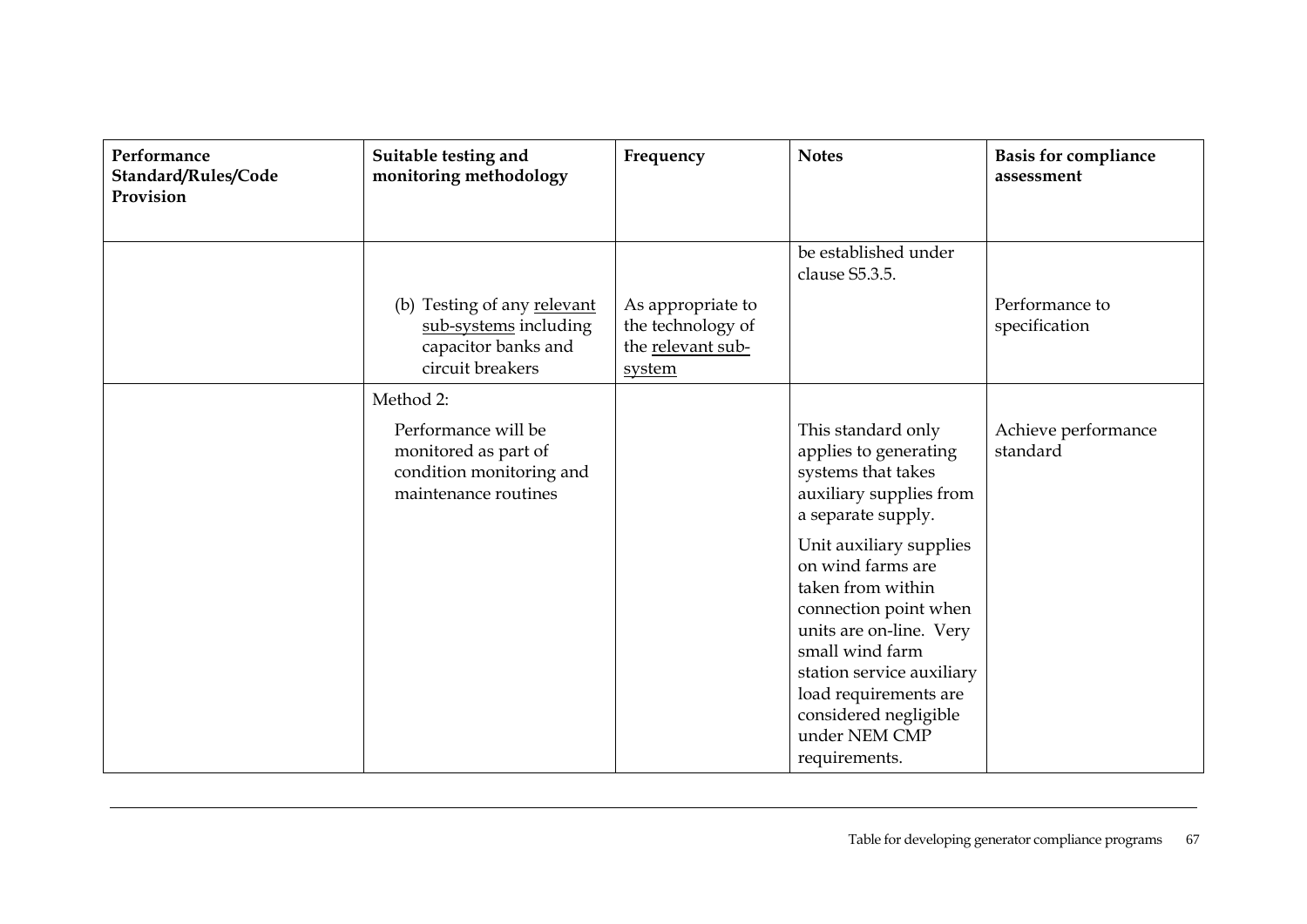| Performance Standard/Rules/Code Provision | Suitable testing and monitoring methodology | Frequency | Notes | Basis for compliance assessment |
|---|---|---|---|---|
| | | | be established under clause S5.3.5. | |
| | (b) Testing of any relevant sub-systems including capacitor banks and circuit breakers | As appropriate to the technology of the relevant sub-system | | Performance to specification |
| | Method 2:<br><br>Performance will be monitored as part of condition monitoring and maintenance routines | | This standard only applies to generating systems that takes auxiliary supplies from a separate supply.<br><br>Unit auxiliary supplies on wind farms are taken from within connection point when units are on-line. Very small wind farm station service auxiliary load requirements are considered negligible under NEM CMP requirements. | Achieve performance standard |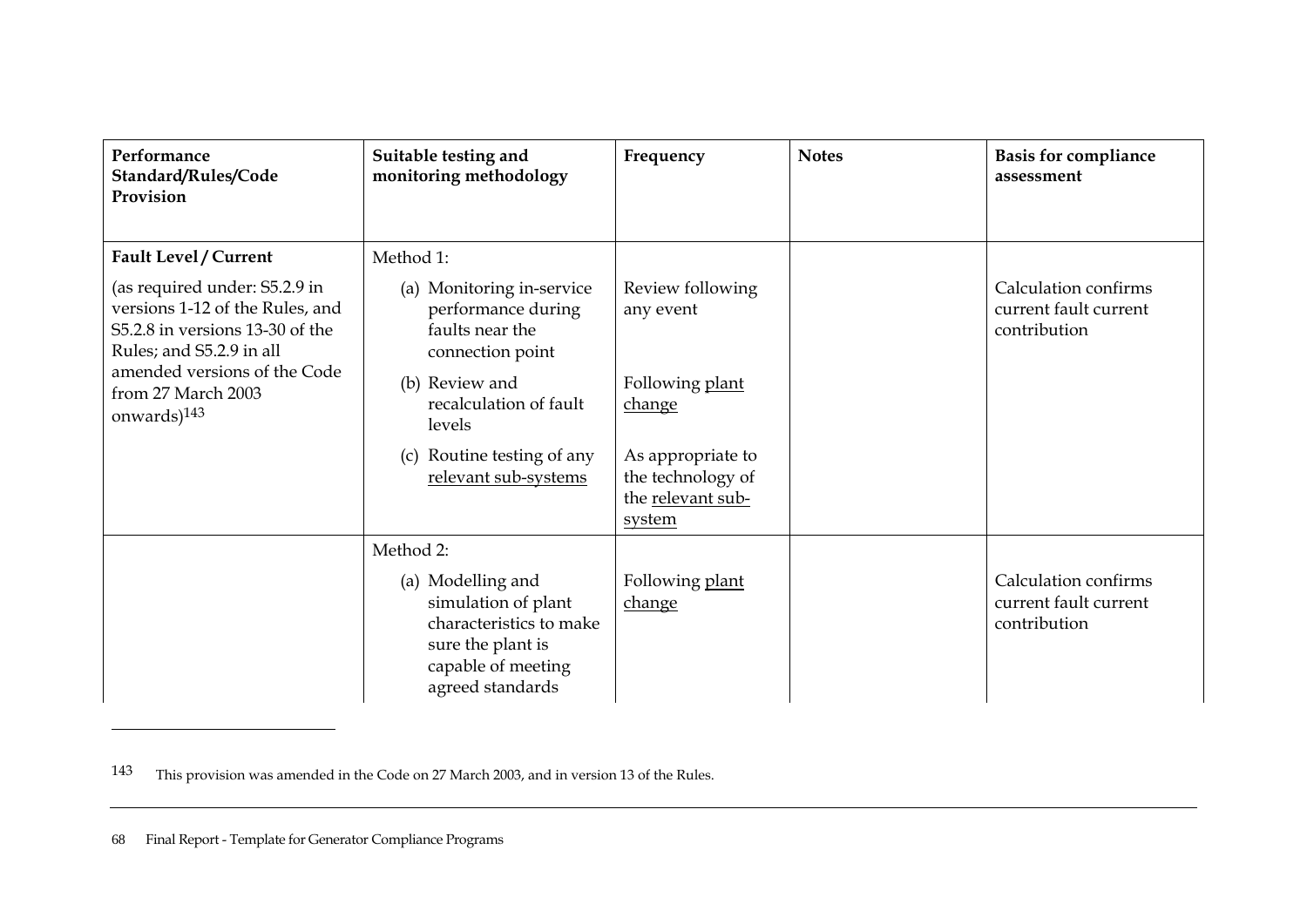| Performance Standard/Rules/Code Provision | Suitable testing and monitoring methodology | Frequency | Notes | Basis for compliance assessment |
|---|---|---|---|---|
| **Fault Level / Current**<br><br>(as required under: S5.2.9 in versions 1-12 of the Rules, and S5.2.8 in versions 13-30 of the Rules; and S5.2.9 in all amended versions of the Code from 27 March 2003 onwards)[143] | Method 1:<br><br>(a) Monitoring in-service performance during faults near the connection point | Review following any event | | Calculation confirms current fault current contribution |
| | (b) Review and recalculation of fault levels | Following plant change | | |
| | (c) Routine testing of any relevant sub-systems | As appropriate to the technology of the relevant sub-system | | |
| | Method 2:<br><br>(a) Modelling and simulation of plant characteristics to make sure the plant is capable of meeting agreed standards | Following plant change | | Calculation confirms current fault current contribution |

143 This provision was amended in the Code on 27 March 2003, and in version 13 of the Rules.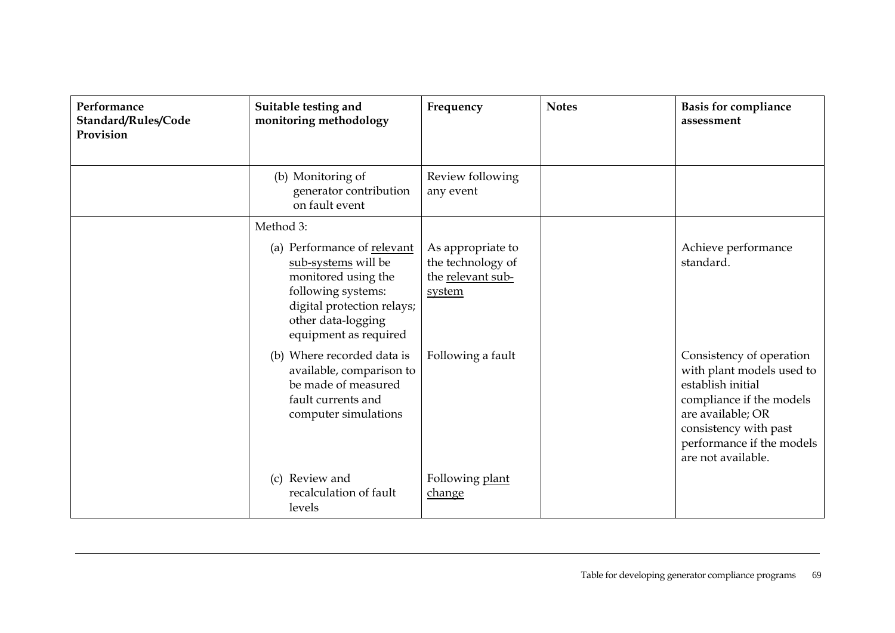| Performance Standard/Rules/Code Provision | Suitable testing and monitoring methodology | Frequency | Notes | Basis for compliance assessment |
|---|---|---|---|---|
| | (b) Monitoring of generator contribution on fault event | Review following any event | | |
| | Method 3: | | | |
| | (a) Performance of relevant sub-systems will be monitored using the following systems: digital protection relays; other data-logging equipment as required | As appropriate to the technology of the relevant sub-system | | Achieve performance standard. |
| | (b) Where recorded data is available, comparison to be made of measured fault currents and computer simulations | Following a fault | | Consistency of operation with plant models used to establish initial compliance if the models are available; OR consistency with past performance if the models are not available. |
| | (c) Review and recalculation of fault levels | Following plant change | | |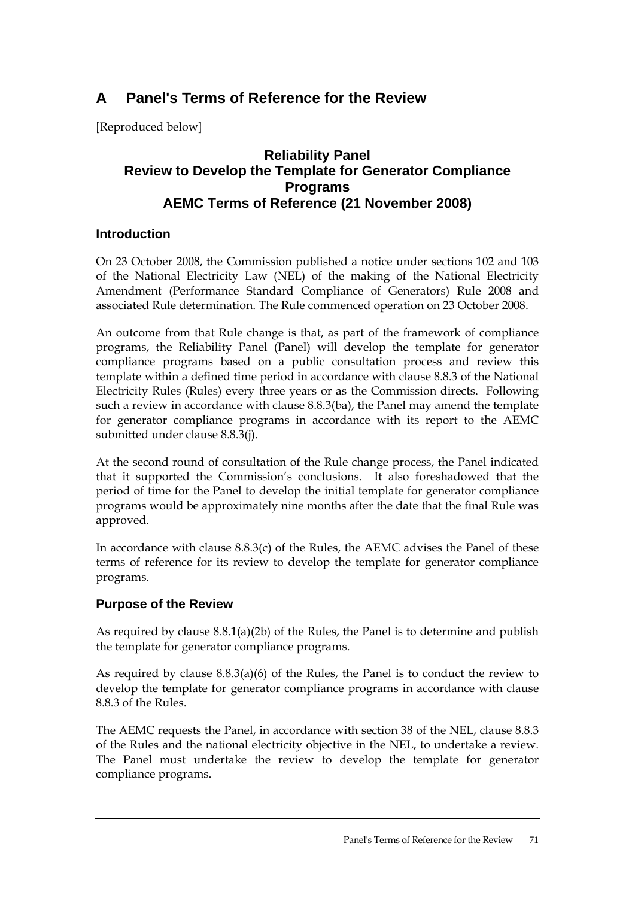# A Panel's Terms of Reference for the Review

[Reproduced below]

### Reliability Panel
### Review to Develop the Template for Generator Compliance Programs
### AEMC Terms of Reference (21 November 2008)

## Introduction

On 23 October 2008, the Commission published a notice under sections 102 and 103 of the National Electricity Law (NEL) of the making of the National Electricity Amendment (Performance Standard Compliance of Generators) Rule 2008 and associated Rule determination. The Rule commenced operation on 23 October 2008.

An outcome from that Rule change is that, as part of the framework of compliance programs, the Reliability Panel (Panel) will develop the template for generator compliance programs based on a public consultation process and review this template within a defined time period in accordance with clause 8.8.3 of the National Electricity Rules (Rules) every three years or as the Commission directs. Following such a review in accordance with clause 8.8.3(ba), the Panel may amend the template for generator compliance programs in accordance with its report to the AEMC submitted under clause 8.8.3(j).

At the second round of consultation of the Rule change process, the Panel indicated that it supported the Commission's conclusions. It also foreshadowed that the period of time for the Panel to develop the initial template for generator compliance programs would be approximately nine months after the date that the final Rule was approved.

In accordance with clause 8.8.3(c) of the Rules, the AEMC advises the Panel of these terms of reference for its review to develop the template for generator compliance programs.

## Purpose of the Review

As required by clause 8.8.1(a)(2b) of the Rules, the Panel is to determine and publish the template for generator compliance programs.

As required by clause 8.8.3(a)(6) of the Rules, the Panel is to conduct the review to develop the template for generator compliance programs in accordance with clause 8.8.3 of the Rules.

The AEMC requests the Panel, in accordance with section 38 of the NEL, clause 8.8.3 of the Rules and the national electricity objective in the NEL, to undertake a review. The Panel must undertake the review to develop the template for generator compliance programs.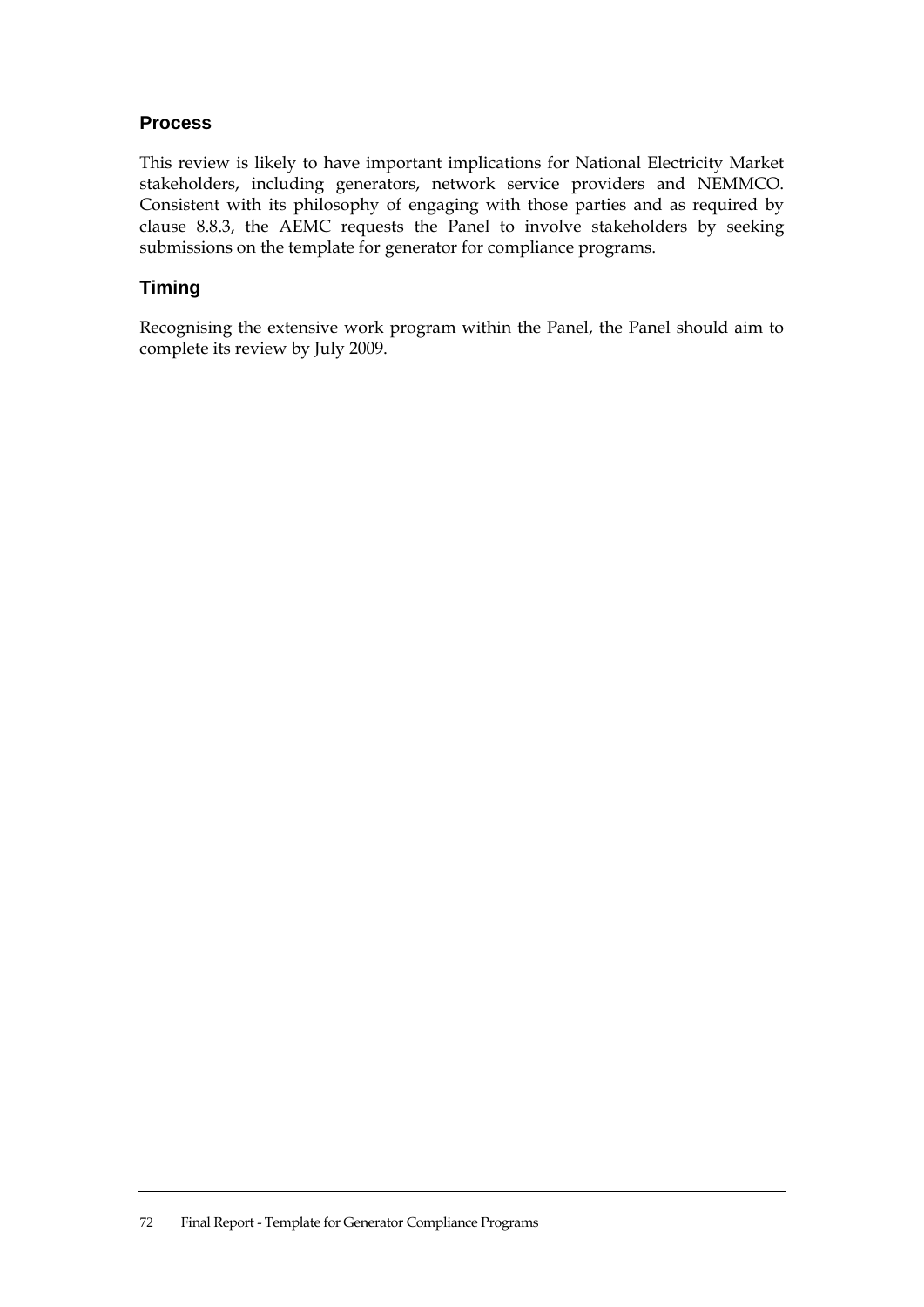## Process

This review is likely to have important implications for National Electricity Market stakeholders, including generators, network service providers and NEMMCO. Consistent with its philosophy of engaging with those parties and as required by clause 8.8.3, the AEMC requests the Panel to involve stakeholders by seeking submissions on the template for generator for compliance programs.

## Timing

Recognising the extensive work program within the Panel, the Panel should aim to complete its review by July 2009.